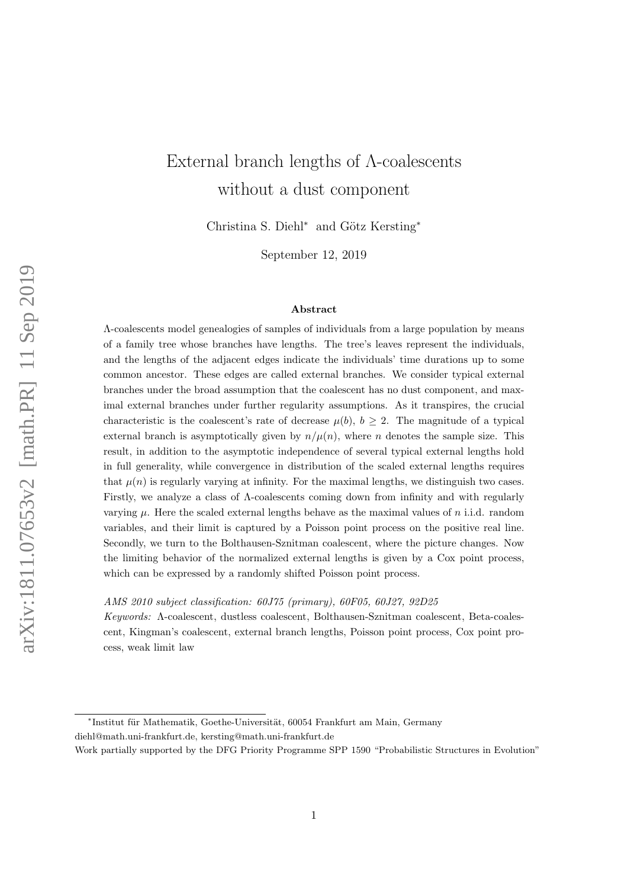# External branch lengths of Λ-coalescents without a dust component

Christina S. Diehl* and Götz Kersting*

September 12, 2019

## Abstract

Λ-coalescents model genealogies of samples of individuals from a large population by means of a family tree whose branches have lengths. The tree's leaves represent the individuals, and the lengths of the adjacent edges indicate the individuals' time durations up to some common ancestor. These edges are called external branches. We consider typical external branches under the broad assumption that the coalescent has no dust component, and maximal external branches under further regularity assumptions. As it transpires, the crucial characteristic is the coalescent's rate of decrease $\mu(b)$, $b \geq 2$. The magnitude of a typical external branch is asymptotically given by $n/\mu(n)$, where $n$ denotes the sample size. This result, in addition to the asymptotic independence of several typical external lengths hold in full generality, while convergence in distribution of the scaled external lengths requires that $\mu(n)$ is regularly varying at infinity. For the maximal lengths, we distinguish two cases. Firstly, we analyze a class of Λ-coalescents coming down from infinity and with regularly varying $\mu$. Here the scaled external lengths behave as the maximal values of $n$ i.i.d. random variables, and their limit is captured by a Poisson point process on the positive real line. Secondly, we turn to the Bolthausen-Sznitman coalescent, where the picture changes. Now the limiting behavior of the normalized external lengths is given by a Cox point process, which can be expressed by a randomly shifted Poisson point process.

*AMS 2010 subject classification: 60J75 (primary), 60F05, 60J27, 92D25*

*Keywords:* Λ-coalescent, dustless coalescent, Bolthausen-Sznitman coalescent, Beta-coalescent, Kingman's coalescent, external branch lengths, Poisson point process, Cox point process, weak limit law

---

*Institut für Mathematik, Goethe-Universität, 60054 Frankfurt am Main, Germany
diehl@math.uni-frankfurt.de, kersting@math.uni-frankfurt.de

Work partially supported by the DFG Priority Programme SPP 1590 "Probabilistic Structures in Evolution"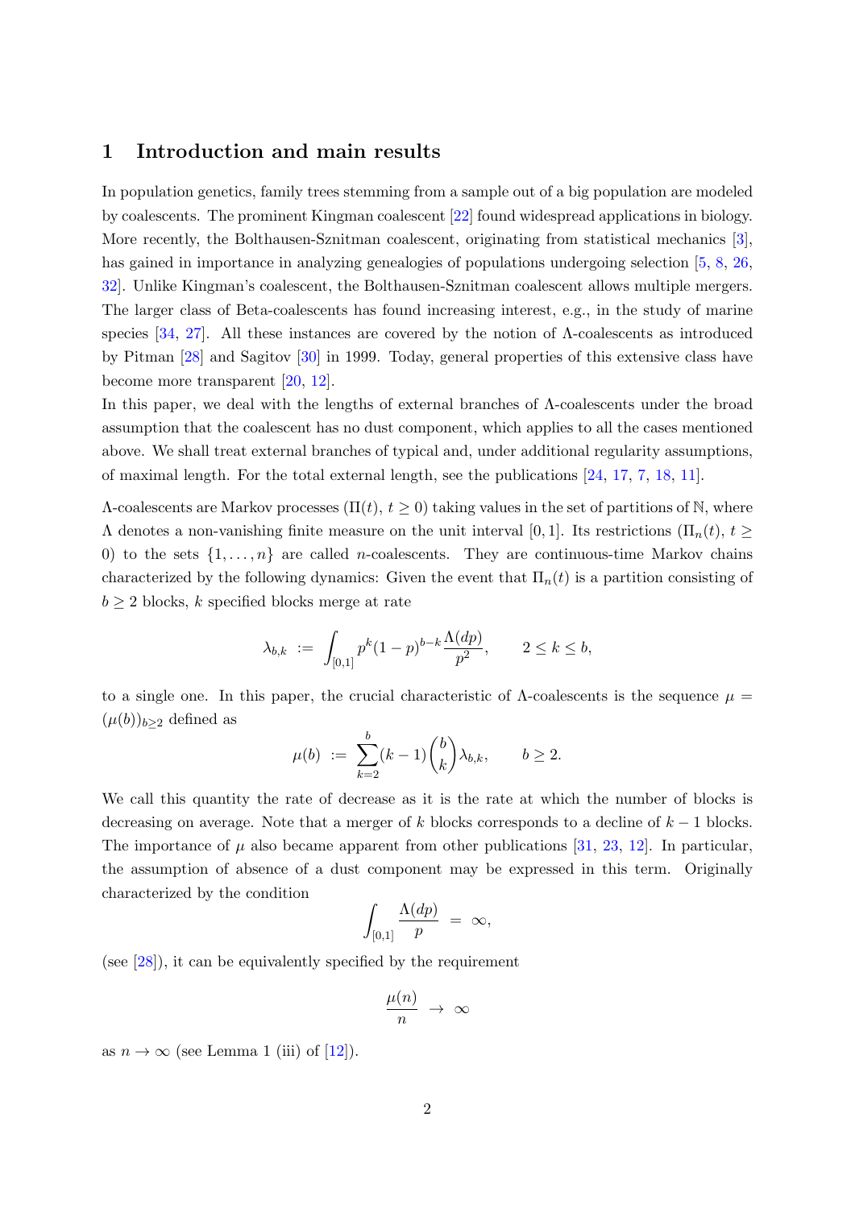## 1 Introduction and main results

In population genetics, family trees stemming from a sample out of a big population are modeled by coalescents. The prominent Kingman coalescent [22] found widespread applications in biology. More recently, the Bolthausen-Sznitman coalescent, originating from statistical mechanics [3], has gained in importance in analyzing genealogies of populations undergoing selection [5, 8, 26, 32]. Unlike Kingman's coalescent, the Bolthausen-Sznitman coalescent allows multiple mergers. The larger class of Beta-coalescents has found increasing interest, e.g., in the study of marine species [34, 27]. All these instances are covered by the notion of Λ-coalescents as introduced by Pitman [28] and Sagitov [30] in 1999. Today, general properties of this extensive class have become more transparent [20, 12].

In this paper, we deal with the lengths of external branches of Λ-coalescents under the broad assumption that the coalescent has no dust component, which applies to all the cases mentioned above. We shall treat external branches of typical and, under additional regularity assumptions, of maximal length. For the total external length, see the publications [24, 17, 7, 18, 11].

Λ-coalescents are Markov processes $(\Pi(t),\, t \geq 0)$ taking values in the set of partitions of $\mathbb{N}$, where $\Lambda$ denotes a non-vanishing finite measure on the unit interval $[0,1]$. Its restrictions $(\Pi_n(t),\, t \geq 0)$ to the sets $\{1,\dots,n\}$ are called $n$-coalescents. They are continuous-time Markov chains characterized by the following dynamics: Given the event that $\Pi_n(t)$ is a partition consisting of $b \geq 2$ blocks, $k$ specified blocks merge at rate

$$\lambda_{b,k} \;:=\; \int_{[0,1]} p^k (1-p)^{b-k} \frac{\Lambda(dp)}{p^2}, \qquad 2 \leq k \leq b,$$

to a single one. In this paper, the crucial characteristic of Λ-coalescents is the sequence $\mu = (\mu(b))_{b \geq 2}$ defined as

$$\mu(b) \;:=\; \sum_{k=2}^{b} (k-1) \binom{b}{k} \lambda_{b,k}, \qquad b \geq 2.$$

We call this quantity the rate of decrease as it is the rate at which the number of blocks is decreasing on average. Note that a merger of $k$ blocks corresponds to a decline of $k-1$ blocks. The importance of $\mu$ also became apparent from other publications [31, 23, 12]. In particular, the assumption of absence of a dust component may be expressed in this term. Originally characterized by the condition

$$\int_{[0,1]} \frac{\Lambda(dp)}{p} \;=\; \infty,$$

(see [28]), it can be equivalently specified by the requirement

$$\frac{\mu(n)}{n} \;\to\; \infty$$

as $n \to \infty$ (see Lemma 1 (iii) of [12]).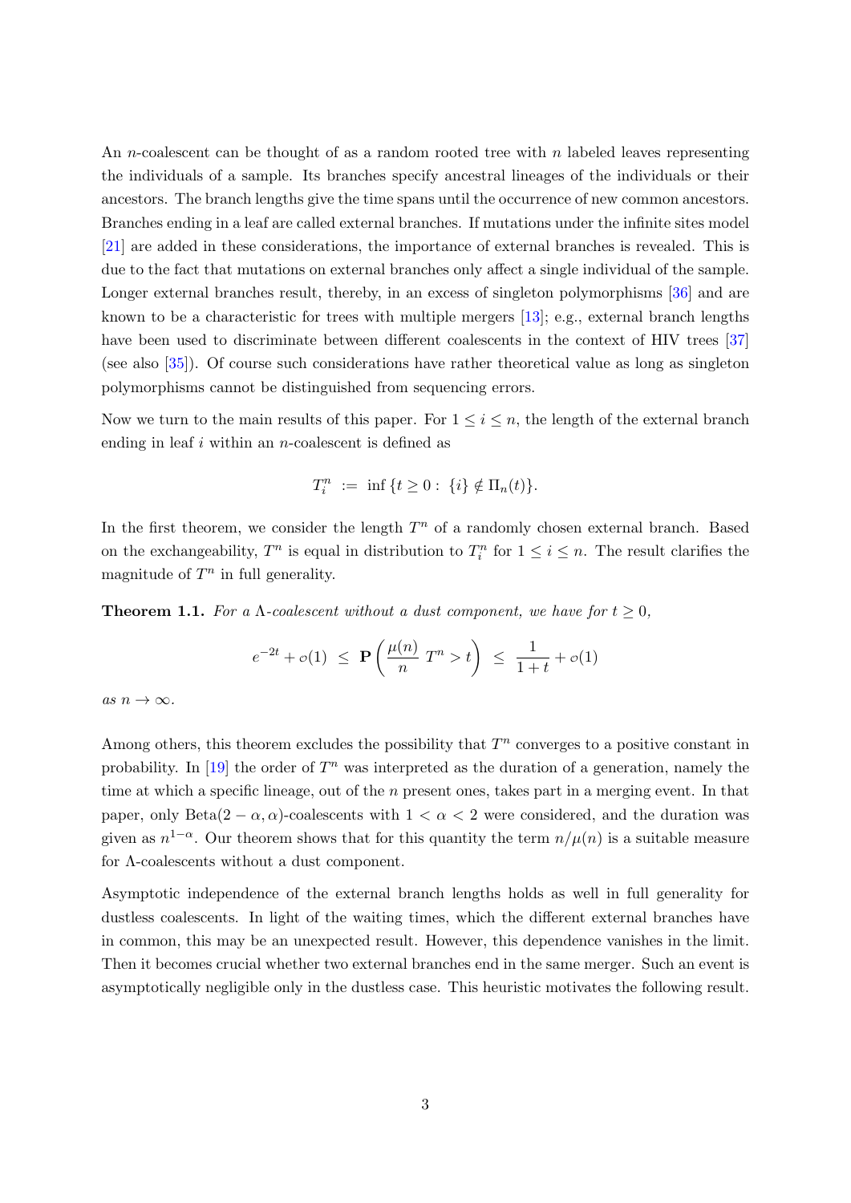An $n$-coalescent can be thought of as a random rooted tree with $n$ labeled leaves representing the individuals of a sample. Its branches specify ancestral lineages of the individuals or their ancestors. The branch lengths give the time spans until the occurrence of new common ancestors. Branches ending in a leaf are called external branches. If mutations under the infinite sites model [21] are added in these considerations, the importance of external branches is revealed. This is due to the fact that mutations on external branches only affect a single individual of the sample. Longer external branches result, thereby, in an excess of singleton polymorphisms [36] and are known to be a characteristic for trees with multiple mergers [13]; e.g., external branch lengths have been used to discriminate between different coalescents in the context of HIV trees [37] (see also [35]). Of course such considerations have rather theoretical value as long as singleton polymorphisms cannot be distinguished from sequencing errors.

Now we turn to the main results of this paper. For $1 \le i \le n$, the length of the external branch ending in leaf $i$ within an $n$-coalescent is defined as

$$T_i^n \ := \ \inf\{t \ge 0 : \ \{i\} \notin \Pi_n(t)\}.$$

In the first theorem, we consider the length $T^n$ of a randomly chosen external branch. Based on the exchangeability, $T^n$ is equal in distribution to $T_i^n$ for $1 \le i \le n$. The result clarifies the magnitude of $T^n$ in full generality.

**Theorem 1.1.** *For a $\Lambda$-coalescent without a dust component, we have for $t \ge 0$,*

$$e^{-2t} + o(1) \ \le \ \mathbf{P}\left(\frac{\mu(n)}{n}\, T^n > t\right) \ \le \ \frac{1}{1+t} + o(1)$$

*as $n \to \infty$.*

Among others, this theorem excludes the possibility that $T^n$ converges to a positive constant in probability. In [19] the order of $T^n$ was interpreted as the duration of a generation, namely the time at which a specific lineage, out of the $n$ present ones, takes part in a merging event. In that paper, only Beta$(2-\alpha, \alpha)$-coalescents with $1 < \alpha < 2$ were considered, and the duration was given as $n^{1-\alpha}$. Our theorem shows that for this quantity the term $n/\mu(n)$ is a suitable measure for $\Lambda$-coalescents without a dust component.

Asymptotic independence of the external branch lengths holds as well in full generality for dustless coalescents. In light of the waiting times, which the different external branches have in common, this may be an unexpected result. However, this dependence vanishes in the limit. Then it becomes crucial whether two external branches end in the same merger. Such an event is asymptotically negligible only in the dustless case. This heuristic motivates the following result.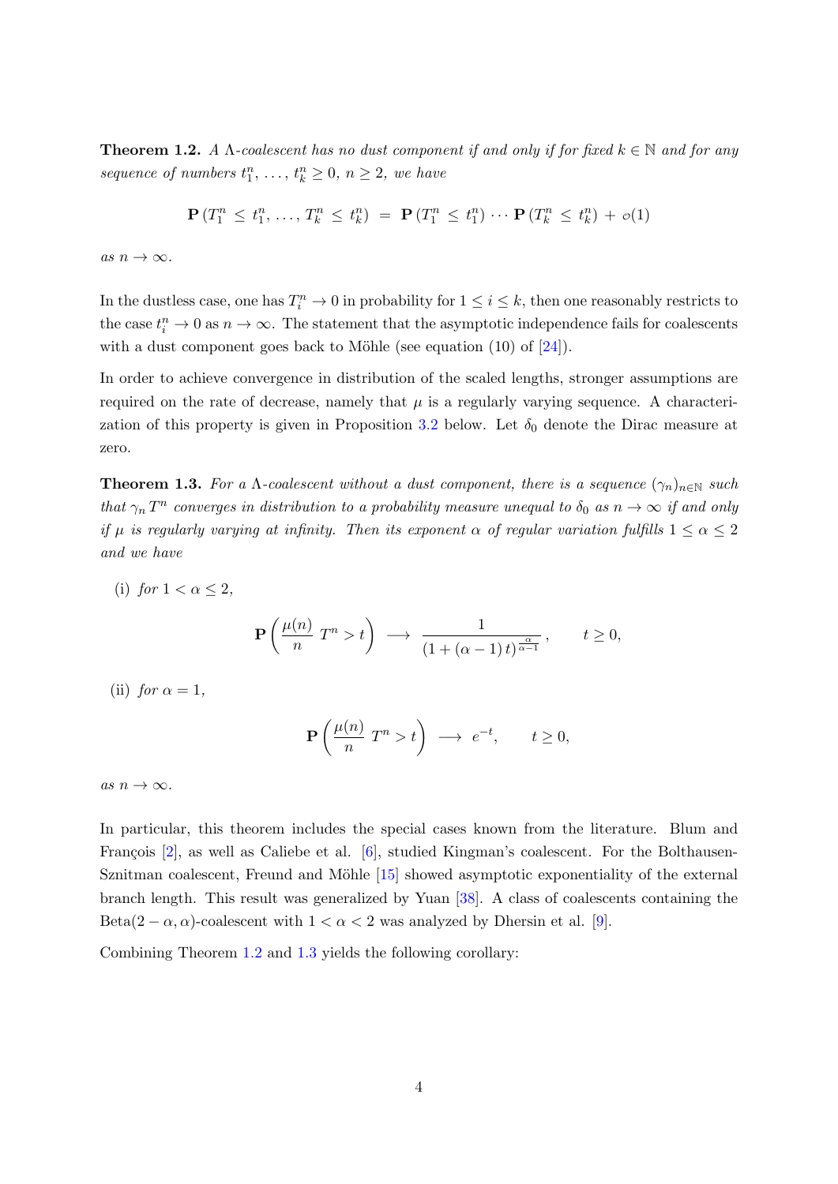**Theorem 1.2.** *A Λ-coalescent has no dust component if and only if for fixed $k \in \mathbb{N}$ and for any sequence of numbers $t_1^n, \ldots, t_k^n \geq 0$, $n \geq 2$, we have*

$$\mathbf{P}\left(T_1^n \leq t_1^n, \ldots, T_k^n \leq t_k^n\right) = \mathbf{P}\left(T_1^n \leq t_1^n\right) \cdots \mathbf{P}\left(T_k^n \leq t_k^n\right) + o(1)$$

*as $n \to \infty$.*

In the dustless case, one has $T_i^n \to 0$ in probability for $1 \leq i \leq k$, then one reasonably restricts to the case $t_i^n \to 0$ as $n \to \infty$. The statement that the asymptotic independence fails for coalescents with a dust component goes back to Möhle (see equation (10) of [24]).

In order to achieve convergence in distribution of the scaled lengths, stronger assumptions are required on the rate of decrease, namely that $\mu$ is a regularly varying sequence. A characterization of this property is given in Proposition 3.2 below. Let $\delta_0$ denote the Dirac measure at zero.

**Theorem 1.3.** *For a Λ-coalescent without a dust component, there is a sequence $(\gamma_n)_{n\in\mathbb{N}}$ such that $\gamma_n T^n$ converges in distribution to a probability measure unequal to $\delta_0$ as $n \to \infty$ if and only if $\mu$ is regularly varying at infinity. Then its exponent $\alpha$ of regular variation fulfills $1 \leq \alpha \leq 2$ and we have*

(i) *for $1 < \alpha \leq 2$,*

$$\mathbf{P}\left(\frac{\mu(n)}{n}\, T^n > t\right) \longrightarrow \frac{1}{(1 + (\alpha - 1)\, t)^{\frac{\alpha}{\alpha-1}}}, \qquad t \geq 0,$$

(ii) *for $\alpha = 1$,*

$$\mathbf{P}\left(\frac{\mu(n)}{n}\, T^n > t\right) \longrightarrow e^{-t}, \qquad t \geq 0,$$

*as $n \to \infty$.*

In particular, this theorem includes the special cases known from the literature. Blum and François [2], as well as Caliebe et al. [6], studied Kingman's coalescent. For the Bolthausen-Sznitman coalescent, Freund and Möhle [15] showed asymptotic exponentiality of the external branch length. This result was generalized by Yuan [38]. A class of coalescents containing the Beta$(2 - \alpha, \alpha)$-coalescent with $1 < \alpha < 2$ was analyzed by Dhersin et al. [9].

Combining Theorem 1.2 and 1.3 yields the following corollary: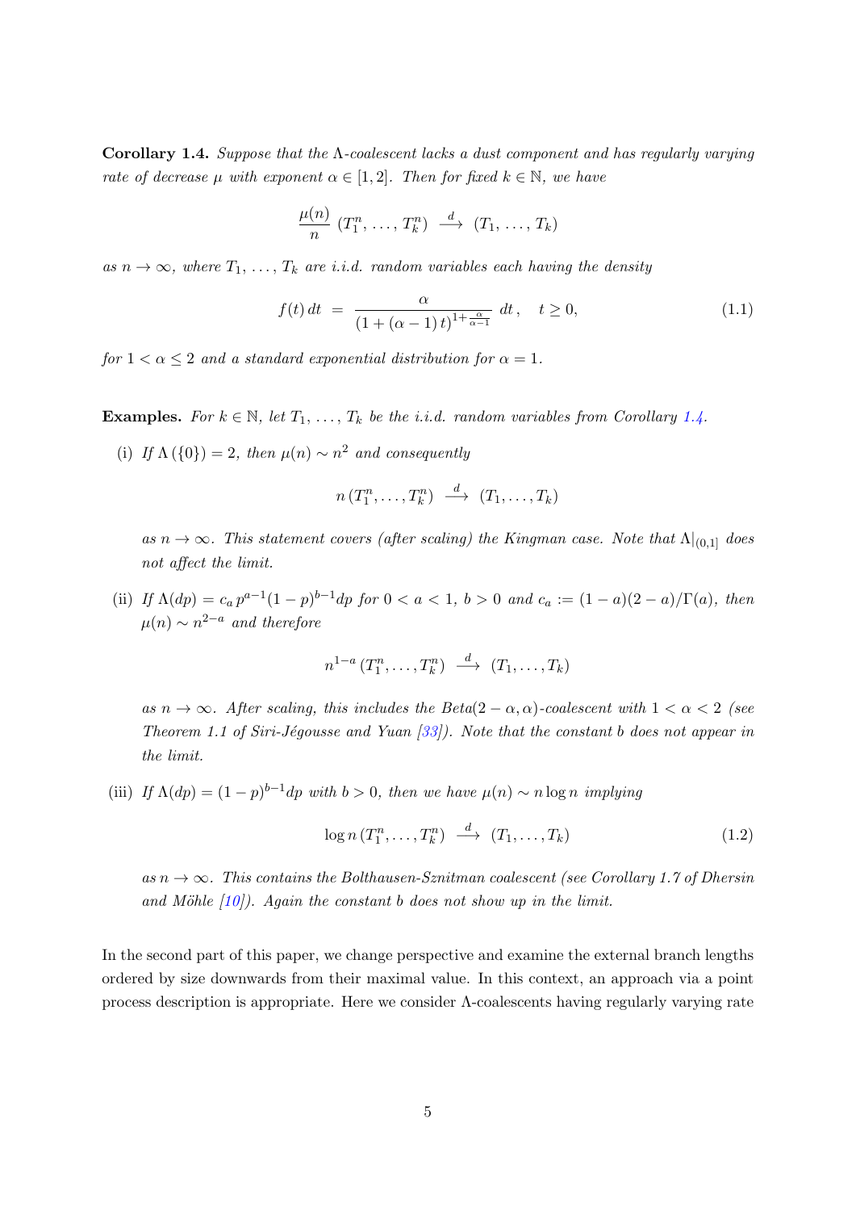**Corollary 1.4.** *Suppose that the $\Lambda$-coalescent lacks a dust component and has regularly varying rate of decrease $\mu$ with exponent $\alpha \in [1,2]$. Then for fixed $k \in \mathbb{N}$, we have*

$$\frac{\mu(n)}{n}\,(T_1^n,\,\ldots,\,T_k^n) \;\xrightarrow{\;d\;}\; (T_1,\,\ldots,\,T_k)$$

*as $n \to \infty$, where $T_1,\,\ldots,\,T_k$ are i.i.d. random variables each having the density*

$$f(t)\,dt \;=\; \frac{\alpha}{(1+(\alpha-1)\,t)^{1+\frac{\alpha}{\alpha-1}}}\;dt\,, \quad t \geq 0, \tag{1.1}$$

*for $1 < \alpha \leq 2$ and a standard exponential distribution for $\alpha = 1$.*

**Examples.** *For $k \in \mathbb{N}$, let $T_1,\,\ldots,\,T_k$ be the i.i.d. random variables from Corollary 1.4.*

(i) *If $\Lambda(\{0\}) = 2$, then $\mu(n) \sim n^2$ and consequently*

$$n\,(T_1^n,\ldots,T_k^n) \;\xrightarrow{\;d\;}\; (T_1,\ldots,T_k)$$

*as $n \to \infty$. This statement covers (after scaling) the Kingman case. Note that $\Lambda|_{(0,1]}$ does not affect the limit.*

(ii) *If $\Lambda(dp) = c_a\, p^{a-1}(1-p)^{b-1}dp$ for $0 < a < 1$, $b > 0$ and $c_a := (1-a)(2-a)/\Gamma(a)$, then $\mu(n) \sim n^{2-a}$ and therefore*

$$n^{1-a}\,(T_1^n,\ldots,T_k^n) \;\xrightarrow{\;d\;}\; (T_1,\ldots,T_k)$$

*as $n \to \infty$. After scaling, this includes the Beta$(2-\alpha,\alpha)$-coalescent with $1 < \alpha < 2$ (see Theorem 1.1 of Siri-Jégousse and Yuan [33]). Note that the constant $b$ does not appear in the limit.*

(iii) *If $\Lambda(dp) = (1-p)^{b-1}dp$ with $b > 0$, then we have $\mu(n) \sim n\log n$ implying*

$$\log n\,(T_1^n,\ldots,T_k^n) \;\xrightarrow{\;d\;}\; (T_1,\ldots,T_k) \tag{1.2}$$

*as $n \to \infty$. This contains the Bolthausen-Sznitman coalescent (see Corollary 1.7 of Dhersin and Möhle [10]). Again the constant $b$ does not show up in the limit.*

In the second part of this paper, we change perspective and examine the external branch lengths ordered by size downwards from their maximal value. In this context, an approach via a point process description is appropriate. Here we consider $\Lambda$-coalescents having regularly varying rate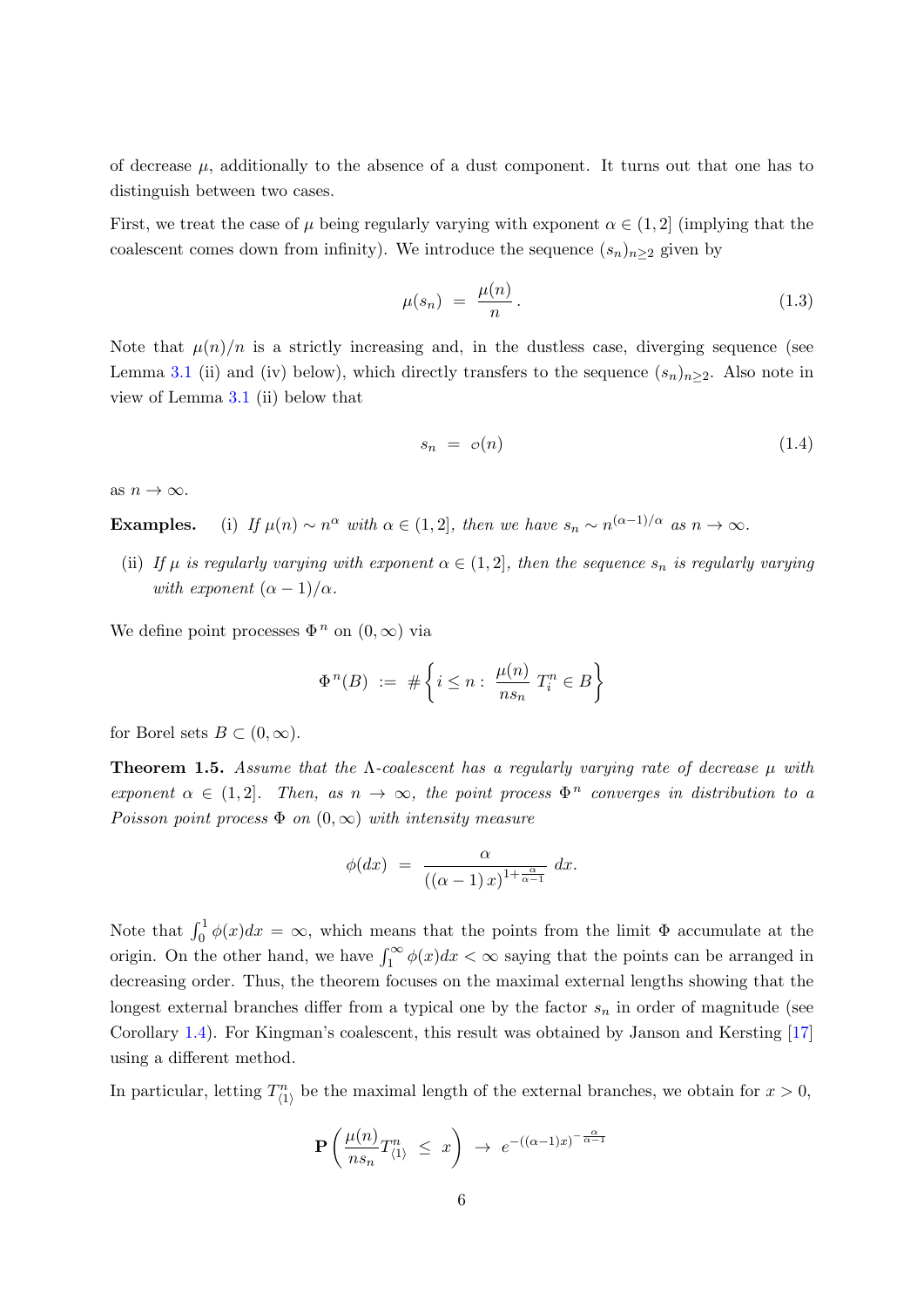of decrease $\mu$, additionally to the absence of a dust component. It turns out that one has to distinguish between two cases.

First, we treat the case of $\mu$ being regularly varying with exponent $\alpha \in (1, 2]$ (implying that the coalescent comes down from infinity). We introduce the sequence $(s_n)_{n \geq 2}$ given by

$$\mu(s_n) \; = \; \frac{\mu(n)}{n} \, . \tag{1.3}$$

Note that $\mu(n)/n$ is a strictly increasing and, in the dustless case, diverging sequence (see Lemma 3.1 (ii) and (iv) below), which directly transfers to the sequence $(s_n)_{n \geq 2}$. Also note in view of Lemma 3.1 (ii) below that

$$s_n \; = \; o(n) \tag{1.4}$$

as $n \to \infty$.

**Examples.** (i) *If $\mu(n) \sim n^\alpha$ with $\alpha \in (1, 2]$, then we have $s_n \sim n^{(\alpha-1)/\alpha}$ as $n \to \infty$.*

(ii) *If $\mu$ is regularly varying with exponent $\alpha \in (1, 2]$, then the sequence $s_n$ is regularly varying with exponent $(\alpha - 1)/\alpha$.*

We define point processes $\Phi^n$ on $(0, \infty)$ via

$$\Phi^n(B) \; := \; \# \left\{ i \leq n : \; \frac{\mu(n)}{n s_n} \, T_i^n \in B \right\}$$

for Borel sets $B \subset (0, \infty)$.

**Theorem 1.5.** *Assume that the $\Lambda$-coalescent has a regularly varying rate of decrease $\mu$ with exponent $\alpha \in (1, 2]$. Then, as $n \to \infty$, the point process $\Phi^n$ converges in distribution to a Poisson point process $\Phi$ on $(0, \infty)$ with intensity measure*

$$\phi(dx) \; = \; \frac{\alpha}{((\alpha - 1)\, x)^{1 + \frac{\alpha}{\alpha - 1}}} \; dx.$$

Note that $\int_0^1 \phi(x) dx = \infty$, which means that the points from the limit $\Phi$ accumulate at the origin. On the other hand, we have $\int_1^\infty \phi(x) dx < \infty$ saying that the points can be arranged in decreasing order. Thus, the theorem focuses on the maximal external lengths showing that the longest external branches differ from a typical one by the factor $s_n$ in order of magnitude (see Corollary 1.4). For Kingman's coalescent, this result was obtained by Janson and Kersting [17] using a different method.

In particular, letting $T_{\langle 1 \rangle}^n$ be the maximal length of the external branches, we obtain for $x > 0$,

$$\mathbf{P} \left( \frac{\mu(n)}{n s_n} T_{\langle 1 \rangle}^n \; \leq \; x \right) \; \to \; e^{-((\alpha - 1) x)^{-\frac{\alpha}{\alpha - 1}}}$$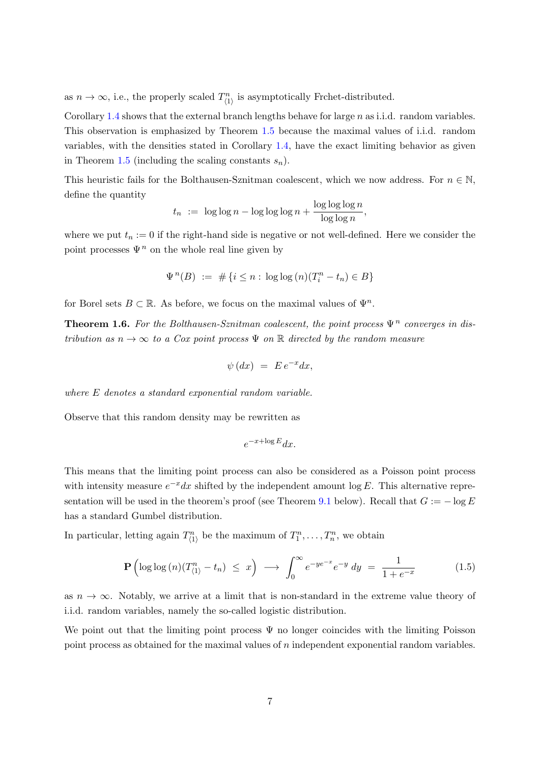as $n \to \infty$, i.e., the properly scaled $T^n_{\langle 1 \rangle}$ is asymptotically Frchet-distributed.

Corollary 1.4 shows that the external branch lengths behave for large $n$ as i.i.d. random variables. This observation is emphasized by Theorem 1.5 because the maximal values of i.i.d. random variables, with the densities stated in Corollary 1.4, have the exact limiting behavior as given in Theorem 1.5 (including the scaling constants $s_n$).

This heuristic fails for the Bolthausen-Sznitman coalescent, which we now address. For $n \in \mathbb{N}$, define the quantity

$$t_n \ := \ \log\log n - \log\log\log n + \frac{\log\log\log n}{\log\log n},$$

where we put $t_n := 0$ if the right-hand side is negative or not well-defined. Here we consider the point processes $\Psi^n$ on the whole real line given by

$$\Psi^n(B) \ := \ \#\{i \le n : \ \log\log(n)(T^n_i - t_n) \in B\}$$

for Borel sets $B \subset \mathbb{R}$. As before, we focus on the maximal values of $\Psi^n$.

**Theorem 1.6.** *For the Bolthausen-Sznitman coalescent, the point process $\Psi^n$ converges in distribution as $n \to \infty$ to a Cox point process $\Psi$ on $\mathbb{R}$ directed by the random measure*

$$\psi(dx) \ = \ E\, e^{-x} dx,$$

*where $E$ denotes a standard exponential random variable.*

Observe that this random density may be rewritten as

$$e^{-x + \log E} dx.$$

This means that the limiting point process can also be considered as a Poisson point process with intensity measure $e^{-x}dx$ shifted by the independent amount $\log E$. This alternative representation will be used in the theorem's proof (see Theorem 9.1 below). Recall that $G := -\log E$ has a standard Gumbel distribution.

In particular, letting again $T^n_{\langle 1 \rangle}$ be the maximum of $T^n_1, \dots, T^n_n$, we obtain

$$\mathbf{P}\Big(\log\log(n)(T^n_{\langle 1 \rangle} - t_n) \ \le \ x\Big) \ \longrightarrow \ \int_0^\infty e^{-ye^{-x}} e^{-y}\, dy \ = \ \frac{1}{1 + e^{-x}} \tag{1.5}$$

as $n \to \infty$. Notably, we arrive at a limit that is non-standard in the extreme value theory of i.i.d. random variables, namely the so-called logistic distribution.

We point out that the limiting point process $\Psi$ no longer coincides with the limiting Poisson point process as obtained for the maximal values of $n$ independent exponential random variables.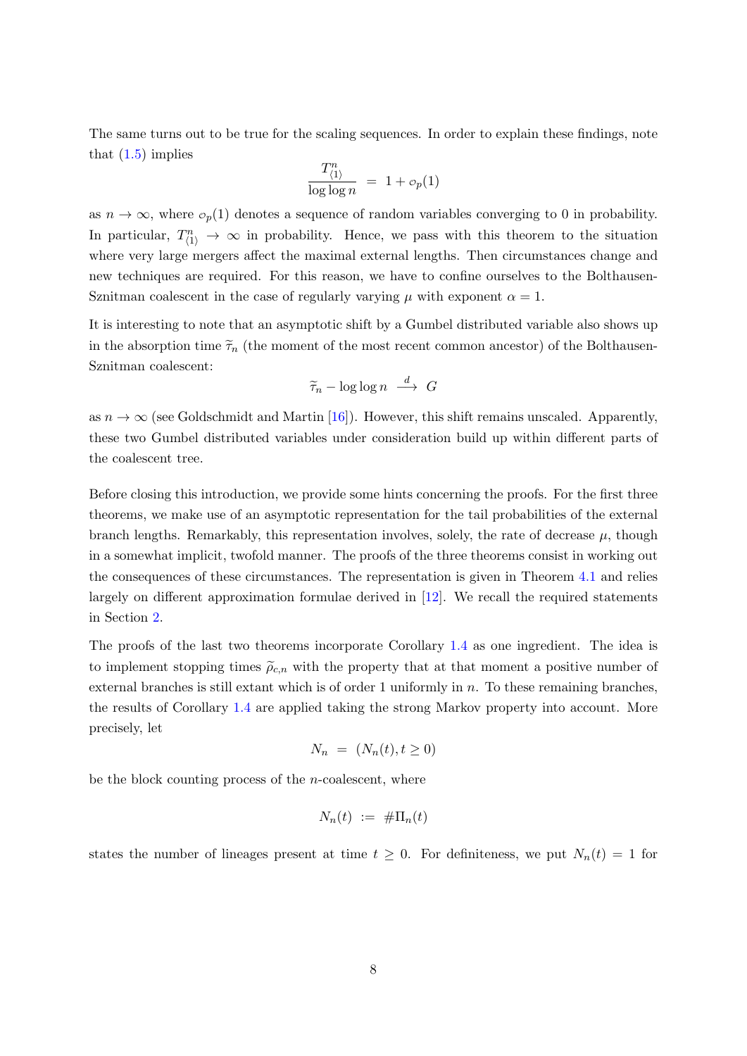The same turns out to be true for the scaling sequences. In order to explain these findings, note that (1.5) implies

$$\frac{T^n_{\langle 1 \rangle}}{\log \log n} \;=\; 1 + o_p(1)$$

as $n \to \infty$, where $o_p(1)$ denotes a sequence of random variables converging to 0 in probability. In particular, $T^n_{\langle 1 \rangle} \to \infty$ in probability. Hence, we pass with this theorem to the situation where very large mergers affect the maximal external lengths. Then circumstances change and new techniques are required. For this reason, we have to confine ourselves to the Bolthausen-Sznitman coalescent in the case of regularly varying $\mu$ with exponent $\alpha = 1$.

It is interesting to note that an asymptotic shift by a Gumbel distributed variable also shows up in the absorption time $\widetilde{\tau}_n$ (the moment of the most recent common ancestor) of the Bolthausen-Sznitman coalescent:

$$\widetilde{\tau}_n - \log \log n \;\xrightarrow{d}\; G$$

as $n \to \infty$ (see Goldschmidt and Martin [16]). However, this shift remains unscaled. Apparently, these two Gumbel distributed variables under consideration build up within different parts of the coalescent tree.

Before closing this introduction, we provide some hints concerning the proofs. For the first three theorems, we make use of an asymptotic representation for the tail probabilities of the external branch lengths. Remarkably, this representation involves, solely, the rate of decrease $\mu$, though in a somewhat implicit, twofold manner. The proofs of the three theorems consist in working out the consequences of these circumstances. The representation is given in Theorem 4.1 and relies largely on different approximation formulae derived in [12]. We recall the required statements in Section 2.

The proofs of the last two theorems incorporate Corollary 1.4 as one ingredient. The idea is to implement stopping times $\widetilde{\rho}_{c,n}$ with the property that at that moment a positive number of external branches is still extant which is of order 1 uniformly in $n$. To these remaining branches, the results of Corollary 1.4 are applied taking the strong Markov property into account. More precisely, let

$$N_n \;=\; (N_n(t), t \geq 0)$$

be the block counting process of the $n$-coalescent, where

$$N_n(t) \;:=\; \#\Pi_n(t)$$

states the number of lineages present at time $t \geq 0$. For definiteness, we put $N_n(t) = 1$ for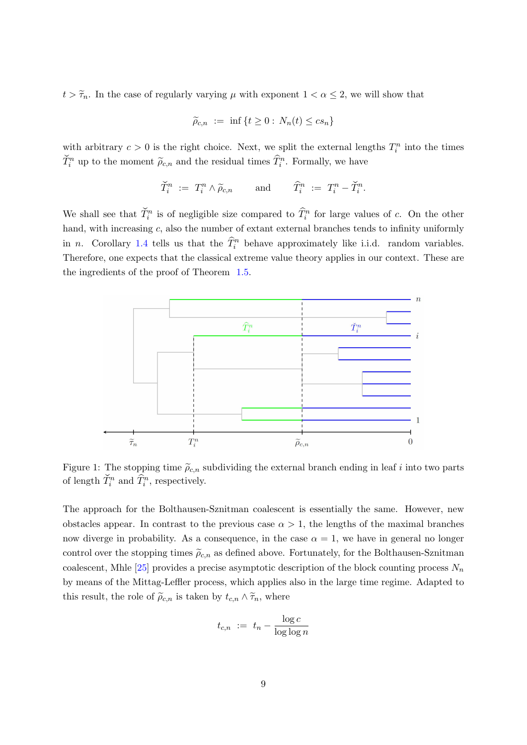$t > \widetilde{\tau}_n$. In the case of regularly varying $\mu$ with exponent $1 < \alpha \leq 2$, we will show that

$$\widetilde{\rho}_{c,n} \;:=\; \inf\{t \geq 0 : N_n(t) \leq cs_n\}$$

with arbitrary $c > 0$ is the right choice. Next, we split the external lengths $T_i^n$ into the times $\check{T}_i^n$ up to the moment $\widetilde{\rho}_{c,n}$ and the residual times $\widehat{T}_i^n$. Formally, we have

$$\check{T}_i^n \;:=\; T_i^n \wedge \widetilde{\rho}_{c,n} \qquad \text{and} \qquad \widehat{T}_i^n \;:=\; T_i^n - \check{T}_i^n.$$

We shall see that $\check{T}_i^n$ is of negligible size compared to $\widehat{T}_i^n$ for large values of $c$. On the other hand, with increasing $c$, also the number of extant external branches tends to infinity uniformly in $n$. Corollary 1.4 tells us that the $\widehat{T}_i^n$ behave approximately like i.i.d. random variables. Therefore, one expects that the classical extreme value theory applies in our context. These are the ingredients of the proof of Theorem 1.5.

Figure 1: The stopping time $\widetilde{\rho}_{c,n}$ subdividing the external branch ending in leaf $i$ into two parts of length $\check{T}_i^n$ and $\widehat{T}_i^n$, respectively.

The approach for the Bolthausen-Sznitman coalescent is essentially the same. However, new obstacles appear. In contrast to the previous case $\alpha > 1$, the lengths of the maximal branches now diverge in probability. As a consequence, in the case $\alpha = 1$, we have in general no longer control over the stopping times $\widetilde{\rho}_{c,n}$ as defined above. Fortunately, for the Bolthausen-Sznitman coalescent, Mhle [25] provides a precise asymptotic description of the block counting process $N_n$ by means of the Mittag-Leffler process, which applies also in the large time regime. Adapted to this result, the role of $\widetilde{\rho}_{c,n}$ is taken by $t_{c,n} \wedge \widetilde{\tau}_n$, where

$$t_{c,n} \;:=\; t_n - \frac{\log c}{\log \log n}$$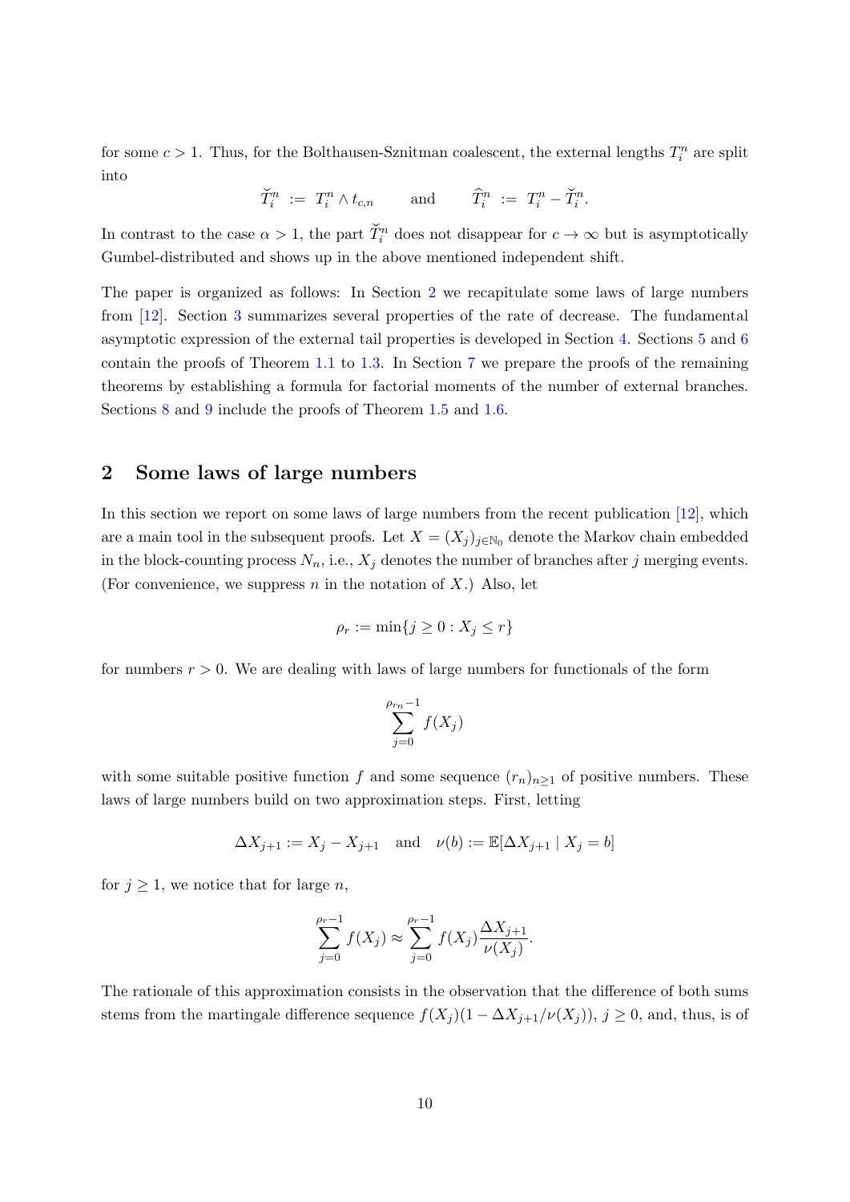for some $c > 1$. Thus, for the Bolthausen-Sznitman coalescent, the external lengths $T_i^n$ are split into

$$\breve{T}_i^n \;:=\; T_i^n \wedge t_{c,n} \qquad \text{and} \qquad \widehat{T}_i^n \;:=\; T_i^n - \breve{T}_i^n.$$

In contrast to the case $\alpha > 1$, the part $\breve{T}_i^n$ does not disappear for $c \to \infty$ but is asymptotically Gumbel-distributed and shows up in the above mentioned independent shift.

The paper is organized as follows: In Section 2 we recapitulate some laws of large numbers from [12]. Section 3 summarizes several properties of the rate of decrease. The fundamental asymptotic expression of the external tail properties is developed in Section 4. Sections 5 and 6 contain the proofs of Theorem 1.1 to 1.3. In Section 7 we prepare the proofs of the remaining theorems by establishing a formula for factorial moments of the number of external branches. Sections 8 and 9 include the proofs of Theorem 1.5 and 1.6.

## 2 Some laws of large numbers

In this section we report on some laws of large numbers from the recent publication [12], which are a main tool in the subsequent proofs. Let $X = (X_j)_{j\in\mathbb{N}_0}$ denote the Markov chain embedded in the block-counting process $N_n$, i.e., $X_j$ denotes the number of branches after $j$ merging events. (For convenience, we suppress $n$ in the notation of $X$.) Also, let

$$\rho_r := \min\{j \geq 0 : X_j \leq r\}$$

for numbers $r > 0$. We are dealing with laws of large numbers for functionals of the form

$$\sum_{j=0}^{\rho_{r_n}-1} f(X_j)$$

with some suitable positive function $f$ and some sequence $(r_n)_{n\geq 1}$ of positive numbers. These laws of large numbers build on two approximation steps. First, letting

$$\Delta X_{j+1} := X_j - X_{j+1} \quad \text{and} \quad \nu(b) := \mathbb{E}[\Delta X_{j+1} \mid X_j = b]$$

for $j \geq 1$, we notice that for large $n$,

$$\sum_{j=0}^{\rho_r-1} f(X_j) \approx \sum_{j=0}^{\rho_r-1} f(X_j)\frac{\Delta X_{j+1}}{\nu(X_j)}.$$

The rationale of this approximation consists in the observation that the difference of both sums stems from the martingale difference sequence $f(X_j)(1 - \Delta X_{j+1}/\nu(X_j))$, $j \geq 0$, and, thus, is of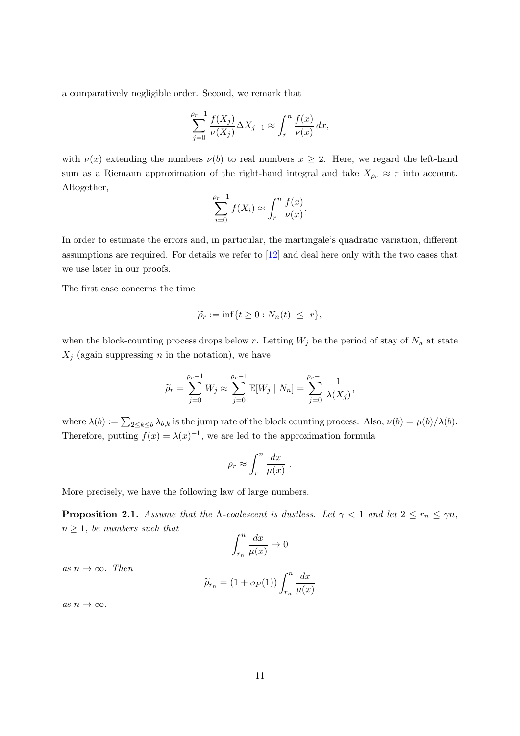a comparatively negligible order. Second, we remark that

$$\sum_{j=0}^{\rho_r-1} \frac{f(X_j)}{\nu(X_j)} \Delta X_{j+1} \approx \int_r^n \frac{f(x)}{\nu(x)}\, dx,$$

with $\nu(x)$ extending the numbers $\nu(b)$ to real numbers $x \geq 2$. Here, we regard the left-hand sum as a Riemann approximation of the right-hand integral and take $X_{\rho_r} \approx r$ into account. Altogether,

$$\sum_{i=0}^{\rho_r-1} f(X_i) \approx \int_r^n \frac{f(x)}{\nu(x)}.$$

In order to estimate the errors and, in particular, the martingale's quadratic variation, different assumptions are required. For details we refer to [12] and deal here only with the two cases that we use later in our proofs.

The first case concerns the time

$$\widetilde{\rho}_r := \inf\{t \geq 0 : N_n(t) \ \leq \ r\},$$

when the block-counting process drops below $r$. Letting $W_j$ be the period of stay of $N_n$ at state $X_j$ (again suppressing $n$ in the notation), we have

$$\widetilde{\rho}_r = \sum_{j=0}^{\rho_r-1} W_j \approx \sum_{j=0}^{\rho_r-1} \mathbb{E}[W_j \mid N_n] = \sum_{j=0}^{\rho_r-1} \frac{1}{\lambda(X_j)},$$

where $\lambda(b) := \sum_{2 \leq k \leq b} \lambda_{b,k}$ is the jump rate of the block counting process. Also, $\nu(b) = \mu(b)/\lambda(b)$. Therefore, putting $f(x) = \lambda(x)^{-1}$, we are led to the approximation formula

$$\rho_r \approx \int_r^n \frac{dx}{\mu(x)}\ .$$

More precisely, we have the following law of large numbers.

**Proposition 2.1.** *Assume that the $\Lambda$-coalescent is dustless. Let $\gamma < 1$ and let $2 \leq r_n \leq \gamma n$, $n \geq 1$, be numbers such that*

$$\int_{r_n}^n \frac{dx}{\mu(x)} \to 0$$

*as $n \to \infty$. Then*

$$\widetilde{\rho}_{r_n} = (1 + o_P(1)) \int_{r_n}^n \frac{dx}{\mu(x)}$$

*as $n \to \infty$.*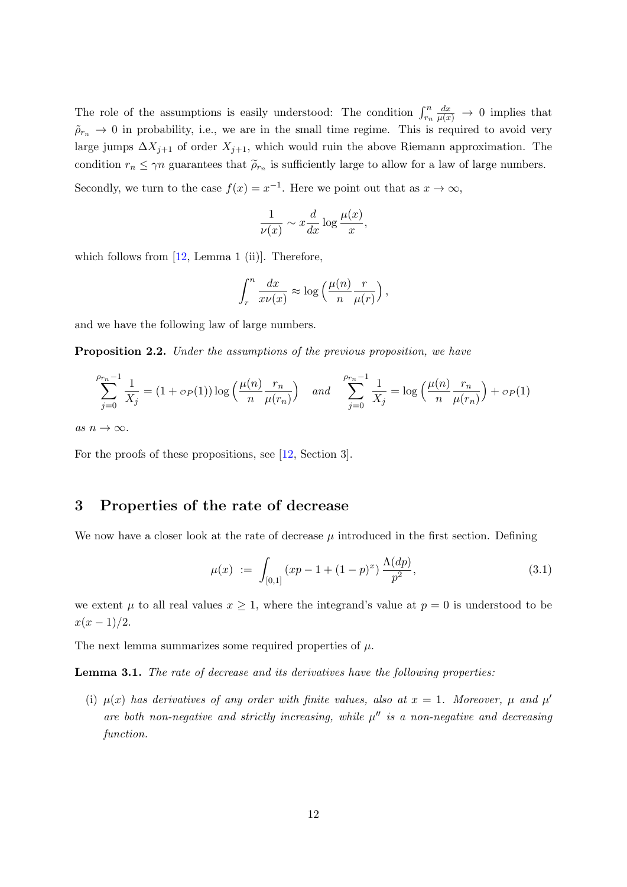The role of the assumptions is easily understood: The condition $\int_{r_n}^{n} \frac{dx}{\mu(x)} \to 0$ implies that $\tilde{\rho}_{r_n} \to 0$ in probability, i.e., we are in the small time regime. This is required to avoid very large jumps $\Delta X_{j+1}$ of order $X_{j+1}$, which would ruin the above Riemann approximation. The condition $r_n \le \gamma n$ guarantees that $\widetilde{\rho}_{r_n}$ is sufficiently large to allow for a law of large numbers.

Secondly, we turn to the case $f(x) = x^{-1}$. Here we point out that as $x \to \infty$,

$$\frac{1}{\nu(x)} \sim x \frac{d}{dx} \log \frac{\mu(x)}{x},$$

which follows from [12, Lemma 1 (ii)]. Therefore,

$$\int_r^n \frac{dx}{x\nu(x)} \approx \log\Big(\frac{\mu(n)}{n}\frac{r}{\mu(r)}\Big),$$

and we have the following law of large numbers.

**Proposition 2.2.** *Under the assumptions of the previous proposition, we have*

$$\sum_{j=0}^{\rho_{r_n}-1} \frac{1}{X_j} = (1 + o_P(1)) \log\Big(\frac{\mu(n)}{n}\frac{r_n}{\mu(r_n)}\Big) \quad \text{and} \quad \sum_{j=0}^{\rho_{r_n}-1} \frac{1}{X_j} = \log\Big(\frac{\mu(n)}{n}\frac{r_n}{\mu(r_n)}\Big) + o_P(1)$$

*as* $n \to \infty$.

For the proofs of these propositions, see [12, Section 3].

## 3 Properties of the rate of decrease

We now have a closer look at the rate of decrease $\mu$ introduced in the first section. Defining

$$\mu(x) := \int_{[0,1]} \big(xp - 1 + (1-p)^x\big) \frac{\Lambda(dp)}{p^2}, \tag{3.1}$$

we extent $\mu$ to all real values $x \ge 1$, where the integrand's value at $p = 0$ is understood to be $x(x-1)/2$.

The next lemma summarizes some required properties of $\mu$.

**Lemma 3.1.** *The rate of decrease and its derivatives have the following properties:*

(i) *$\mu(x)$ has derivatives of any order with finite values, also at $x = 1$. Moreover, $\mu$ and $\mu'$ are both non-negative and strictly increasing, while $\mu''$ is a non-negative and decreasing function.*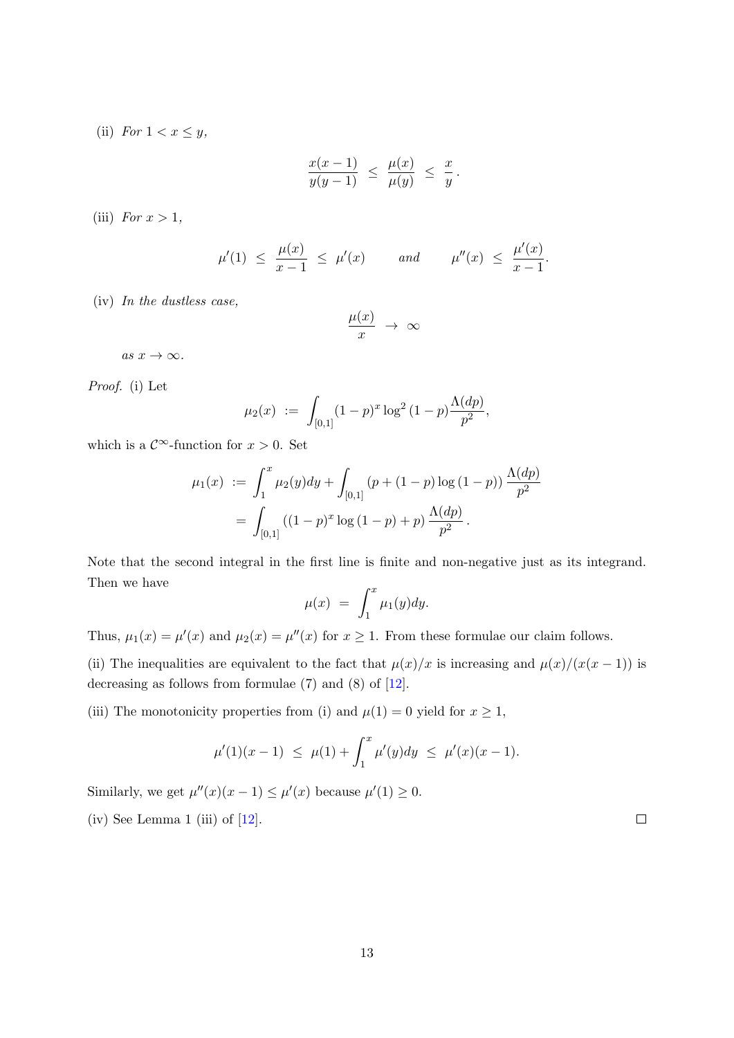(ii) *For* $1 < x \leq y$,

$$\frac{x(x-1)}{y(y-1)} \;\leq\; \frac{\mu(x)}{\mu(y)} \;\leq\; \frac{x}{y}\,.$$

(iii) *For* $x > 1$,

$$\mu'(1) \;\leq\; \frac{\mu(x)}{x-1} \;\leq\; \mu'(x) \qquad \textit{and} \qquad \mu''(x) \;\leq\; \frac{\mu'(x)}{x-1}.$$

(iv) *In the dustless case,*

$$\frac{\mu(x)}{x} \;\to\; \infty$$

*as* $x \to \infty$.

*Proof.* (i) Let

$$\mu_2(x) \;:=\; \int_{[0,1]} (1-p)^x \log^2 (1-p) \frac{\Lambda(dp)}{p^2},$$

which is a $\mathcal{C}^\infty$-function for $x > 0$. Set

$$\begin{aligned}
\mu_1(x) \;&:=\; \int_1^x \mu_2(y)dy + \int_{[0,1]} \left(p + (1-p)\log(1-p)\right) \frac{\Lambda(dp)}{p^2} \\
&=\; \int_{[0,1]} \left((1-p)^x \log(1-p) + p\right) \frac{\Lambda(dp)}{p^2}\,.
\end{aligned}$$

Note that the second integral in the first line is finite and non-negative just as its integrand. Then we have

$$\mu(x) \;=\; \int_1^x \mu_1(y)dy.$$

Thus, $\mu_1(x) = \mu'(x)$ and $\mu_2(x) = \mu''(x)$ for $x \geq 1$. From these formulae our claim follows.

(ii) The inequalities are equivalent to the fact that $\mu(x)/x$ is increasing and $\mu(x)/(x(x-1))$ is decreasing as follows from formulae (7) and (8) of [12].

(iii) The monotonicity properties from (i) and $\mu(1) = 0$ yield for $x \geq 1$,

$$\mu'(1)(x-1) \;\leq\; \mu(1) + \int_1^x \mu'(y)dy \;\leq\; \mu'(x)(x-1).$$

Similarly, we get $\mu''(x)(x-1) \leq \mu'(x)$ because $\mu'(1) \geq 0$.

(iv) See Lemma 1 (iii) of [12]. $\square$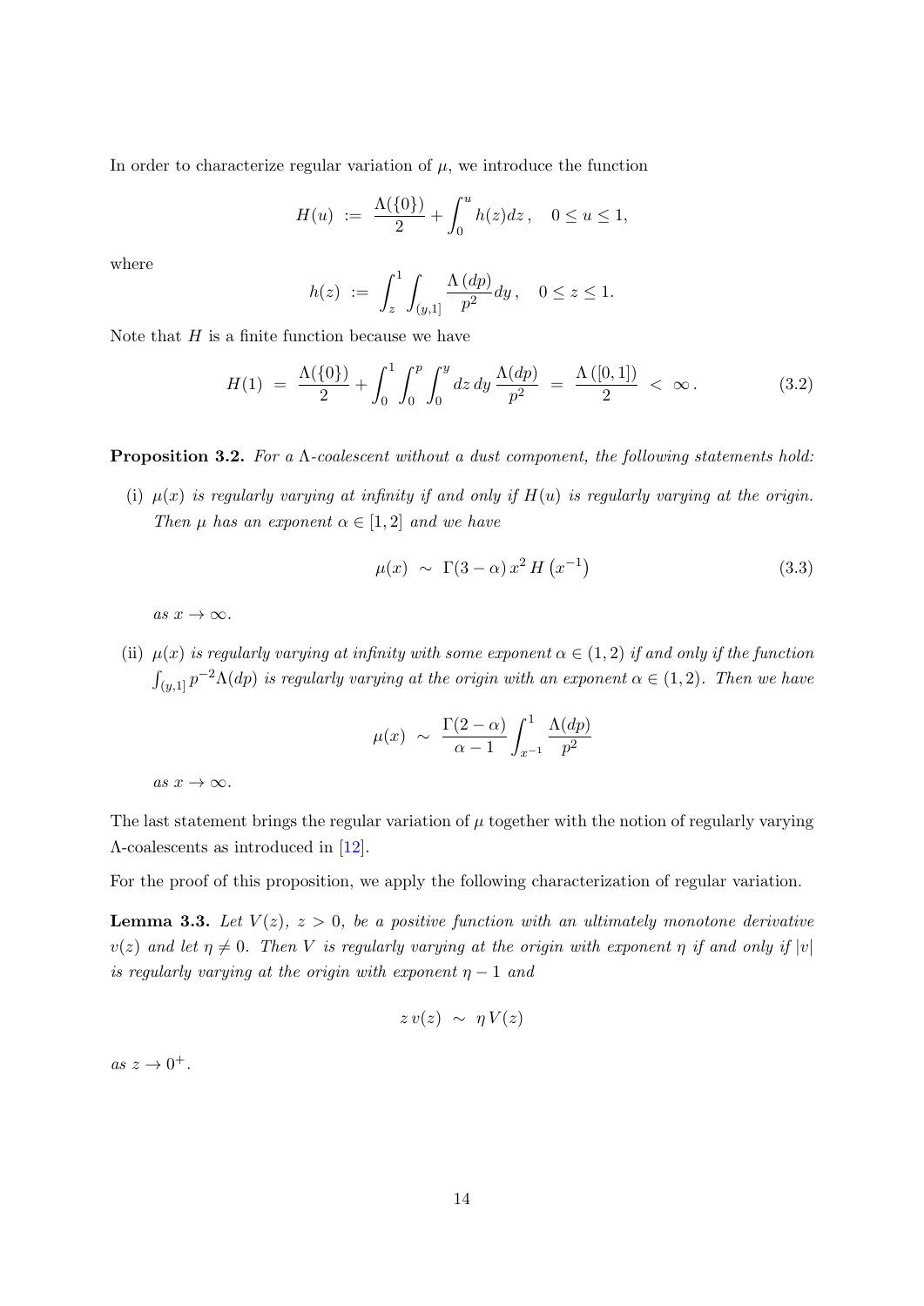In order to characterize regular variation of $\mu$, we introduce the function

$$H(u) \;:=\; \frac{\Lambda(\{0\})}{2} + \int_0^u h(z)dz\,, \quad 0 \le u \le 1,$$

where

$$h(z) \;:=\; \int_z^1 \int_{(y,1]} \frac{\Lambda\,(dp)}{p^2} dy\,, \quad 0 \le z \le 1.$$

Note that $H$ is a finite function because we have

$$H(1) \;=\; \frac{\Lambda(\{0\})}{2} + \int_0^1 \int_0^p \int_0^y dz\, dy\, \frac{\Lambda(dp)}{p^2} \;=\; \frac{\Lambda\,([0,1])}{2} \;<\; \infty\,. \tag{3.2}$$

**Proposition 3.2.** *For a $\Lambda$-coalescent without a dust component, the following statements hold:*

(i) *$\mu(x)$ is regularly varying at infinity if and only if $H(u)$ is regularly varying at the origin. Then $\mu$ has an exponent $\alpha \in [1,2]$ and we have*

$$\mu(x) \;\sim\; \Gamma(3-\alpha)\, x^2\, H\left(x^{-1}\right) \tag{3.3}$$

*as $x \to \infty$.*

(ii) *$\mu(x)$ is regularly varying at infinity with some exponent $\alpha \in (1,2)$ if and only if the function $\int_{(y,1]} p^{-2}\Lambda(dp)$ is regularly varying at the origin with an exponent $\alpha \in (1,2)$. Then we have*

$$\mu(x) \;\sim\; \frac{\Gamma(2-\alpha)}{\alpha - 1} \int_{x^{-1}}^1 \frac{\Lambda(dp)}{p^2}$$

*as $x \to \infty$.*

The last statement brings the regular variation of $\mu$ together with the notion of regularly varying $\Lambda$-coalescents as introduced in [12].

For the proof of this proposition, we apply the following characterization of regular variation.

**Lemma 3.3.** *Let $V(z)$, $z > 0$, be a positive function with an ultimately monotone derivative $v(z)$ and let $\eta \neq 0$. Then $V$ is regularly varying at the origin with exponent $\eta$ if and only if $|v|$ is regularly varying at the origin with exponent $\eta - 1$ and*

$$z\, v(z) \;\sim\; \eta\, V(z)$$

*as $z \to 0^+$.*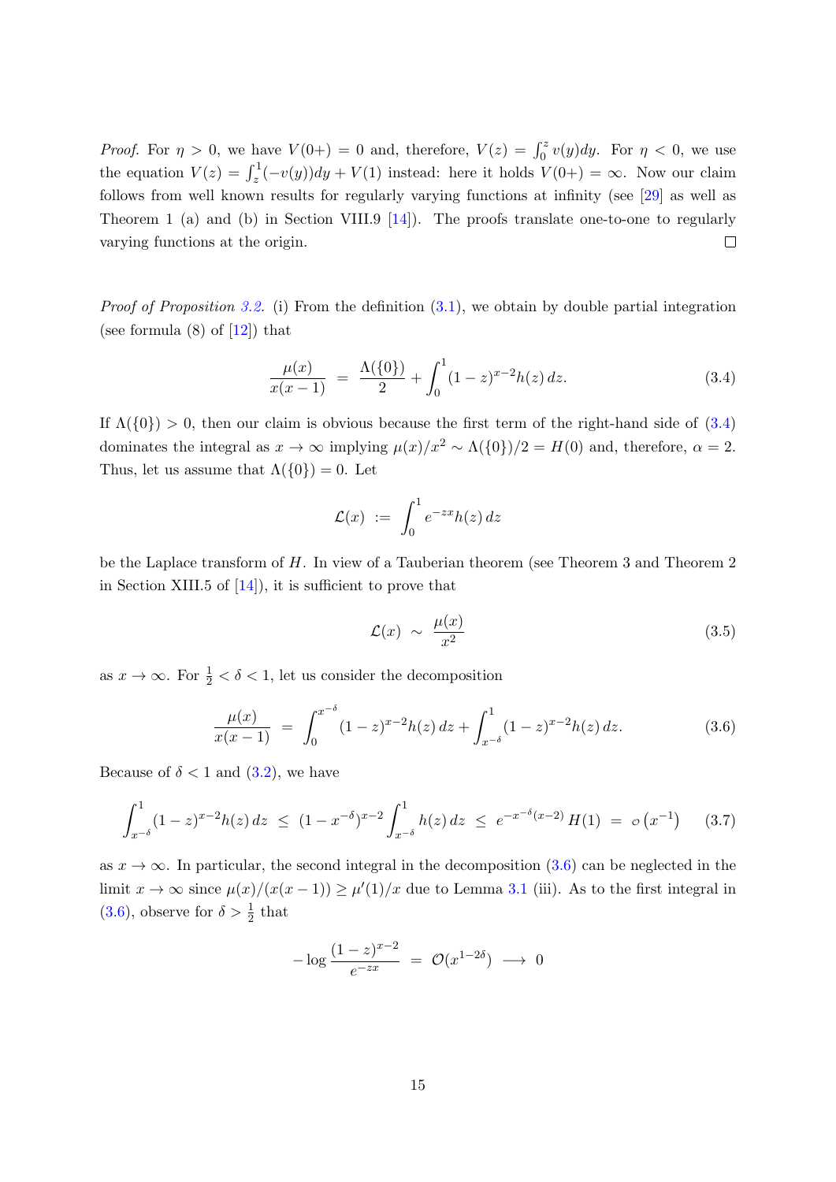*Proof.* For $\eta > 0$, we have $V(0+) = 0$ and, therefore, $V(z) = \int_0^z v(y)dy$. For $\eta < 0$, we use the equation $V(z) = \int_z^1 (-v(y))dy + V(1)$ instead: here it holds $V(0+) = \infty$. Now our claim follows from well known results for regularly varying functions at infinity (see [29] as well as Theorem 1 (a) and (b) in Section VIII.9 [14]). The proofs translate one-to-one to regularly varying functions at the origin. □

*Proof of Proposition 3.2.* (i) From the definition (3.1), we obtain by double partial integration (see formula (8) of [12]) that

$$\frac{\mu(x)}{x(x-1)} \;=\; \frac{\Lambda(\{0\})}{2} + \int_0^1 (1-z)^{x-2} h(z)\, dz. \tag{3.4}$$

If $\Lambda(\{0\}) > 0$, then our claim is obvious because the first term of the right-hand side of (3.4) dominates the integral as $x \to \infty$ implying $\mu(x)/x^2 \sim \Lambda(\{0\})/2 = H(0)$ and, therefore, $\alpha = 2$. Thus, let us assume that $\Lambda(\{0\}) = 0$. Let

$$\mathcal{L}(x) \;:=\; \int_0^1 e^{-zx} h(z)\, dz$$

be the Laplace transform of $H$. In view of a Tauberian theorem (see Theorem 3 and Theorem 2 in Section XIII.5 of [14]), it is sufficient to prove that

$$\mathcal{L}(x) \;\sim\; \frac{\mu(x)}{x^2} \tag{3.5}$$

as $x \to \infty$. For $\frac{1}{2} < \delta < 1$, let us consider the decomposition

$$\frac{\mu(x)}{x(x-1)} \;=\; \int_0^{x^{-\delta}} (1-z)^{x-2} h(z)\, dz + \int_{x^{-\delta}}^1 (1-z)^{x-2} h(z)\, dz. \tag{3.6}$$

Because of $\delta < 1$ and (3.2), we have

$$\int_{x^{-\delta}}^1 (1-z)^{x-2} h(z)\, dz \;\le\; (1-x^{-\delta})^{x-2} \int_{x^{-\delta}}^1 h(z)\, dz \;\le\; e^{-x^{-\delta}(x-2)}\, H(1) \;=\; o\left(x^{-1}\right) \tag{3.7}$$

as $x \to \infty$. In particular, the second integral in the decomposition (3.6) can be neglected in the limit $x \to \infty$ since $\mu(x)/(x(x-1)) \ge \mu'(1)/x$ due to Lemma 3.1 (iii). As to the first integral in (3.6), observe for $\delta > \frac{1}{2}$ that

$$-\log \frac{(1-z)^{x-2}}{e^{-zx}} \;=\; \mathcal{O}(x^{1-2\delta}) \;\longrightarrow\; 0$$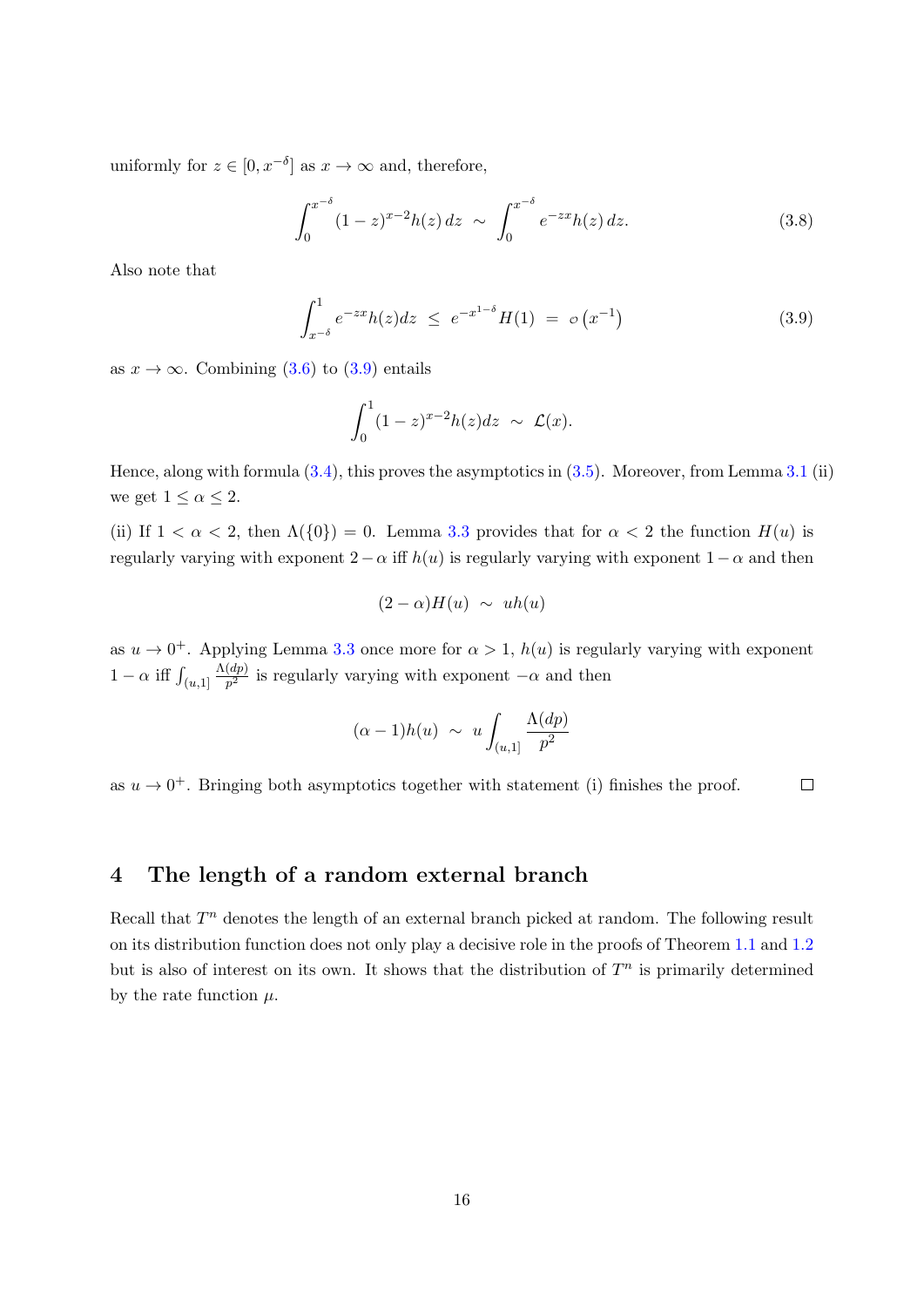uniformly for $z \in [0, x^{-\delta}]$ as $x \to \infty$ and, therefore,

$$\int_0^{x^{-\delta}} (1-z)^{x-2} h(z)\, dz \;\sim\; \int_0^{x^{-\delta}} e^{-zx} h(z)\, dz. \tag{3.8}$$

Also note that

$$\int_{x^{-\delta}}^1 e^{-zx} h(z) dz \;\leq\; e^{-x^{1-\delta}} H(1) \;=\; o\left(x^{-1}\right) \tag{3.9}$$

as $x \to \infty$. Combining (3.6) to (3.9) entails

$$\int_0^1 (1-z)^{x-2} h(z) dz \;\sim\; \mathcal{L}(x).$$

Hence, along with formula (3.4), this proves the asymptotics in (3.5). Moreover, from Lemma 3.1 (ii) we get $1 \leq \alpha \leq 2$.

(ii) If $1 < \alpha < 2$, then $\Lambda(\{0\}) = 0$. Lemma 3.3 provides that for $\alpha < 2$ the function $H(u)$ is regularly varying with exponent $2 - \alpha$ iff $h(u)$ is regularly varying with exponent $1 - \alpha$ and then

$$(2-\alpha) H(u) \;\sim\; u h(u)$$

as $u \to 0^+$. Applying Lemma 3.3 once more for $\alpha > 1$, $h(u)$ is regularly varying with exponent $1 - \alpha$ iff $\int_{(u,1]} \frac{\Lambda(dp)}{p^2}$ is regularly varying with exponent $-\alpha$ and then

$$(\alpha - 1) h(u) \;\sim\; u \int_{(u,1]} \frac{\Lambda(dp)}{p^2}$$

as $u \to 0^+$. Bringing both asymptotics together with statement (i) finishes the proof. $\square$

## 4 The length of a random external branch

Recall that $T^n$ denotes the length of an external branch picked at random. The following result on its distribution function does not only play a decisive role in the proofs of Theorem 1.1 and 1.2 but is also of interest on its own. It shows that the distribution of $T^n$ is primarily determined by the rate function $\mu$.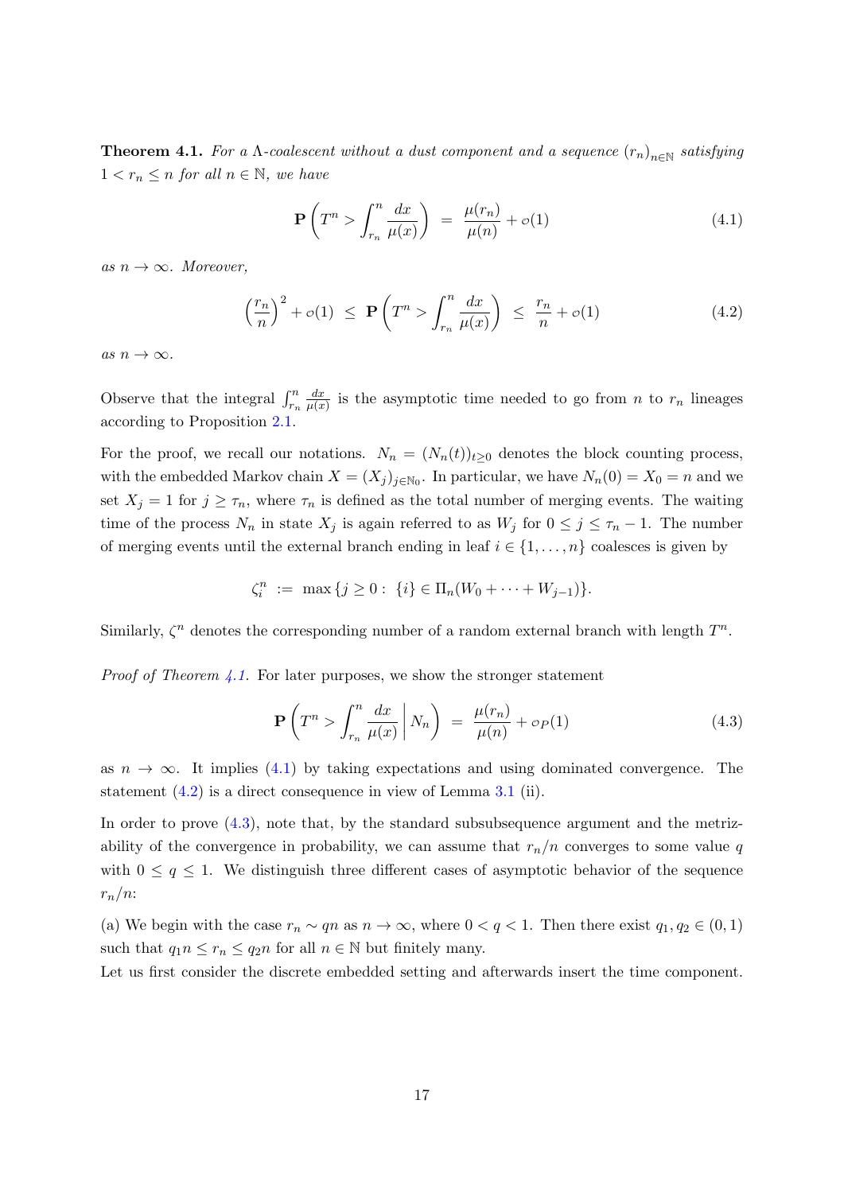**Theorem 4.1.** *For a $\Lambda$-coalescent without a dust component and a sequence $(r_n)_{n\in\mathbb{N}}$ satisfying $1 < r_n \le n$ for all $n \in \mathbb{N}$, we have*

$$\mathbf{P}\left(T^n > \int_{r_n}^n \frac{dx}{\mu(x)}\right) \;=\; \frac{\mu(r_n)}{\mu(n)} + o(1) \tag{4.1}$$

*as $n \to \infty$. Moreover,*

$$\left(\frac{r_n}{n}\right)^2 + o(1) \;\le\; \mathbf{P}\left(T^n > \int_{r_n}^n \frac{dx}{\mu(x)}\right) \;\le\; \frac{r_n}{n} + o(1) \tag{4.2}$$

*as $n \to \infty$.*

Observe that the integral $\int_{r_n}^n \frac{dx}{\mu(x)}$ is the asymptotic time needed to go from $n$ to $r_n$ lineages according to Proposition 2.1.

For the proof, we recall our notations. $N_n = (N_n(t))_{t\ge 0}$ denotes the block counting process, with the embedded Markov chain $X = (X_j)_{j\in\mathbb{N}_0}$. In particular, we have $N_n(0) = X_0 = n$ and we set $X_j = 1$ for $j \ge \tau_n$, where $\tau_n$ is defined as the total number of merging events. The waiting time of the process $N_n$ in state $X_j$ is again referred to as $W_j$ for $0 \le j \le \tau_n - 1$. The number of merging events until the external branch ending in leaf $i \in \{1, \dots, n\}$ coalesces is given by

$$\zeta_i^n \;:=\; \max\{j \ge 0 : \; \{i\} \in \Pi_n(W_0 + \cdots + W_{j-1})\}.$$

Similarly, $\zeta^n$ denotes the corresponding number of a random external branch with length $T^n$.

*Proof of Theorem 4.1.* For later purposes, we show the stronger statement

$$\mathbf{P}\left(T^n > \int_{r_n}^n \frac{dx}{\mu(x)} \,\middle|\, N_n\right) \;=\; \frac{\mu(r_n)}{\mu(n)} + o_P(1) \tag{4.3}$$

as $n \to \infty$. It implies (4.1) by taking expectations and using dominated convergence. The statement (4.2) is a direct consequence in view of Lemma 3.1 (ii).

In order to prove (4.3), note that, by the standard subsubsequence argument and the metrizability of the convergence in probability, we can assume that $r_n/n$ converges to some value $q$ with $0 \le q \le 1$. We distinguish three different cases of asymptotic behavior of the sequence $r_n/n$:

(a) We begin with the case $r_n \sim qn$ as $n \to \infty$, where $0 < q < 1$. Then there exist $q_1, q_2 \in (0, 1)$ such that $q_1 n \le r_n \le q_2 n$ for all $n \in \mathbb{N}$ but finitely many.
Let us first consider the discrete embedded setting and afterwards insert the time component.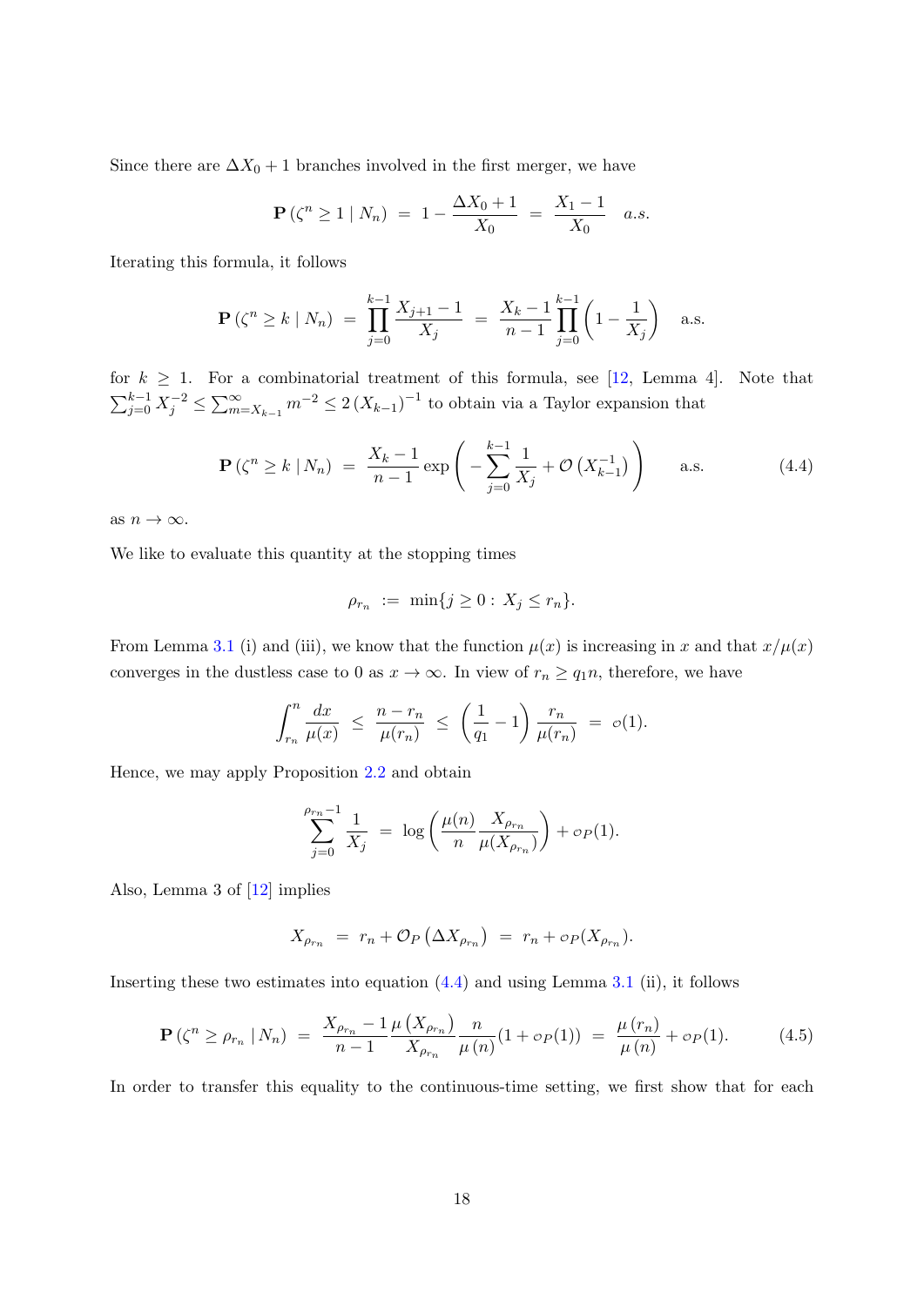Since there are $\Delta X_0 + 1$ branches involved in the first merger, we have

$$\mathbf{P}\left(\zeta^n \geq 1 \mid N_n\right) \;=\; 1 - \frac{\Delta X_0 + 1}{X_0} \;=\; \frac{X_1 - 1}{X_0} \quad a.s.$$

Iterating this formula, it follows

$$\mathbf{P}\left(\zeta^n \geq k \mid N_n\right) \;=\; \prod_{j=0}^{k-1} \frac{X_{j+1} - 1}{X_j} \;=\; \frac{X_k - 1}{n-1} \prod_{j=0}^{k-1} \left(1 - \frac{1}{X_j}\right) \quad \text{a.s.}$$

for $k \geq 1$. For a combinatorial treatment of this formula, see [12, Lemma 4]. Note that $\sum_{j=0}^{k-1} X_j^{-2} \leq \sum_{m=X_{k-1}}^{\infty} m^{-2} \leq 2\left(X_{k-1}\right)^{-1}$ to obtain via a Taylor expansion that

$$\mathbf{P}\left(\zeta^n \geq k \mid N_n\right) \;=\; \frac{X_k - 1}{n-1} \exp\left( -\sum_{j=0}^{k-1} \frac{1}{X_j} + \mathcal{O}\left(X_{k-1}^{-1}\right) \right) \qquad \text{a.s.} \tag{4.4}$$

as $n \to \infty$.

We like to evaluate this quantity at the stopping times

$$\rho_{r_n} \;:=\; \min\{j \geq 0 : \, X_j \leq r_n\}.$$

From Lemma 3.1 (i) and (iii), we know that the function $\mu(x)$ is increasing in $x$ and that $x/\mu(x)$ converges in the dustless case to 0 as $x \to \infty$. In view of $r_n \geq q_1 n$, therefore, we have

$$\int_{r_n}^{n} \frac{dx}{\mu(x)} \;\leq\; \frac{n - r_n}{\mu(r_n)} \;\leq\; \left(\frac{1}{q_1} - 1\right) \frac{r_n}{\mu(r_n)} \;=\; o(1).$$

Hence, we may apply Proposition 2.2 and obtain

$$\sum_{j=0}^{\rho_{r_n}-1} \frac{1}{X_j} \;=\; \log\left( \frac{\mu(n)}{n} \frac{X_{\rho_{r_n}}}{\mu(X_{\rho_{r_n}})} \right) + o_P(1).$$

Also, Lemma 3 of [12] implies

$$X_{\rho_{r_n}} \;=\; r_n + \mathcal{O}_P\left(\Delta X_{\rho_{r_n}}\right) \;=\; r_n + o_P(X_{\rho_{r_n}}).$$

Inserting these two estimates into equation (4.4) and using Lemma 3.1 (ii), it follows

$$\mathbf{P}\left(\zeta^n \geq \rho_{r_n} \mid N_n\right) \;=\; \frac{X_{\rho_{r_n}} - 1}{n-1} \frac{\mu\left(X_{\rho_{r_n}}\right)}{X_{\rho_{r_n}}} \frac{n}{\mu\left(n\right)} (1 + o_P(1)) \;=\; \frac{\mu\left(r_n\right)}{\mu\left(n\right)} + o_P(1). \tag{4.5}$$

In order to transfer this equality to the continuous-time setting, we first show that for each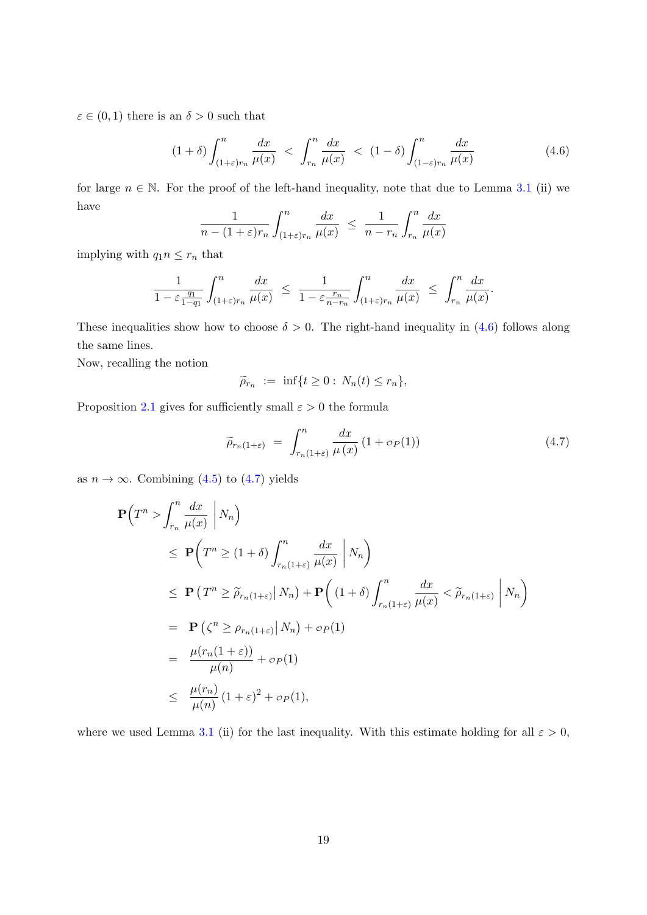$\varepsilon \in (0,1)$ there is an $\delta > 0$ such that

$$(1+\delta)\int_{(1+\varepsilon)r_n}^{n} \frac{dx}{\mu(x)} \;<\; \int_{r_n}^{n} \frac{dx}{\mu(x)} \;<\; (1-\delta)\int_{(1-\varepsilon)r_n}^{n} \frac{dx}{\mu(x)} \tag{4.6}$$

for large $n \in \mathbb{N}$. For the proof of the left-hand inequality, note that due to Lemma 3.1 (ii) we have

$$\frac{1}{n-(1+\varepsilon)r_n}\int_{(1+\varepsilon)r_n}^{n} \frac{dx}{\mu(x)} \;\le\; \frac{1}{n-r_n}\int_{r_n}^{n} \frac{dx}{\mu(x)}$$

implying with $q_1 n \le r_n$ that

$$\frac{1}{1-\varepsilon\frac{q_1}{1-q_1}}\int_{(1+\varepsilon)r_n}^{n} \frac{dx}{\mu(x)} \;\le\; \frac{1}{1-\varepsilon\frac{r_n}{n-r_n}}\int_{(1+\varepsilon)r_n}^{n} \frac{dx}{\mu(x)} \;\le\; \int_{r_n}^{n} \frac{dx}{\mu(x)}.$$

These inequalities show how to choose $\delta > 0$. The right-hand inequality in (4.6) follows along the same lines.

Now, recalling the notion

$$\widetilde{\rho}_{r_n} \;:=\; \inf\{t \ge 0 :\, N_n(t) \le r_n\},$$

Proposition 2.1 gives for sufficiently small $\varepsilon > 0$ the formula

$$\widetilde{\rho}_{r_n(1+\varepsilon)} \;=\; \int_{r_n(1+\varepsilon)}^{n} \frac{dx}{\mu\,(x)}\,(1+o_P(1)) \tag{4.7}$$

as $n \to \infty$. Combining (4.5) to (4.7) yields

$$\begin{aligned}
&\mathbf{P}\Big(T^n > \int_{r_n}^{n} \frac{dx}{\mu(x)}\;\Big|\, N_n\Big)\\
&\quad\le\; \mathbf{P}\Big(T^n \ge (1+\delta)\int_{r_n(1+\varepsilon)}^{n} \frac{dx}{\mu(x)}\;\Big|\, N_n\Big)\\
&\quad\le\; \mathbf{P}\left(T^n \ge \widetilde{\rho}_{r_n(1+\varepsilon)} \big|\, N_n\right) + \mathbf{P}\Big((1+\delta)\int_{r_n(1+\varepsilon)}^{n} \frac{dx}{\mu(x)} < \widetilde{\rho}_{r_n(1+\varepsilon)}\;\Big|\, N_n\Big)\\
&\quad=\; \mathbf{P}\left(\zeta^n \ge \rho_{r_n(1+\varepsilon)} \big|\, N_n\right) + o_P(1)\\
&\quad=\; \frac{\mu(r_n(1+\varepsilon))}{\mu(n)} + o_P(1)\\
&\quad\le\; \frac{\mu(r_n)}{\mu(n)}\,(1+\varepsilon)^2 + o_P(1),
\end{aligned}$$

where we used Lemma 3.1 (ii) for the last inequality. With this estimate holding for all $\varepsilon > 0$,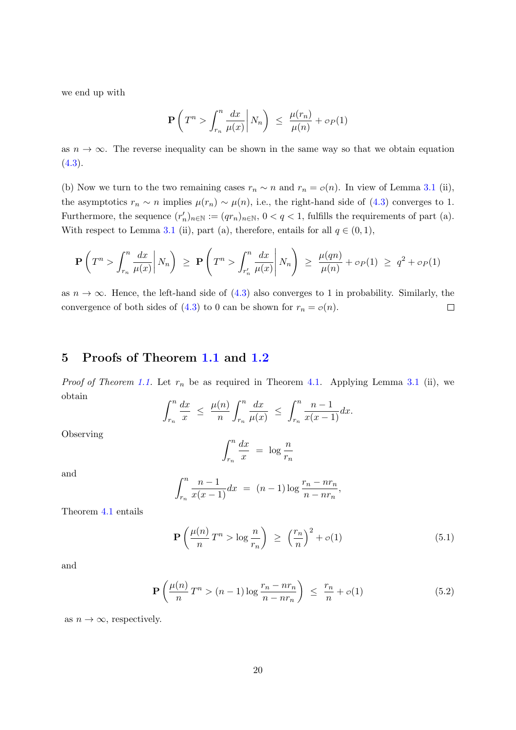we end up with

$$\mathbf{P}\left(T^n > \int_{r_n}^n \frac{dx}{\mu(x)}\middle| N_n\right) \;\leq\; \frac{\mu(r_n)}{\mu(n)} + o_P(1)$$

as $n \to \infty$. The reverse inequality can be shown in the same way so that we obtain equation (4.3).

(b) Now we turn to the two remaining cases $r_n \sim n$ and $r_n = o(n)$. In view of Lemma 3.1 (ii), the asymptotics $r_n \sim n$ implies $\mu(r_n) \sim \mu(n)$, i.e., the right-hand side of (4.3) converges to 1. Furthermore, the sequence $(r_n')_{n\in\mathbb{N}} := (qr_n)_{n\in\mathbb{N}}$, $0 < q < 1$, fulfills the requirements of part (a). With respect to Lemma 3.1 (ii), part (a), therefore, entails for all $q \in (0,1)$,

$$\mathbf{P}\left(T^n > \int_{r_n}^n \frac{dx}{\mu(x)}\middle| N_n\right) \;\geq\; \mathbf{P}\left(T^n > \int_{r_n'}^n \frac{dx}{\mu(x)}\middle| N_n\right) \;\geq\; \frac{\mu(qn)}{\mu(n)} + o_P(1) \;\geq\; q^2 + o_P(1)$$

as $n \to \infty$. Hence, the left-hand side of (4.3) also converges to 1 in probability. Similarly, the convergence of both sides of (4.3) to 0 can be shown for $r_n = o(n)$. □

## 5 Proofs of Theorem 1.1 and 1.2

*Proof of Theorem 1.1.* Let $r_n$ be as required in Theorem 4.1. Applying Lemma 3.1 (ii), we obtain

$$\int_{r_n}^n \frac{dx}{x} \;\leq\; \frac{\mu(n)}{n}\int_{r_n}^n \frac{dx}{\mu(x)} \;\leq\; \int_{r_n}^n \frac{n-1}{x(x-1)}dx.$$

Observing

$$\int_{r_n}^n \frac{dx}{x} \;=\; \log\frac{n}{r_n}$$

and

$$\int_{r_n}^n \frac{n-1}{x(x-1)}dx \;=\; (n-1)\log\frac{r_n - nr_n}{n - nr_n},$$

Theorem 4.1 entails

$$\mathbf{P}\left(\frac{\mu(n)}{n}T^n > \log\frac{n}{r_n}\right) \;\geq\; \left(\frac{r_n}{n}\right)^2 + o(1) \tag{5.1}$$

and

$$\mathbf{P}\left(\frac{\mu(n)}{n}T^n > (n-1)\log\frac{r_n - nr_n}{n - nr_n}\right) \;\leq\; \frac{r_n}{n} + o(1) \tag{5.2}$$

as $n \to \infty$, respectively.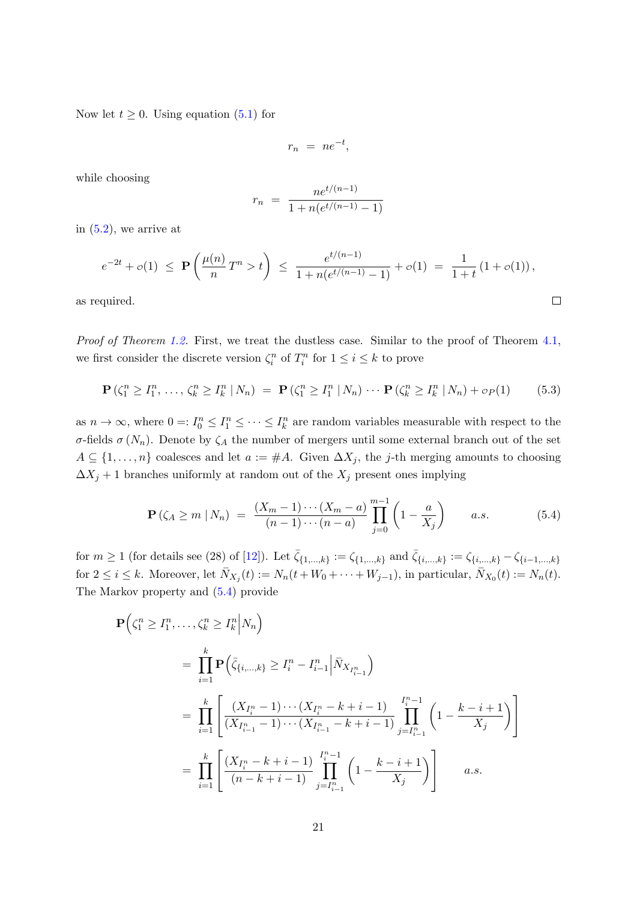Now let $t \geq 0$. Using equation (5.1) for

$$r_n \; = \; ne^{-t},$$

while choosing

$$r_n \; = \; \frac{ne^{t/(n-1)}}{1 + n(e^{t/(n-1)} - 1)}$$

in (5.2), we arrive at

$$e^{-2t} + o(1) \; \leq \; \mathbf{P}\left(\frac{\mu(n)}{n} T^n > t\right) \; \leq \; \frac{e^{t/(n-1)}}{1 + n(e^{t/(n-1)} - 1)} + o(1) \; = \; \frac{1}{1+t}\left(1 + o(1)\right),$$

as required. $\square$

*Proof of Theorem 1.2.* First, we treat the dustless case. Similar to the proof of Theorem 4.1, we first consider the discrete version $\zeta_i^n$ of $T_i^n$ for $1 \leq i \leq k$ to prove

$$\mathbf{P}\left(\zeta_1^n \geq I_1^n, \ldots, \zeta_k^n \geq I_k^n \mid N_n\right) \; = \; \mathbf{P}\left(\zeta_1^n \geq I_1^n \mid N_n\right) \cdots \mathbf{P}\left(\zeta_k^n \geq I_k^n \mid N_n\right) + o_P(1) \qquad (5.3)$$

as $n \to \infty$, where $0 =: I_0^n \leq I_1^n \leq \cdots \leq I_k^n$ are random variables measurable with respect to the $\sigma$-fields $\sigma(N_n)$. Denote by $\zeta_A$ the number of mergers until some external branch out of the set $A \subseteq \{1, \ldots, n\}$ coalesces and let $a := \#A$. Given $\Delta X_j$, the $j$-th merging amounts to choosing $\Delta X_j + 1$ branches uniformly at random out of the $X_j$ present ones implying

$$\mathbf{P}\left(\zeta_A \geq m \mid N_n\right) \; = \; \frac{(X_m - 1) \cdots (X_m - a)}{(n-1) \cdots (n-a)} \prod_{j=0}^{m-1} \left(1 - \frac{a}{X_j}\right) \qquad a.s. \qquad (5.4)$$

for $m \geq 1$ (for details see (28) of [12]). Let $\bar{\zeta}_{\{1,\ldots,k\}} := \zeta_{\{1,\ldots,k\}}$ and $\bar{\zeta}_{\{i,\ldots,k\}} := \zeta_{\{i,\ldots,k\}} - \zeta_{\{i-1,\ldots,k\}}$ for $2 \leq i \leq k$. Moreover, let $\bar{N}_{X_j}(t) := N_n(t + W_0 + \cdots + W_{j-1})$, in particular, $\bar{N}_{X_0}(t) := N_n(t)$. The Markov property and (5.4) provide

$$\begin{aligned}
\mathbf{P}\Big(\zeta_1^n &\geq I_1^n, \ldots, \zeta_k^n \geq I_k^n \Big| N_n\Big) \\
&= \prod_{i=1}^{k} \mathbf{P}\Big(\bar{\zeta}_{\{i,\ldots,k\}} \geq I_i^n - I_{i-1}^n \Big| \bar{N}_{X_{I_{i-1}^n}}\Big) \\
&= \prod_{i=1}^{k} \left[\frac{(X_{I_i^n} - 1) \cdots (X_{I_i^n} - k + i - 1)}{(X_{I_{i-1}^n} - 1) \cdots (X_{I_{i-1}^n} - k + i - 1)} \prod_{j=I_{i-1}^n}^{I_i^n - 1} \left(1 - \frac{k - i + 1}{X_j}\right)\right] \\
&= \prod_{i=1}^{k} \left[\frac{(X_{I_i^n} - k + i - 1)}{(n - k + i - 1)} \prod_{j=I_{i-1}^n}^{I_i^n - 1} \left(1 - \frac{k - i + 1}{X_j}\right)\right] \qquad a.s.
\end{aligned}$$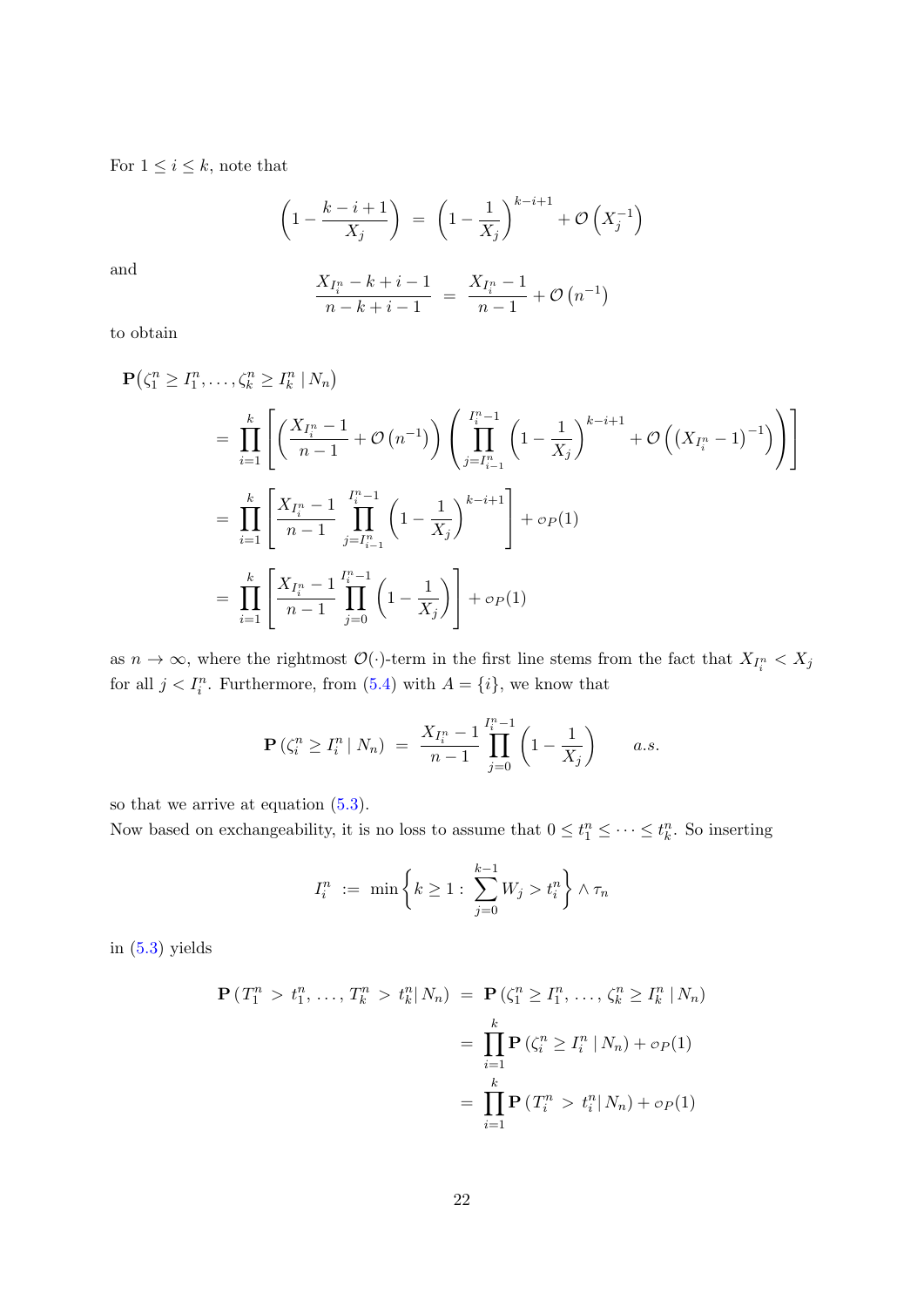For $1 \le i \le k$, note that

$$\left(1 - \frac{k-i+1}{X_j}\right) \;=\; \left(1 - \frac{1}{X_j}\right)^{k-i+1} + \mathcal{O}\left(X_j^{-1}\right)$$

and

$$\frac{X_{I_i^n} - k + i - 1}{n - k + i - 1} \;=\; \frac{X_{I_i^n} - 1}{n-1} + \mathcal{O}\left(n^{-1}\right)$$

to obtain

$$\begin{aligned}
&\mathbf{P}\big(\zeta_1^n \ge I_1^n, \ldots, \zeta_k^n \ge I_k^n \,|\, N_n\big) \\
&\quad= \prod_{i=1}^{k} \left[ \left( \frac{X_{I_i^n} - 1}{n-1} + \mathcal{O}\left(n^{-1}\right) \right) \left( \prod_{j=I_{i-1}^n}^{I_i^n - 1} \left(1 - \frac{1}{X_j}\right)^{k-i+1} + \mathcal{O}\left( \left(X_{I_i^n} - 1\right)^{-1} \right) \right) \right] \\
&\quad= \prod_{i=1}^{k} \left[ \frac{X_{I_i^n} - 1}{n-1} \prod_{j=I_{i-1}^n}^{I_i^n - 1} \left(1 - \frac{1}{X_j}\right)^{k-i+1} \right] + o_P(1) \\
&\quad= \prod_{i=1}^{k} \left[ \frac{X_{I_i^n} - 1}{n-1} \prod_{j=0}^{I_i^n - 1} \left(1 - \frac{1}{X_j}\right) \right] + o_P(1)
\end{aligned}$$

as $n \to \infty$, where the rightmost $\mathcal{O}(\cdot)$-term in the first line stems from the fact that $X_{I_i^n} < X_j$ for all $j < I_i^n$. Furthermore, from (5.4) with $A = \{i\}$, we know that

$$\mathbf{P}\left(\zeta_i^n \ge I_i^n \,|\, N_n\right) \;=\; \frac{X_{I_i^n} - 1}{n-1} \prod_{j=0}^{I_i^n - 1} \left(1 - \frac{1}{X_j}\right) \qquad a.s.$$

so that we arrive at equation (5.3).

Now based on exchangeability, it is no loss to assume that $0 \le t_1^n \le \cdots \le t_k^n$. So inserting

$$I_i^n \;:=\; \min\left\{ k \ge 1 : \sum_{j=0}^{k-1} W_j > t_i^n \right\} \wedge \tau_n$$

in (5.3) yields

$$\begin{aligned}
\mathbf{P}\left(T_1^n > t_1^n, \ldots, T_k^n > t_k^n \,|\, N_n\right) \;&=\; \mathbf{P}\left(\zeta_1^n \ge I_1^n, \ldots, \zeta_k^n \ge I_k^n \,|\, N_n\right) \\
&=\; \prod_{i=1}^{k} \mathbf{P}\left(\zeta_i^n \ge I_i^n \,|\, N_n\right) + o_P(1) \\
&=\; \prod_{i=1}^{k} \mathbf{P}\left(T_i^n > t_i^n \,|\, N_n\right) + o_P(1)
\end{aligned}$$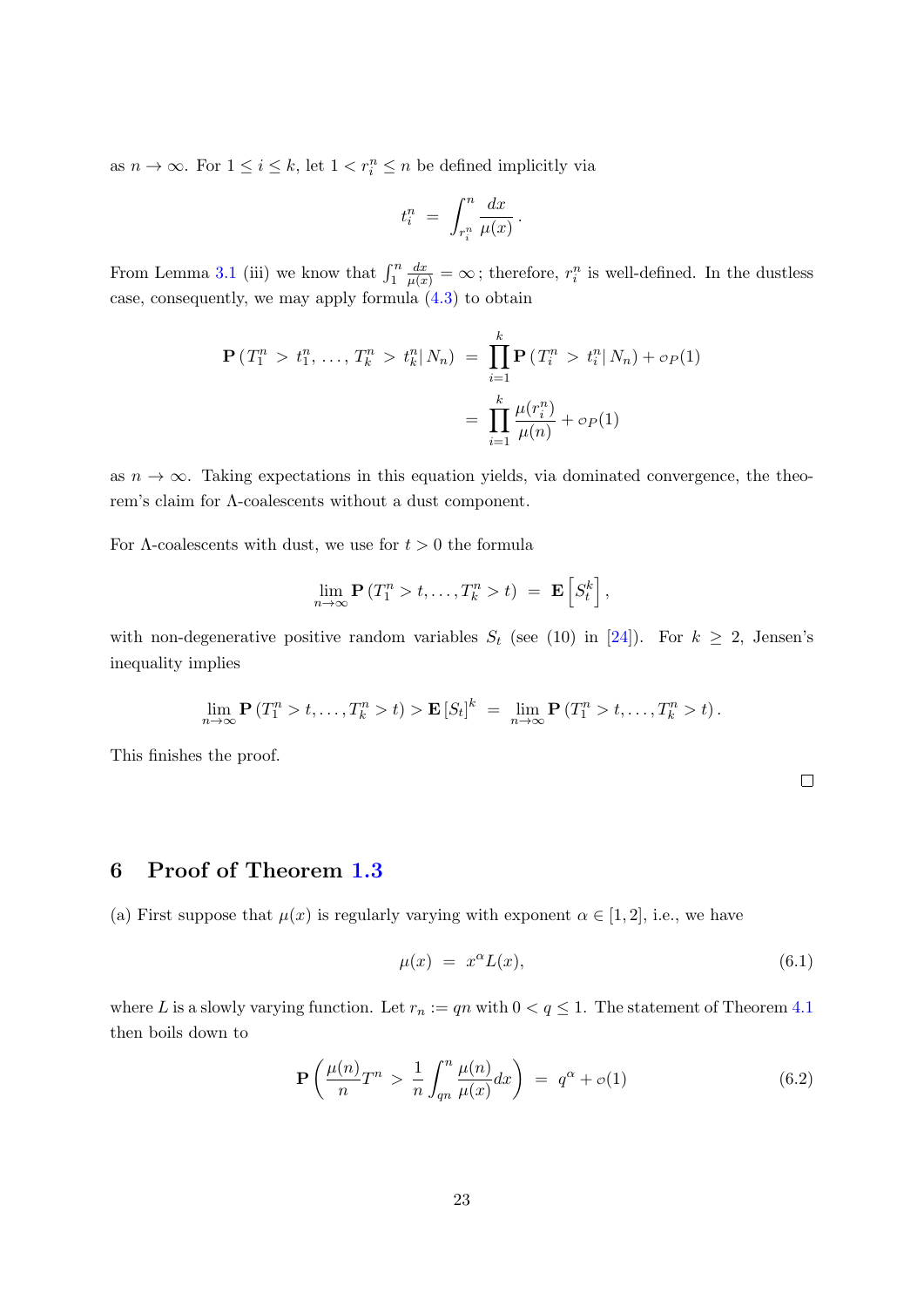as $n \to \infty$. For $1 \le i \le k$, let $1 < r_i^n \le n$ be defined implicitly via

$$t_i^n \;=\; \int_{r_i^n}^n \frac{dx}{\mu(x)}\,.$$

From Lemma 3.1 (iii) we know that $\int_1^n \frac{dx}{\mu(x)} = \infty$ ; therefore, $r_i^n$ is well-defined. In the dustless case, consequently, we may apply formula (4.3) to obtain

$$\begin{aligned}
\mathbf{P}\left(T_1^n > t_1^n, \ldots, T_k^n > t_k^n \,|\, N_n\right) \;&=\; \prod_{i=1}^k \mathbf{P}\left(T_i^n > t_i^n \,|\, N_n\right) + o_P(1) \\
&=\; \prod_{i=1}^k \frac{\mu(r_i^n)}{\mu(n)} + o_P(1)
\end{aligned}$$

as $n \to \infty$. Taking expectations in this equation yields, via dominated convergence, the theorem's claim for $\Lambda$-coalescents without a dust component.

For $\Lambda$-coalescents with dust, we use for $t > 0$ the formula

$$\lim_{n\to\infty} \mathbf{P}\left(T_1^n > t, \ldots, T_k^n > t\right) \;=\; \mathbf{E}\left[S_t^k\right],$$

with non-degenerative positive random variables $S_t$ (see (10) in [24]). For $k \ge 2$, Jensen's inequality implies

$$\lim_{n\to\infty} \mathbf{P}\left(T_1^n > t, \ldots, T_k^n > t\right) > \mathbf{E}\left[S_t\right]^k \;=\; \lim_{n\to\infty} \mathbf{P}\left(T_1^n > t, \ldots, T_k^n > t\right).$$

This finishes the proof.

□

## 6 Proof of Theorem 1.3

(a) First suppose that $\mu(x)$ is regularly varying with exponent $\alpha \in [1, 2]$, i.e., we have

$$\mu(x) \;=\; x^\alpha L(x), \tag{6.1}$$

where $L$ is a slowly varying function. Let $r_n := qn$ with $0 < q \le 1$. The statement of Theorem 4.1 then boils down to

$$\mathbf{P}\left(\frac{\mu(n)}{n} T^n > \frac{1}{n}\int_{qn}^n \frac{\mu(n)}{\mu(x)}dx\right) \;=\; q^\alpha + o(1) \tag{6.2}$$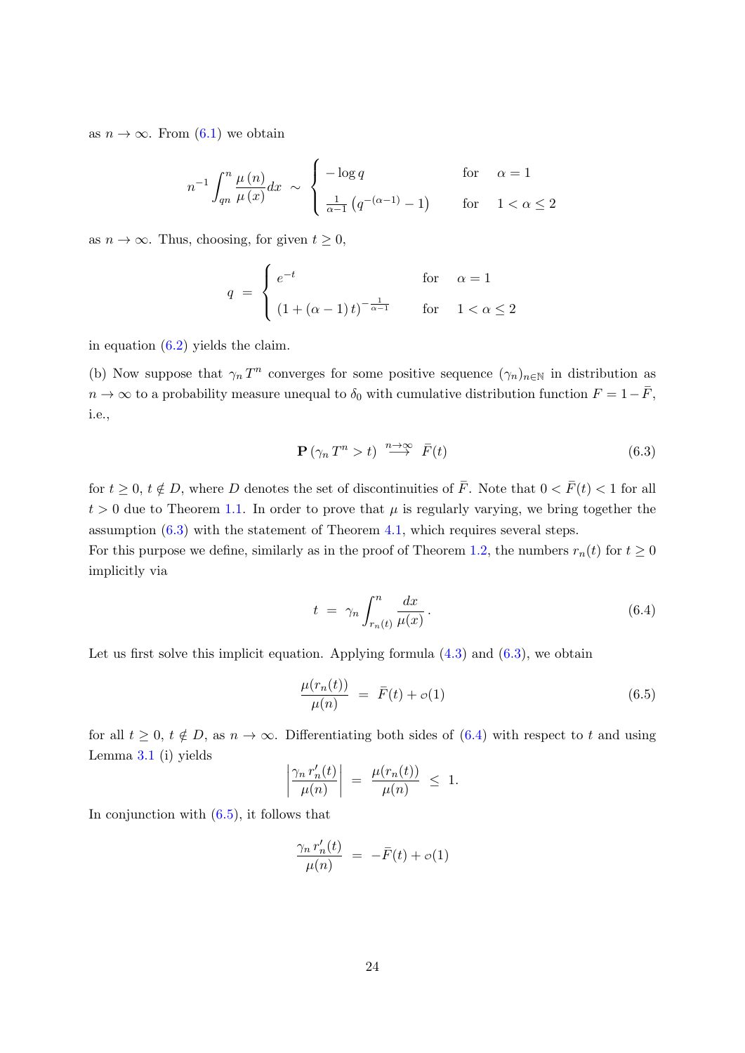as $n \to \infty$. From (6.1) we obtain

$$n^{-1} \int_{qn}^{n} \frac{\mu(n)}{\mu(x)} dx \sim \begin{cases} -\log q & \text{for} \quad \alpha = 1 \\ \frac{1}{\alpha - 1}\left(q^{-(\alpha-1)} - 1\right) & \text{for} \quad 1 < \alpha \le 2 \end{cases}$$

as $n \to \infty$. Thus, choosing, for given $t \ge 0$,

$$q = \begin{cases} e^{-t} & \text{for} \quad \alpha = 1 \\ \left(1 + (\alpha - 1)\, t\right)^{-\frac{1}{\alpha - 1}} & \text{for} \quad 1 < \alpha \le 2 \end{cases}$$

in equation (6.2) yields the claim.

(b) Now suppose that $\gamma_n T^n$ converges for some positive sequence $(\gamma_n)_{n \in \mathbb{N}}$ in distribution as $n \to \infty$ to a probability measure unequal to $\delta_0$ with cumulative distribution function $F = 1 - \bar{F}$, i.e.,

$$\mathbf{P}\left(\gamma_n T^n > t\right) \overset{n \to \infty}{\longrightarrow} \bar{F}(t) \tag{6.3}$$

for $t \ge 0$, $t \notin D$, where $D$ denotes the set of discontinuities of $\bar{F}$. Note that $0 < \bar{F}(t) < 1$ for all $t > 0$ due to Theorem 1.1. In order to prove that $\mu$ is regularly varying, we bring together the assumption (6.3) with the statement of Theorem 4.1, which requires several steps.
For this purpose we define, similarly as in the proof of Theorem 1.2, the numbers $r_n(t)$ for $t \ge 0$ implicitly via

$$t = \gamma_n \int_{r_n(t)}^{n} \frac{dx}{\mu(x)}\,. \tag{6.4}$$

Let us first solve this implicit equation. Applying formula (4.3) and (6.3), we obtain

$$\frac{\mu(r_n(t))}{\mu(n)} = \bar{F}(t) + o(1) \tag{6.5}$$

for all $t \ge 0$, $t \notin D$, as $n \to \infty$. Differentiating both sides of (6.4) with respect to $t$ and using Lemma 3.1 (i) yields

$$\left| \frac{\gamma_n\, r_n'(t)}{\mu(n)} \right| = \frac{\mu(r_n(t))}{\mu(n)} \le 1.$$

In conjunction with (6.5), it follows that

$$\frac{\gamma_n\, r_n'(t)}{\mu(n)} = -\bar{F}(t) + o(1)$$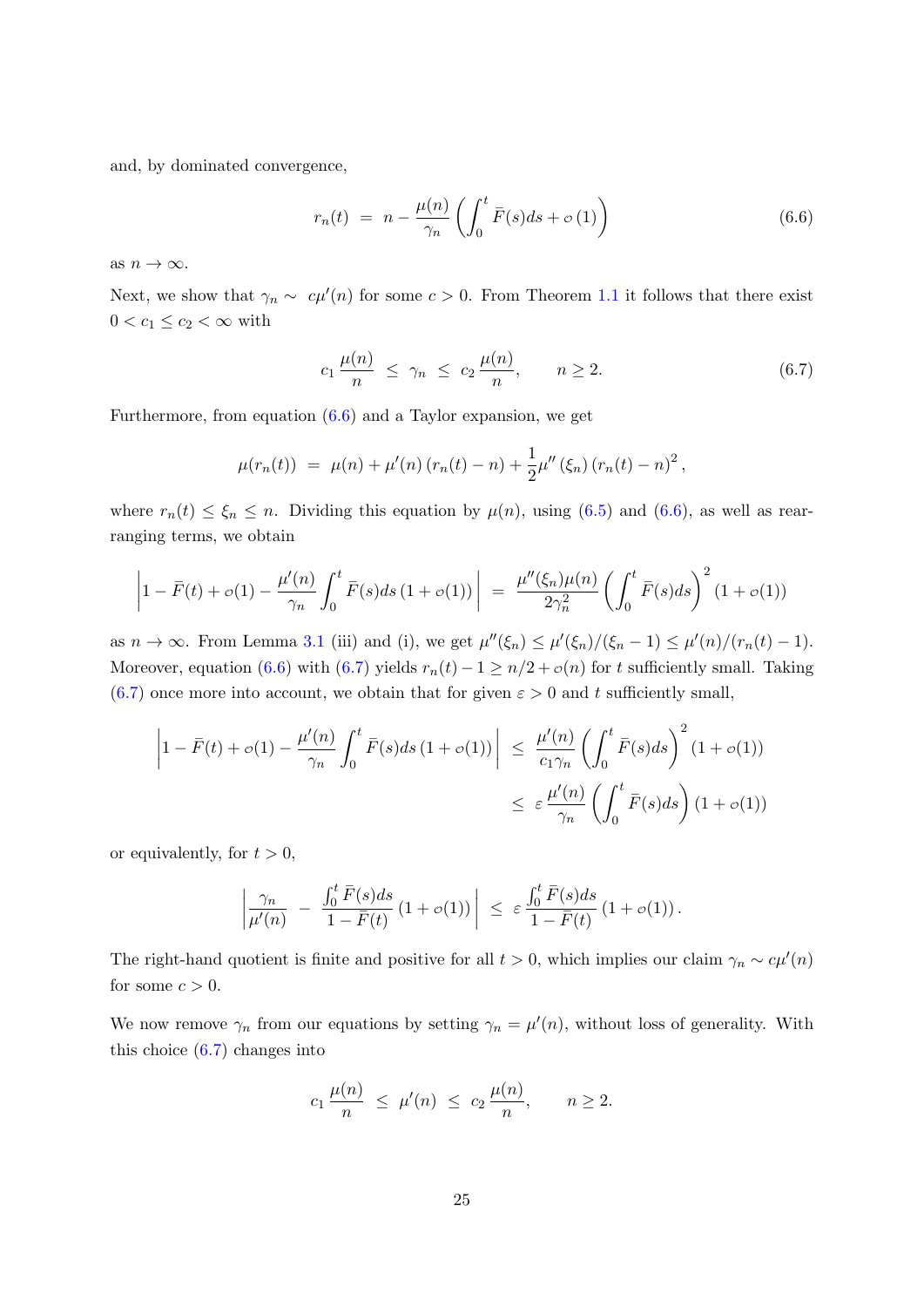and, by dominated convergence,

$$r_n(t) \;=\; n - \frac{\mu(n)}{\gamma_n}\left(\int_0^t \bar{F}(s)ds + o\,(1)\right) \tag{6.6}$$

as $n \to \infty$.

Next, we show that $\gamma_n \sim\; c\mu'(n)$ for some $c > 0$. From Theorem 1.1 it follows that there exist $0 < c_1 \le c_2 < \infty$ with

$$c_1\,\frac{\mu(n)}{n} \;\le\; \gamma_n \;\le\; c_2\,\frac{\mu(n)}{n}, \qquad n \ge 2. \tag{6.7}$$

Furthermore, from equation (6.6) and a Taylor expansion, we get

$$\mu(r_n(t)) \;=\; \mu(n) + \mu'(n)\,(r_n(t) - n) + \frac{1}{2}\mu''\,(\xi_n)\,(r_n(t) - n)^2\,,$$

where $r_n(t) \le \xi_n \le n$. Dividing this equation by $\mu(n)$, using (6.5) and (6.6), as well as rearranging terms, we obtain

$$\left|1 - \bar{F}(t) + o(1) - \frac{\mu'(n)}{\gamma_n}\int_0^t \bar{F}(s)ds\,(1 + o(1))\right| \;=\; \frac{\mu''(\xi_n)\mu(n)}{2\gamma_n^2}\left(\int_0^t \bar{F}(s)ds\right)^2(1 + o(1))$$

as $n \to \infty$. From Lemma 3.1 (iii) and (i), we get $\mu''(\xi_n) \le \mu'(\xi_n)/(\xi_n - 1) \le \mu'(n)/(r_n(t) - 1)$. Moreover, equation (6.6) with (6.7) yields $r_n(t) - 1 \ge n/2 + o(n)$ for $t$ sufficiently small. Taking (6.7) once more into account, we obtain that for given $\varepsilon > 0$ and $t$ sufficiently small,

$$\begin{aligned}\left|1 - \bar{F}(t) + o(1) - \frac{\mu'(n)}{\gamma_n}\int_0^t \bar{F}(s)ds\,(1 + o(1))\right| \;&\le\; \frac{\mu'(n)}{c_1\gamma_n}\left(\int_0^t \bar{F}(s)ds\right)^2(1 + o(1)) \\ &\le\; \varepsilon\,\frac{\mu'(n)}{\gamma_n}\left(\int_0^t \bar{F}(s)ds\right)(1 + o(1))\end{aligned}$$

or equivalently, for $t > 0$,

$$\left|\frac{\gamma_n}{\mu'(n)} \;-\; \frac{\int_0^t \bar{F}(s)ds}{1 - \bar{F}(t)}\,(1 + o(1))\right| \;\le\; \varepsilon\,\frac{\int_0^t \bar{F}(s)ds}{1 - \bar{F}(t)}\,(1 + o(1))\,.$$

The right-hand quotient is finite and positive for all $t > 0$, which implies our claim $\gamma_n \sim c\mu'(n)$ for some $c > 0$.

We now remove $\gamma_n$ from our equations by setting $\gamma_n = \mu'(n)$, without loss of generality. With this choice (6.7) changes into

$$c_1\,\frac{\mu(n)}{n} \;\le\; \mu'(n) \;\le\; c_2\,\frac{\mu(n)}{n}, \qquad n \ge 2.$$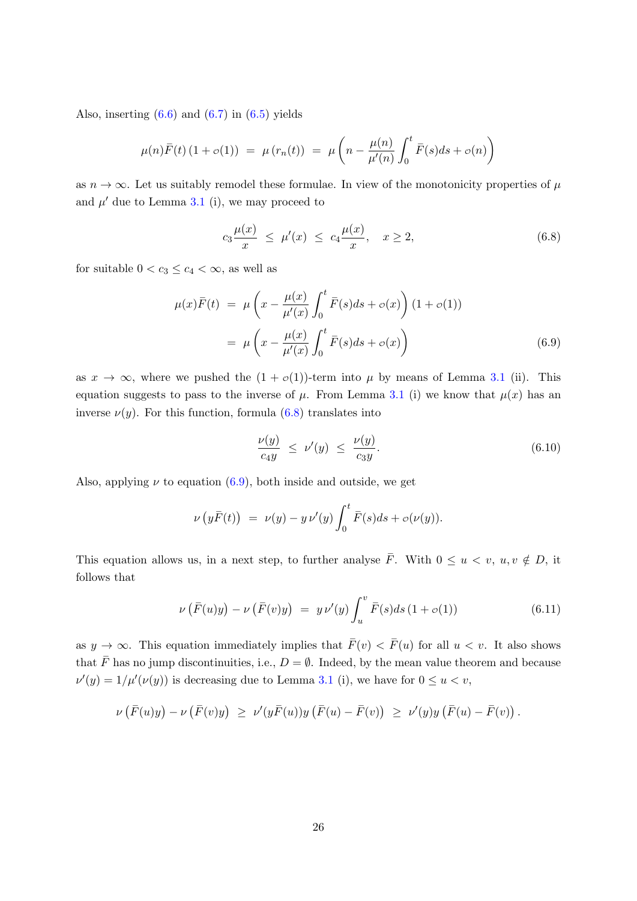Also, inserting (6.6) and (6.7) in (6.5) yields

$$\mu(n)\bar{F}(t)\,(1+o(1)) \;=\; \mu\left(r_n(t)\right) \;=\; \mu\left(n - \frac{\mu(n)}{\mu'(n)}\int_0^t \bar{F}(s)ds + o(n)\right)$$

as $n \to \infty$. Let us suitably remodel these formulae. In view of the monotonicity properties of $\mu$ and $\mu'$ due to Lemma 3.1 (i), we may proceed to

$$c_3\frac{\mu(x)}{x} \;\le\; \mu'(x) \;\le\; c_4\frac{\mu(x)}{x}, \quad x \ge 2, \tag{6.8}$$

for suitable $0 < c_3 \le c_4 < \infty$, as well as

$$\begin{aligned}
\mu(x)\bar{F}(t) \;&=\; \mu\left(x - \frac{\mu(x)}{\mu'(x)}\int_0^t \bar{F}(s)ds + o(x)\right)(1+o(1)) \\
\;&=\; \mu\left(x - \frac{\mu(x)}{\mu'(x)}\int_0^t \bar{F}(s)ds + o(x)\right)
\end{aligned} \tag{6.9}$$

as $x \to \infty$, where we pushed the $(1+o(1))$-term into $\mu$ by means of Lemma 3.1 (ii). This equation suggests to pass to the inverse of $\mu$. From Lemma 3.1 (i) we know that $\mu(x)$ has an inverse $\nu(y)$. For this function, formula (6.8) translates into

$$\frac{\nu(y)}{c_4 y} \;\le\; \nu'(y) \;\le\; \frac{\nu(y)}{c_3 y}. \tag{6.10}$$

Also, applying $\nu$ to equation (6.9), both inside and outside, we get

$$\nu\left(y\bar{F}(t)\right) \;=\; \nu(y) - y\,\nu'(y)\int_0^t \bar{F}(s)ds + o(\nu(y)).$$

This equation allows us, in a next step, to further analyse $\bar{F}$. With $0 \le u < v$, $u, v \notin D$, it follows that

$$\nu\left(\bar{F}(u)y\right) - \nu\left(\bar{F}(v)y\right) \;=\; y\,\nu'(y)\int_u^v \bar{F}(s)ds\,(1+o(1)) \tag{6.11}$$

as $y \to \infty$. This equation immediately implies that $\bar{F}(v) < \bar{F}(u)$ for all $u < v$. It also shows that $\bar{F}$ has no jump discontinuities, i.e., $D = \emptyset$. Indeed, by the mean value theorem and because $\nu'(y) = 1/\mu'(\nu(y))$ is decreasing due to Lemma 3.1 (i), we have for $0 \le u < v$,

$$\nu\left(\bar{F}(u)y\right) - \nu\left(\bar{F}(v)y\right) \;\ge\; \nu'(y\bar{F}(u))y\left(\bar{F}(u) - \bar{F}(v)\right) \;\ge\; \nu'(y)y\left(\bar{F}(u) - \bar{F}(v)\right).$$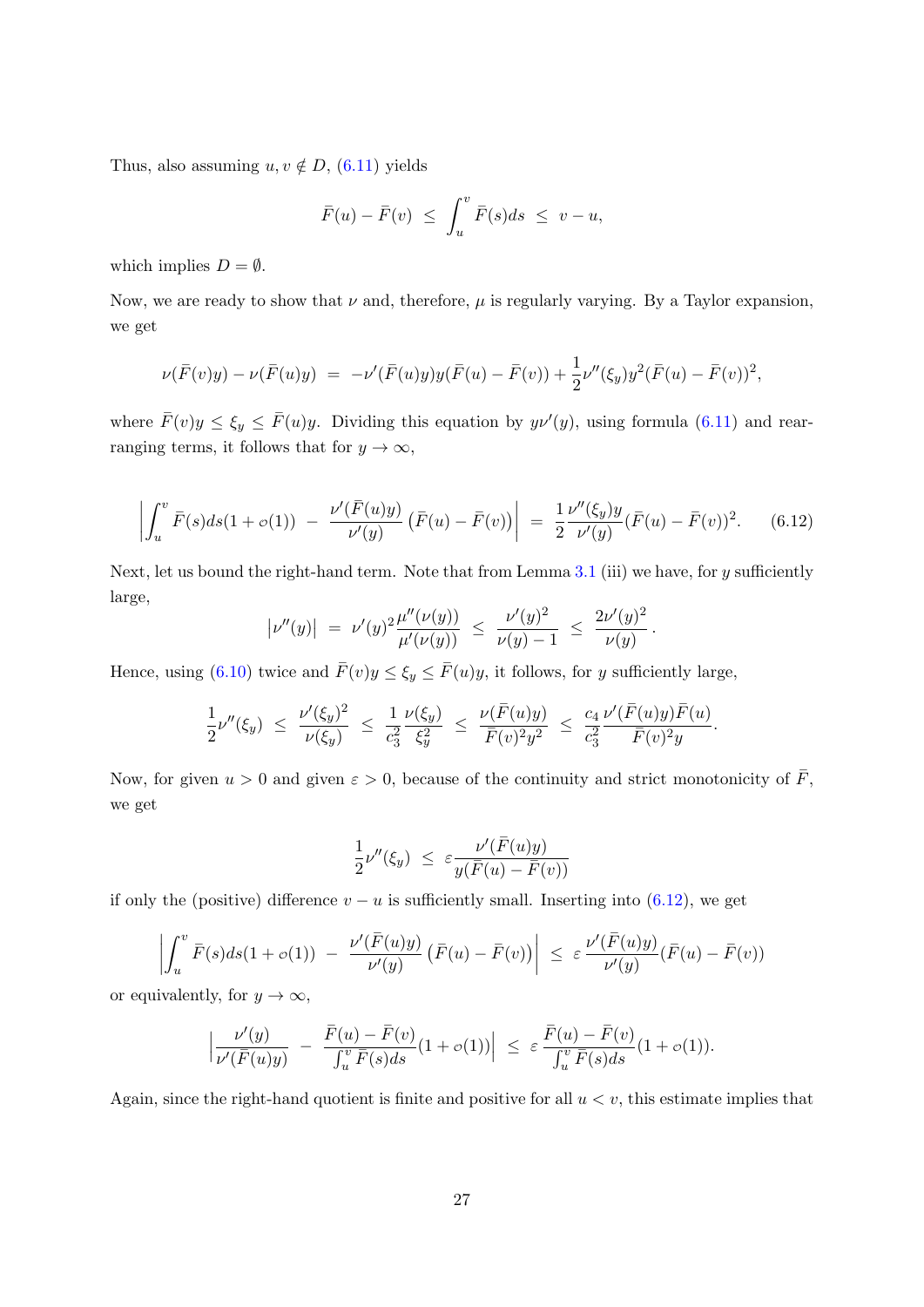Thus, also assuming $u, v \notin D$, (6.11) yields

$$\bar{F}(u) - \bar{F}(v) \;\leq\; \int_u^v \bar{F}(s)ds \;\leq\; v - u,$$

which implies $D = \emptyset$.

Now, we are ready to show that $\nu$ and, therefore, $\mu$ is regularly varying. By a Taylor expansion, we get

$$\nu(\bar{F}(v)y) - \nu(\bar{F}(u)y) \;=\; -\nu'(\bar{F}(u)y)y(\bar{F}(u) - \bar{F}(v)) + \frac{1}{2}\nu''(\xi_y)y^2(\bar{F}(u) - \bar{F}(v))^2,$$

where $\bar{F}(v)y \leq \xi_y \leq \bar{F}(u)y$. Dividing this equation by $y\nu'(y)$, using formula (6.11) and rearranging terms, it follows that for $y \to \infty$,

$$\left| \int_u^v \bar{F}(s)ds(1 + o(1)) \;-\; \frac{\nu'(\bar{F}(u)y)}{\nu'(y)}\left(\bar{F}(u) - \bar{F}(v)\right) \right| \;=\; \frac{1}{2}\frac{\nu''(\xi_y)y}{\nu'(y)}(\bar{F}(u) - \bar{F}(v))^2. \qquad (6.12)$$

Next, let us bound the right-hand term. Note that from Lemma 3.1 (iii) we have, for $y$ sufficiently large,

$$\left|\nu''(y)\right| \;=\; \nu'(y)^2\frac{\mu''(\nu(y))}{\mu'(\nu(y))} \;\leq\; \frac{\nu'(y)^2}{\nu(y) - 1} \;\leq\; \frac{2\nu'(y)^2}{\nu(y)}.$$

Hence, using (6.10) twice and $\bar{F}(v)y \leq \xi_y \leq \bar{F}(u)y$, it follows, for $y$ sufficiently large,

$$\frac{1}{2}\nu''(\xi_y) \;\leq\; \frac{\nu'(\xi_y)^2}{\nu(\xi_y)} \;\leq\; \frac{1}{c_3^2}\frac{\nu(\xi_y)}{\xi_y^2} \;\leq\; \frac{\nu(\bar{F}(u)y)}{\bar{F}(v)^2y^2} \;\leq\; \frac{c_4}{c_3^2}\frac{\nu'(\bar{F}(u)y)\bar{F}(u)}{\bar{F}(v)^2 y}.$$

Now, for given $u > 0$ and given $\varepsilon > 0$, because of the continuity and strict monotonicity of $\bar{F}$, we get

$$\frac{1}{2}\nu''(\xi_y) \;\leq\; \varepsilon\frac{\nu'(\bar{F}(u)y)}{y(\bar{F}(u) - \bar{F}(v))}$$

if only the (positive) difference $v - u$ is sufficiently small. Inserting into (6.12), we get

$$\left| \int_u^v \bar{F}(s)ds(1 + o(1)) \;-\; \frac{\nu'(\bar{F}(u)y)}{\nu'(y)}\left(\bar{F}(u) - \bar{F}(v)\right) \right| \;\leq\; \varepsilon\frac{\nu'(\bar{F}(u)y)}{\nu'(y)}(\bar{F}(u) - \bar{F}(v))$$

or equivalently, for $y \to \infty$,

$$\left|\frac{\nu'(y)}{\nu'(\bar{F}(u)y)} \;-\; \frac{\bar{F}(u) - \bar{F}(v)}{\int_u^v \bar{F}(s)ds}(1 + o(1))\right| \;\leq\; \varepsilon\,\frac{\bar{F}(u) - \bar{F}(v)}{\int_u^v \bar{F}(s)ds}(1 + o(1)).$$

Again, since the right-hand quotient is finite and positive for all $u < v$, this estimate implies that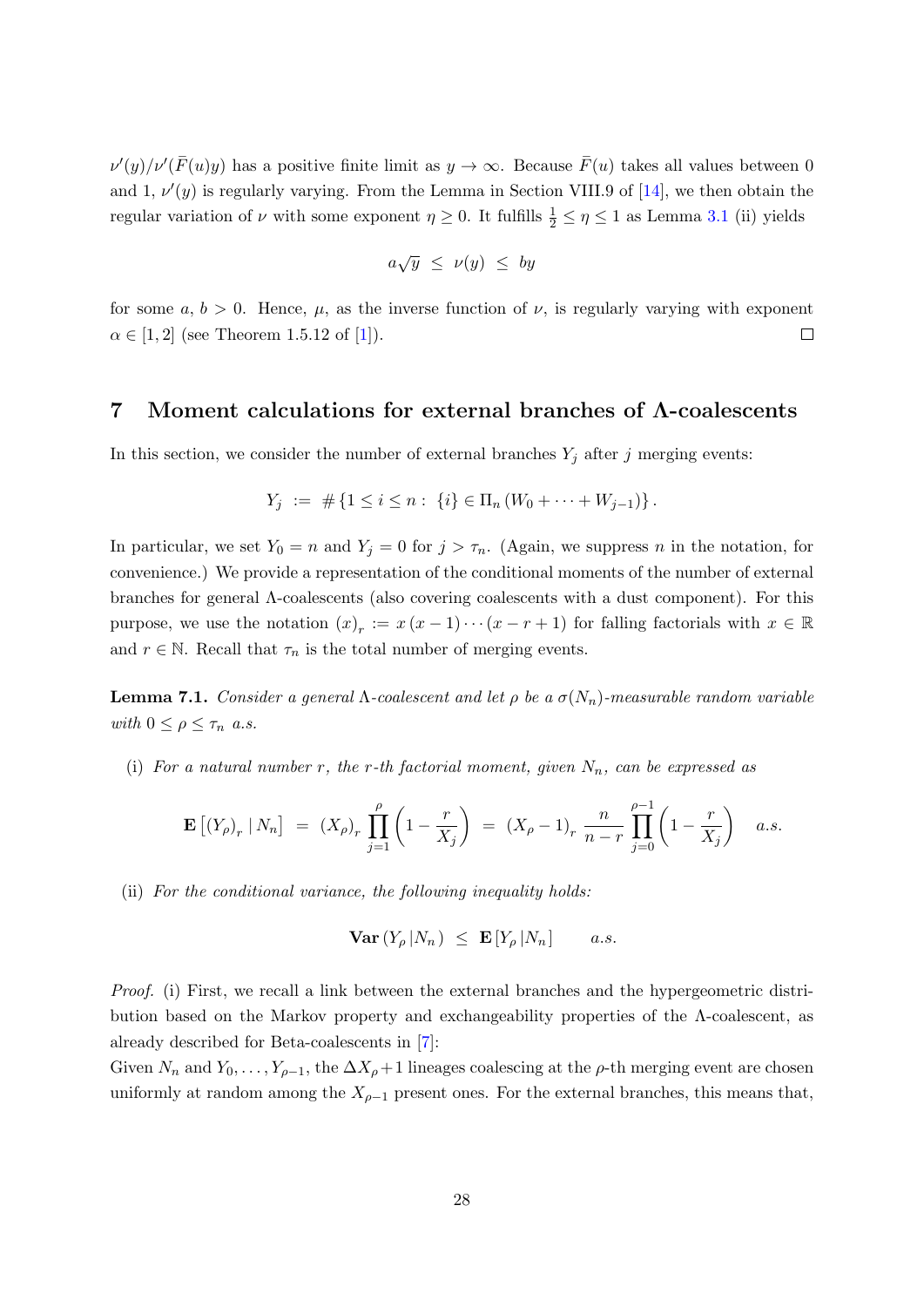$\nu'(y)/\nu'(\bar{F}(u)y)$ has a positive finite limit as $y \to \infty$. Because $\bar{F}(u)$ takes all values between 0 and 1, $\nu'(y)$ is regularly varying. From the Lemma in Section VIII.9 of [14], we then obtain the regular variation of $\nu$ with some exponent $\eta \geq 0$. It fulfills $\frac{1}{2} \leq \eta \leq 1$ as Lemma 3.1 (ii) yields

$$a\sqrt{y} \;\leq\; \nu(y) \;\leq\; by$$

for some $a,\, b > 0$. Hence, $\mu$, as the inverse function of $\nu$, is regularly varying with exponent $\alpha \in [1,2]$ (see Theorem 1.5.12 of [1]). ◻

## 7 Moment calculations for external branches of Λ-coalescents

In this section, we consider the number of external branches $Y_j$ after $j$ merging events:

$$Y_j \;:=\; \#\{1 \leq i \leq n :\; \{i\} \in \Pi_n\left(W_0 + \cdots + W_{j-1}\right)\}.$$

In particular, we set $Y_0 = n$ and $Y_j = 0$ for $j > \tau_n$. (Again, we suppress $n$ in the notation, for convenience.) We provide a representation of the conditional moments of the number of external branches for general Λ-coalescents (also covering coalescents with a dust component). For this purpose, we use the notation $(x)_r := x\,(x-1)\cdots(x-r+1)$ for falling factorials with $x \in \mathbb{R}$ and $r \in \mathbb{N}$. Recall that $\tau_n$ is the total number of merging events.

**Lemma 7.1.** *Consider a general Λ-coalescent and let $\rho$ be a $\sigma(N_n)$-measurable random variable with $0 \leq \rho \leq \tau_n$ a.s.*

(i) *For a natural number $r$, the $r$-th factorial moment, given $N_n$, can be expressed as*

$$\mathbf{E}\left[(Y_\rho)_r \mid N_n\right] \;=\; (X_\rho)_r \prod_{j=1}^{\rho}\left(1 - \frac{r}{X_j}\right) \;=\; (X_\rho - 1)_r\, \frac{n}{n-r} \prod_{j=0}^{\rho-1}\left(1 - \frac{r}{X_j}\right) \quad a.s.$$

(ii) *For the conditional variance, the following inequality holds:*

$$\mathbf{Var}\left(Y_\rho \,|\, N_n\right) \;\leq\; \mathbf{E}\left[Y_\rho \,|\, N_n\right] \qquad a.s.$$

*Proof.* (i) First, we recall a link between the external branches and the hypergeometric distribution based on the Markov property and exchangeability properties of the Λ-coalescent, as already described for Beta-coalescents in [7]:
Given $N_n$ and $Y_0, \ldots, Y_{\rho-1}$, the $\Delta X_\rho + 1$ lineages coalescing at the $\rho$-th merging event are chosen uniformly at random among the $X_{\rho-1}$ present ones. For the external branches, this means that,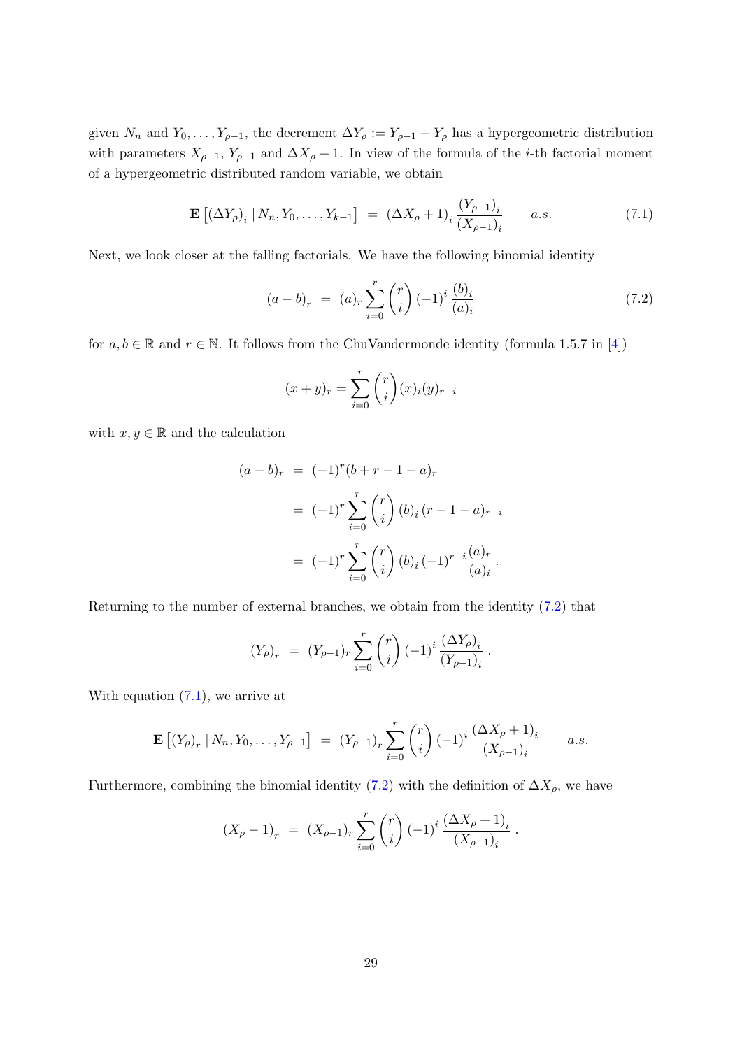given $N_n$ and $Y_0, \dots, Y_{\rho-1}$, the decrement $\Delta Y_\rho := Y_{\rho-1} - Y_\rho$ has a hypergeometric distribution with parameters $X_{\rho-1}$, $Y_{\rho-1}$ and $\Delta X_\rho + 1$. In view of the formula of the $i$-th factorial moment of a hypergeometric distributed random variable, we obtain

$$\mathbf{E}\left[(\Delta Y_\rho)_i \mid N_n, Y_0, \dots, Y_{k-1}\right] \;=\; (\Delta X_\rho + 1)_i \frac{(Y_{\rho-1})_i}{(X_{\rho-1})_i} \qquad a.s. \tag{7.1}$$

Next, we look closer at the falling factorials. We have the following binomial identity

$$(a-b)_r \;=\; (a)_r \sum_{i=0}^{r} \binom{r}{i} (-1)^i \frac{(b)_i}{(a)_i} \tag{7.2}$$

for $a, b \in \mathbb{R}$ and $r \in \mathbb{N}$. It follows from the ChuVandermonde identity (formula 1.5.7 in [4])

$$(x+y)_r = \sum_{i=0}^{r} \binom{r}{i} (x)_i (y)_{r-i}$$

with $x, y \in \mathbb{R}$ and the calculation

$$\begin{aligned}
(a-b)_r \;&=\; (-1)^r (b + r - 1 - a)_r \\
&=\; (-1)^r \sum_{i=0}^{r} \binom{r}{i} (b)_i \, (r-1-a)_{r-i} \\
&=\; (-1)^r \sum_{i=0}^{r} \binom{r}{i} (b)_i \, (-1)^{r-i} \frac{(a)_r}{(a)_i} .
\end{aligned}$$

Returning to the number of external branches, we obtain from the identity (7.2) that

$$(Y_\rho)_r \;=\; (Y_{\rho-1})_r \sum_{i=0}^{r} \binom{r}{i} (-1)^i \frac{(\Delta Y_\rho)_i}{(Y_{\rho-1})_i} .$$

With equation (7.1), we arrive at

$$\mathbf{E}\left[(Y_\rho)_r \mid N_n, Y_0, \dots, Y_{\rho-1}\right] \;=\; (Y_{\rho-1})_r \sum_{i=0}^{r} \binom{r}{i} (-1)^i \frac{(\Delta X_\rho + 1)_i}{(X_{\rho-1})_i} \qquad a.s.$$

Furthermore, combining the binomial identity (7.2) with the definition of $\Delta X_\rho$, we have

$$(X_\rho - 1)_r \;=\; (X_{\rho-1})_r \sum_{i=0}^{r} \binom{r}{i} (-1)^i \frac{(\Delta X_\rho + 1)_i}{(X_{\rho-1})_i} .$$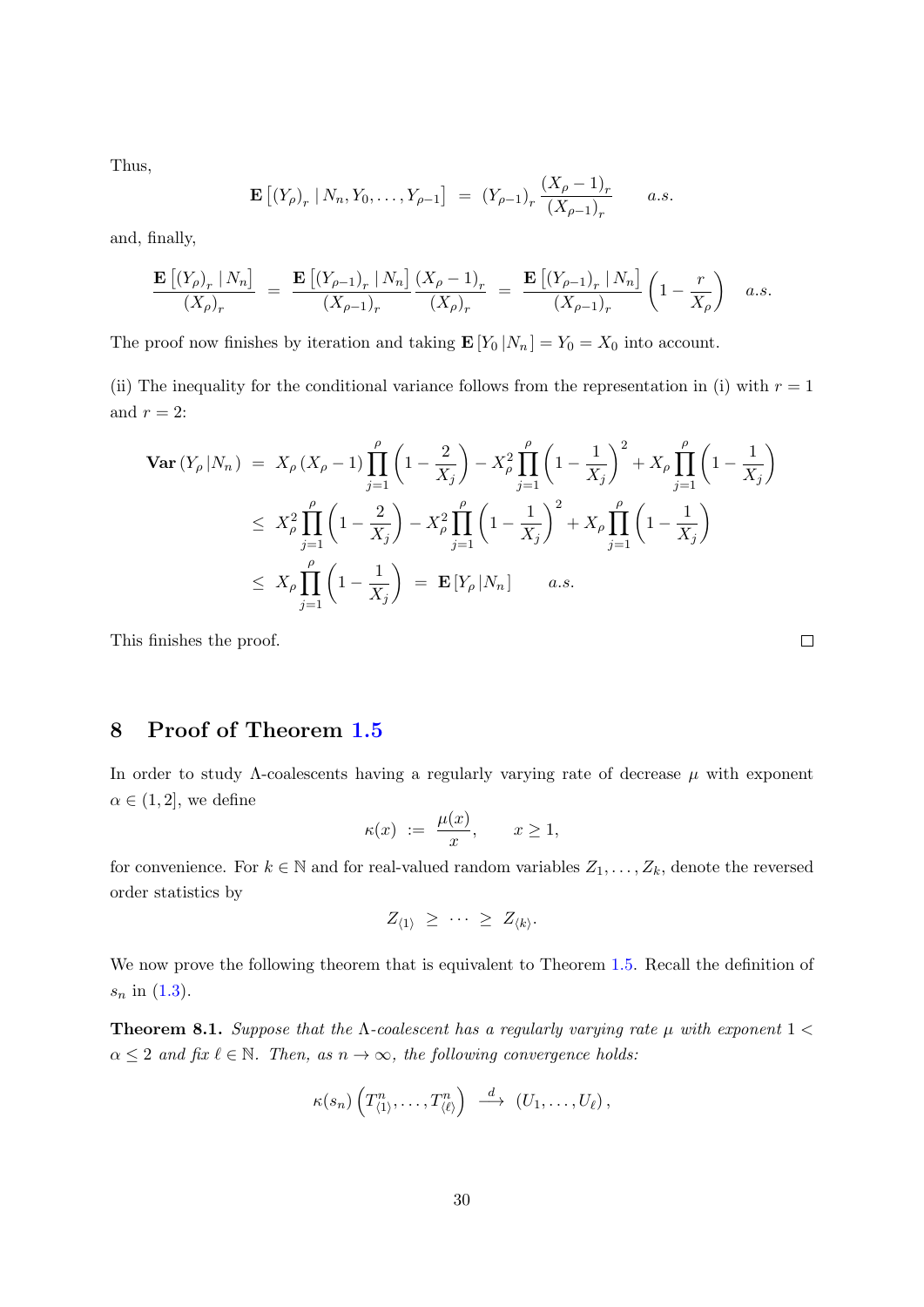Thus,

$$\mathbf{E}\left[(Y_\rho)_r \mid N_n, Y_0, \ldots, Y_{\rho-1}\right] \;=\; (Y_{\rho-1})_r \, \frac{(X_\rho - 1)_r}{(X_{\rho-1})_r} \qquad a.s.$$

and, finally,

$$\frac{\mathbf{E}\left[(Y_\rho)_r \mid N_n\right]}{(X_\rho)_r} \;=\; \frac{\mathbf{E}\left[(Y_{\rho-1})_r \mid N_n\right]}{(X_{\rho-1})_r} \frac{(X_\rho - 1)_r}{(X_\rho)_r} \;=\; \frac{\mathbf{E}\left[(Y_{\rho-1})_r \mid N_n\right]}{(X_{\rho-1})_r} \left(1 - \frac{r}{X_\rho}\right) \quad a.s.$$

The proof now finishes by iteration and taking $\mathbf{E}[Y_0 \,|N_n] = Y_0 = X_0$ into account.

(ii) The inequality for the conditional variance follows from the representation in (i) with $r = 1$ and $r = 2$:

$$\begin{aligned}
\mathbf{Var}(Y_\rho \,|N_n) \;&=\; X_\rho (X_\rho - 1) \prod_{j=1}^{\rho} \left(1 - \frac{2}{X_j}\right) - X_\rho^2 \prod_{j=1}^{\rho} \left(1 - \frac{1}{X_j}\right)^2 + X_\rho \prod_{j=1}^{\rho} \left(1 - \frac{1}{X_j}\right) \\
&\le\; X_\rho^2 \prod_{j=1}^{\rho} \left(1 - \frac{2}{X_j}\right) - X_\rho^2 \prod_{j=1}^{\rho} \left(1 - \frac{1}{X_j}\right)^2 + X_\rho \prod_{j=1}^{\rho} \left(1 - \frac{1}{X_j}\right) \\
&\le\; X_\rho \prod_{j=1}^{\rho} \left(1 - \frac{1}{X_j}\right) \;=\; \mathbf{E}[Y_\rho \,|N_n] \qquad a.s.
\end{aligned}$$

This finishes the proof. $\square$

## 8 Proof of Theorem 1.5

In order to study $\Lambda$-coalescents having a regularly varying rate of decrease $\mu$ with exponent $\alpha \in (1, 2]$, we define

$$\kappa(x) \;:=\; \frac{\mu(x)}{x}, \qquad x \ge 1,$$

for convenience. For $k \in \mathbb{N}$ and for real-valued random variables $Z_1, \ldots, Z_k$, denote the reversed order statistics by

$$Z_{\langle 1 \rangle} \;\ge\; \cdots \;\ge\; Z_{\langle k \rangle}.$$

We now prove the following theorem that is equivalent to Theorem 1.5. Recall the definition of $s_n$ in (1.3).

**Theorem 8.1.** *Suppose that the $\Lambda$-coalescent has a regularly varying rate $\mu$ with exponent $1 < \alpha \le 2$ and fix $\ell \in \mathbb{N}$. Then, as $n \to \infty$, the following convergence holds:*

$$\kappa(s_n) \left(T^n_{\langle 1 \rangle}, \ldots, T^n_{\langle \ell \rangle}\right) \;\xrightarrow{\;d\;}\; (U_1, \ldots, U_\ell)\,,$$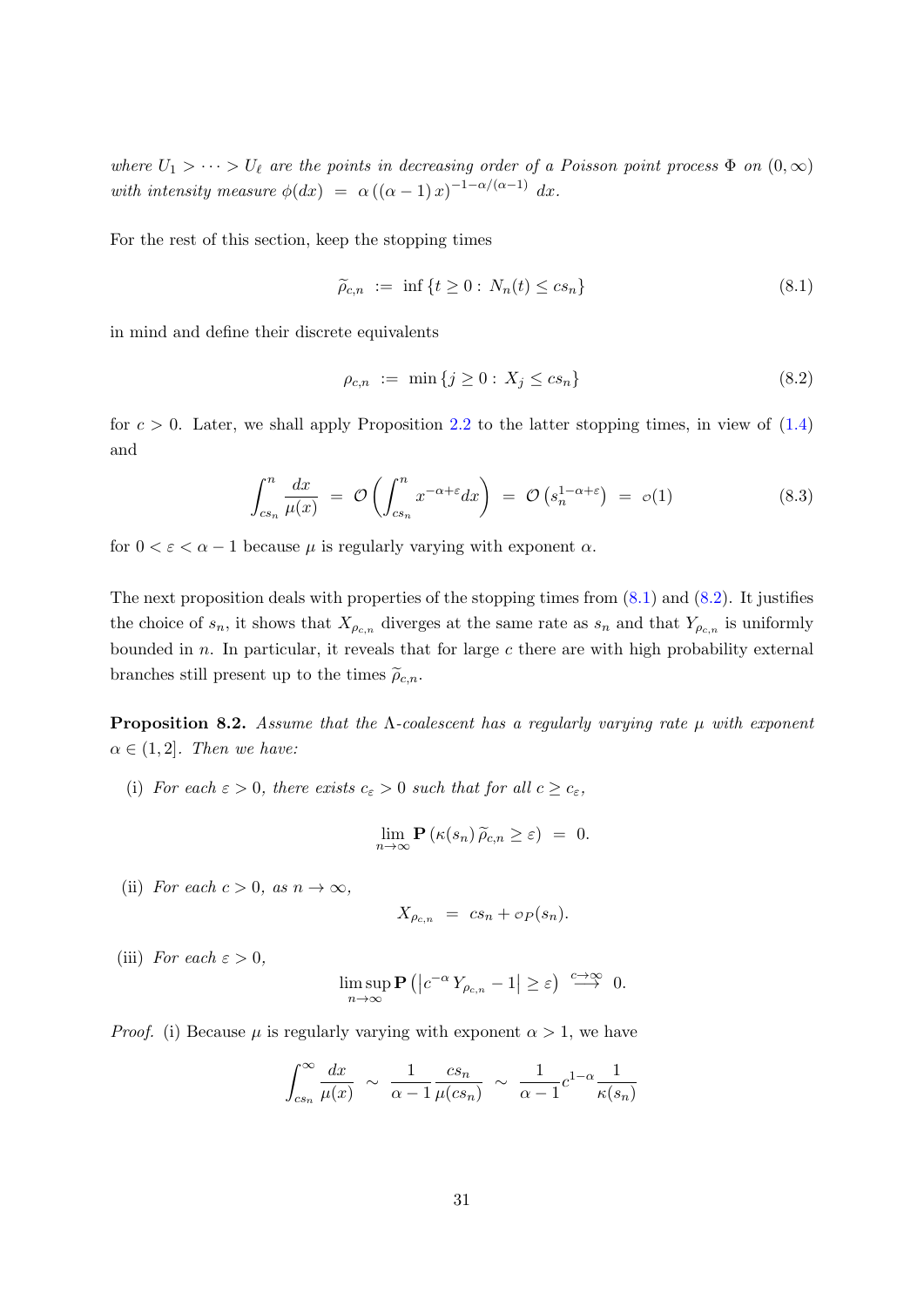*where $U_1 > \cdots > U_\ell$ are the points in decreasing order of a Poisson point process $\Phi$ on $(0, \infty)$ with intensity measure $\phi(dx) = \alpha\,((\alpha-1)\,x)^{-1-\alpha/(\alpha-1)}\,dx$.*

For the rest of this section, keep the stopping times

$$\widetilde{\rho}_{c,n} \;:=\; \inf\{t \geq 0 :\, N_n(t) \leq cs_n\} \tag{8.1}$$

in mind and define their discrete equivalents

$$\rho_{c,n} \;:=\; \min\{j \geq 0 :\, X_j \leq cs_n\} \tag{8.2}$$

for $c > 0$. Later, we shall apply Proposition 2.2 to the latter stopping times, in view of (1.4) and

$$\int_{cs_n}^{n} \frac{dx}{\mu(x)} \;=\; \mathcal{O}\left(\int_{cs_n}^{n} x^{-\alpha+\varepsilon} dx\right) \;=\; \mathcal{O}\left(s_n^{1-\alpha+\varepsilon}\right) \;=\; o(1) \tag{8.3}$$

for $0 < \varepsilon < \alpha - 1$ because $\mu$ is regularly varying with exponent $\alpha$.

The next proposition deals with properties of the stopping times from (8.1) and (8.2). It justifies the choice of $s_n$, it shows that $X_{\rho_{c,n}}$ diverges at the same rate as $s_n$ and that $Y_{\rho_{c,n}}$ is uniformly bounded in $n$. In particular, it reveals that for large $c$ there are with high probability external branches still present up to the times $\widetilde{\rho}_{c,n}$.

**Proposition 8.2.** *Assume that the $\Lambda$-coalescent has a regularly varying rate $\mu$ with exponent $\alpha \in (1, 2]$. Then we have:*

(i) *For each $\varepsilon > 0$, there exists $c_\varepsilon > 0$ such that for all $c \geq c_\varepsilon$,*

$$\lim_{n\to\infty} \mathbf{P}\left(\kappa(s_n)\,\widetilde{\rho}_{c,n} \geq \varepsilon\right) \;=\; 0.$$

(ii) *For each $c > 0$, as $n \to \infty$,*

$$X_{\rho_{c,n}} \;=\; cs_n + o_P(s_n).$$

(iii) *For each $\varepsilon > 0$,*

$$\limsup_{n\to\infty} \mathbf{P}\left(\left|c^{-\alpha}\, Y_{\rho_{c,n}} - 1\right| \geq \varepsilon\right) \;\stackrel{c\to\infty}{\longrightarrow}\; 0.$$

*Proof.* (i) Because $\mu$ is regularly varying with exponent $\alpha > 1$, we have

$$\int_{cs_n}^{\infty} \frac{dx}{\mu(x)} \;\sim\; \frac{1}{\alpha-1}\frac{cs_n}{\mu(cs_n)} \;\sim\; \frac{1}{\alpha-1}c^{1-\alpha}\frac{1}{\kappa(s_n)}$$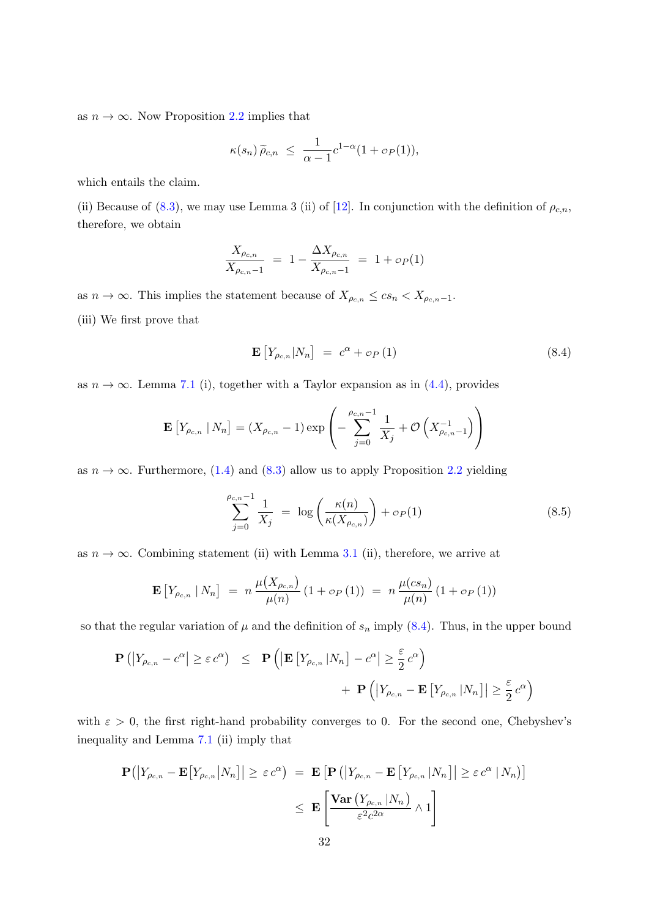as $n \to \infty$. Now Proposition 2.2 implies that

$$\kappa(s_n)\,\widetilde{\rho}_{c,n} \;\le\; \frac{1}{\alpha-1}c^{1-\alpha}(1+o_P(1)),$$

which entails the claim.

(ii) Because of (8.3), we may use Lemma 3 (ii) of [12]. In conjunction with the definition of $\rho_{c,n}$, therefore, we obtain

$$\frac{X_{\rho_{c,n}}}{X_{\rho_{c,n}-1}} \;=\; 1-\frac{\Delta X_{\rho_{c,n}}}{X_{\rho_{c,n}-1}} \;=\; 1+o_P(1)$$

as $n \to \infty$. This implies the statement because of $X_{\rho_{c,n}} \le cs_n < X_{\rho_{c,n}-1}$.

(iii) We first prove that

$$\mathbf{E}\left[Y_{\rho_{c,n}}|N_n\right] \;=\; c^\alpha + o_P\left(1\right) \tag{8.4}$$

as $n \to \infty$. Lemma 7.1 (i), together with a Taylor expansion as in (4.4), provides

$$\mathbf{E}\left[Y_{\rho_{c,n}} \mid N_n\right] = (X_{\rho_{c,n}}-1)\exp\left(-\sum_{j=0}^{\rho_{c,n}-1}\frac{1}{X_j}+\mathcal{O}\left(X^{-1}_{\rho_{c,n}-1}\right)\right)$$

as $n \to \infty$. Furthermore, (1.4) and (8.3) allow us to apply Proposition 2.2 yielding

$$\sum_{j=0}^{\rho_{c,n}-1}\frac{1}{X_j} \;=\; \log\left(\frac{\kappa(n)}{\kappa(X_{\rho_{c,n}})}\right)+o_P(1) \tag{8.5}$$

as $n \to \infty$. Combining statement (ii) with Lemma 3.1 (ii), therefore, we arrive at

$$\mathbf{E}\left[Y_{\rho_{c,n}} \mid N_n\right] \;=\; n\,\frac{\mu\big(X_{\rho_{c,n}}\big)}{\mu(n)}\left(1+o_P\left(1\right)\right) \;=\; n\,\frac{\mu(cs_n)}{\mu(n)}\left(1+o_P\left(1\right)\right)$$

so that the regular variation of $\mu$ and the definition of $s_n$ imply (8.4). Thus, in the upper bound

$$\mathbf{P}\left(\left|Y_{\rho_{c,n}}-c^\alpha\right| \ge \varepsilon\, c^\alpha\right) \;\le\; \mathbf{P}\left(\left|\mathbf{E}\left[Y_{\rho_{c,n}}|N_n\right]-c^\alpha\right| \ge \frac{\varepsilon}{2}\,c^\alpha\right) + \mathbf{P}\left(\left|Y_{\rho_{c,n}}-\mathbf{E}\left[Y_{\rho_{c,n}}|N_n\right]\right| \ge \frac{\varepsilon}{2}\,c^\alpha\right)$$

with $\varepsilon > 0$, the first right-hand probability converges to 0. For the second one, Chebyshev's inequality and Lemma 7.1 (ii) imply that

$$\begin{aligned}\mathbf{P}\big(\left|Y_{\rho_{c,n}}-\mathbf{E}\big[Y_{\rho_{c,n}}|N_n\big]\right| \ge \varepsilon\, c^\alpha\big) \;&=\; \mathbf{E}\left[\mathbf{P}\left(\left|Y_{\rho_{c,n}}-\mathbf{E}\left[Y_{\rho_{c,n}}|N_n\right]\right| \ge \varepsilon\, c^\alpha \mid N_n\right)\right] \\ &\le\; \mathbf{E}\left[\frac{\mathbf{Var}\left(Y_{\rho_{c,n}}|N_n\right)}{\varepsilon^2 c^{2\alpha}} \wedge 1\right]\end{aligned}$$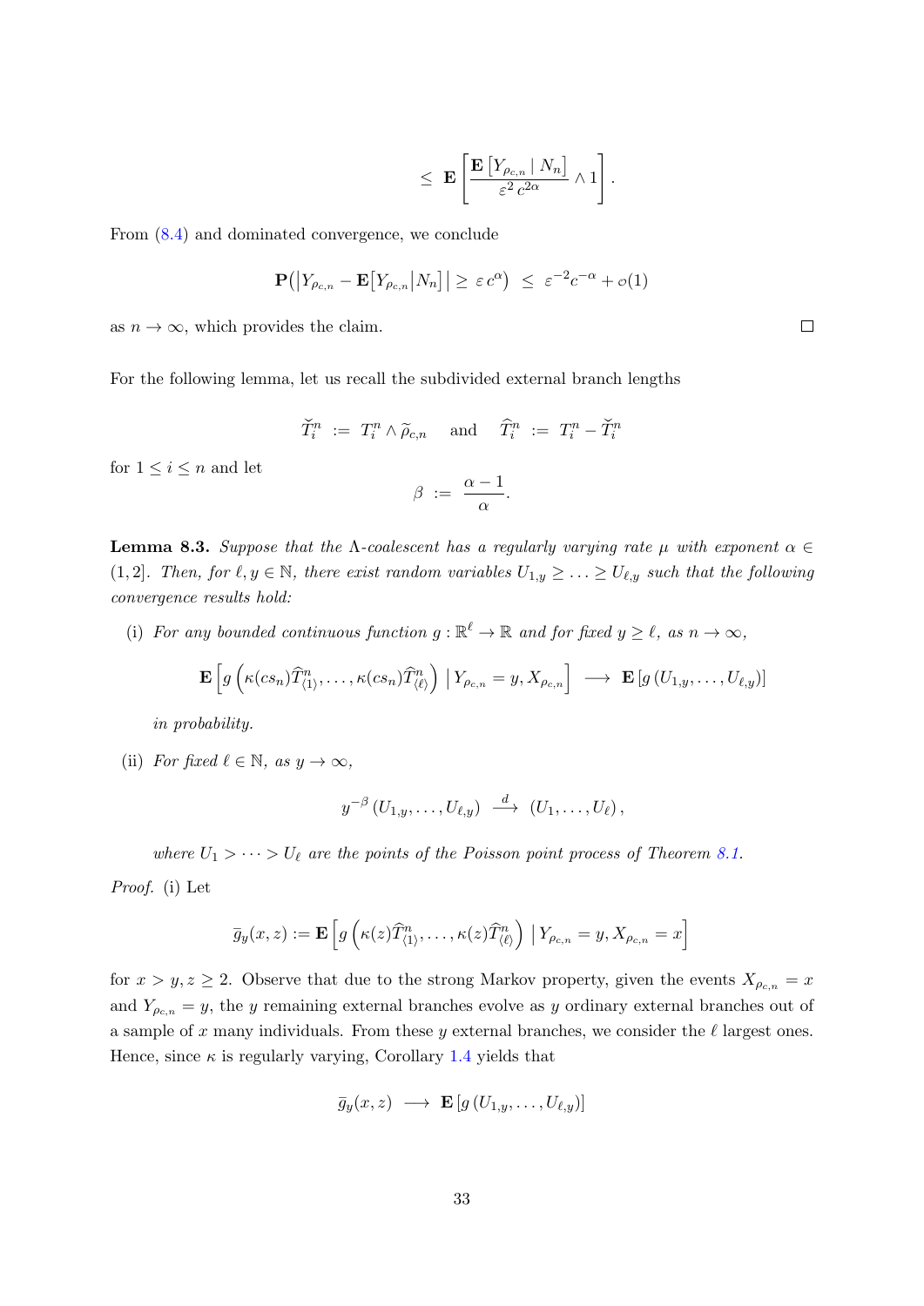$$\leq \mathbf{E}\left[\frac{\mathbf{E}\left[Y_{\rho_{c,n}} \mid N_n\right]}{\varepsilon^2\, c^{2\alpha}} \wedge 1\right].$$

From (8.4) and dominated convergence, we conclude

$$\mathbf{P}\big(\big|Y_{\rho_{c,n}} - \mathbf{E}\big[Y_{\rho_{c,n}}\big|N_n\big]\big| \geq \varepsilon\, c^{\alpha}\big) \;\leq\; \varepsilon^{-2} c^{-\alpha} + o(1)$$

as $n \to \infty$, which provides the claim. $\square$

For the following lemma, let us recall the subdivided external branch lengths

$$\breve{T}_i^n \;:=\; T_i^n \wedge \widetilde{\rho}_{c,n} \quad \text{ and } \quad \widehat{T}_i^n \;:=\; T_i^n - \breve{T}_i^n$$

for $1 \leq i \leq n$ and let

$$\beta \;:=\; \frac{\alpha - 1}{\alpha}.$$

**Lemma 8.3.** *Suppose that the $\Lambda$-coalescent has a regularly varying rate $\mu$ with exponent $\alpha \in (1, 2]$. Then, for $\ell, y \in \mathbb{N}$, there exist random variables $U_{1,y} \geq \ldots \geq U_{\ell,y}$ such that the following convergence results hold:*

(i) *For any bounded continuous function $g : \mathbb{R}^\ell \to \mathbb{R}$ and for fixed $y \geq \ell$, as $n \to \infty$,*

$$\mathbf{E}\left[g\left(\kappa(cs_n)\widehat{T}_{\langle 1\rangle}^n, \ldots, \kappa(cs_n)\widehat{T}_{\langle \ell\rangle}^n\right) \,\big|\, Y_{\rho_{c,n}} = y, X_{\rho_{c,n}}\right] \;\longrightarrow\; \mathbf{E}\left[g\left(U_{1,y}, \ldots, U_{\ell,y}\right)\right]$$

*in probability.*

(ii) *For fixed $\ell \in \mathbb{N}$, as $y \to \infty$,*

$$y^{-\beta}\left(U_{1,y}, \ldots, U_{\ell,y}\right) \;\xrightarrow{\;d\;}\; \left(U_1, \ldots, U_\ell\right),$$

*where $U_1 > \cdots > U_\ell$ are the points of the Poisson point process of Theorem 8.1.*

*Proof.* (i) Let

$$\bar{g}_y(x, z) := \mathbf{E}\left[g\left(\kappa(z)\widehat{T}_{\langle 1\rangle}^n, \ldots, \kappa(z)\widehat{T}_{\langle \ell\rangle}^n\right) \,\big|\, Y_{\rho_{c,n}} = y, X_{\rho_{c,n}} = x\right]$$

for $x > y, z \geq 2$. Observe that due to the strong Markov property, given the events $X_{\rho_{c,n}} = x$ and $Y_{\rho_{c,n}} = y$, the $y$ remaining external branches evolve as $y$ ordinary external branches out of a sample of $x$ many individuals. From these $y$ external branches, we consider the $\ell$ largest ones. Hence, since $\kappa$ is regularly varying, Corollary 1.4 yields that

$$\bar{g}_y(x, z) \;\longrightarrow\; \mathbf{E}\left[g\left(U_{1,y}, \ldots, U_{\ell,y}\right)\right]$$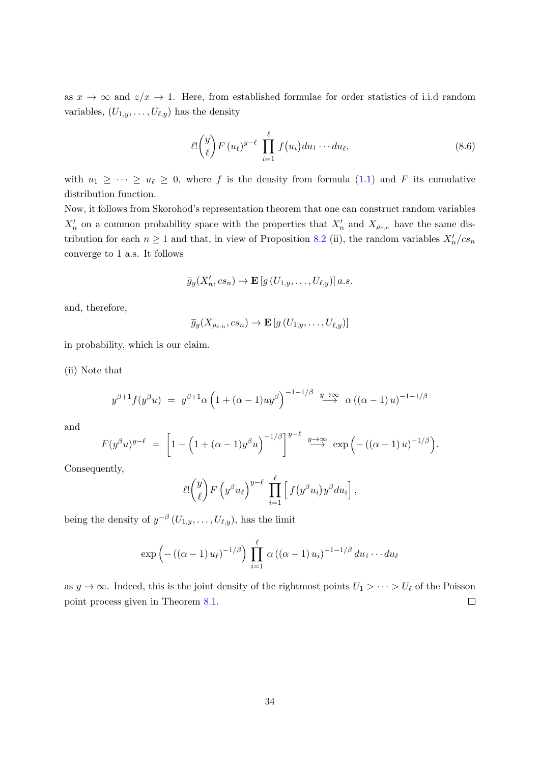as $x \to \infty$ and $z/x \to 1$. Here, from established formulae for order statistics of i.i.d random variables, $(U_{1,y}, \ldots, U_{\ell,y})$ has the density

$$\ell! \binom{y}{\ell} F(u_\ell)^{y-\ell} \prod_{i=1}^{\ell} f(u_i) du_1 \cdots du_\ell, \tag{8.6}$$

with $u_1 \geq \cdots \geq u_\ell \geq 0$, where $f$ is the density from formula (1.1) and $F$ its cumulative distribution function.

Now, it follows from Skorohod's representation theorem that one can construct random variables $X'_n$ on a common probability space with the properties that $X'_n$ and $X_{\rho_{c,n}}$ have the same distribution for each $n \geq 1$ and that, in view of Proposition 8.2 (ii), the random variables $X'_n / cs_n$ converge to 1 a.s. It follows

$$\bar{g}_y(X'_n, cs_n) \to \mathbf{E}\left[g\left(U_{1,y}, \ldots, U_{\ell,y}\right)\right] a.s.$$

and, therefore,

$$\bar{g}_y(X_{\rho_{c,n}}, cs_n) \to \mathbf{E}\left[g\left(U_{1,y}, \ldots, U_{\ell,y}\right)\right]$$

in probability, which is our claim.

(ii) Note that

$$y^{\beta+1} f(y^\beta u) \;=\; y^{\beta+1} \alpha \left(1 + (\alpha - 1) u y^\beta\right)^{-1-1/\beta} \overset{y\to\infty}{\longrightarrow} \alpha\left((\alpha-1)u\right)^{-1-1/\beta}$$

and

$$F(y^\beta u)^{y-\ell} \;=\; \left[1 - \left(1 + (\alpha-1) y^\beta u\right)^{-1/\beta}\right]^{y-\ell} \overset{y\to\infty}{\longrightarrow} \exp\left(-\left((\alpha-1)u\right)^{-1/\beta}\right).$$

Consequently,

$$\ell! \binom{y}{\ell} F\left(y^\beta u_\ell\right)^{y-\ell} \prod_{i=1}^{\ell} \left[ f(y^\beta u_i) y^\beta du_i \right],$$

being the density of $y^{-\beta}(U_{1,y}, \ldots, U_{\ell,y})$, has the limit

$$\exp\left(-\left((\alpha-1)u_\ell\right)^{-1/\beta}\right) \prod_{i=1}^{\ell} \alpha\left((\alpha-1)u_i\right)^{-1-1/\beta} du_1 \cdots du_\ell$$

as $y \to \infty$. Indeed, this is the joint density of the rightmost points $U_1 > \cdots > U_\ell$ of the Poisson point process given in Theorem 8.1. ☐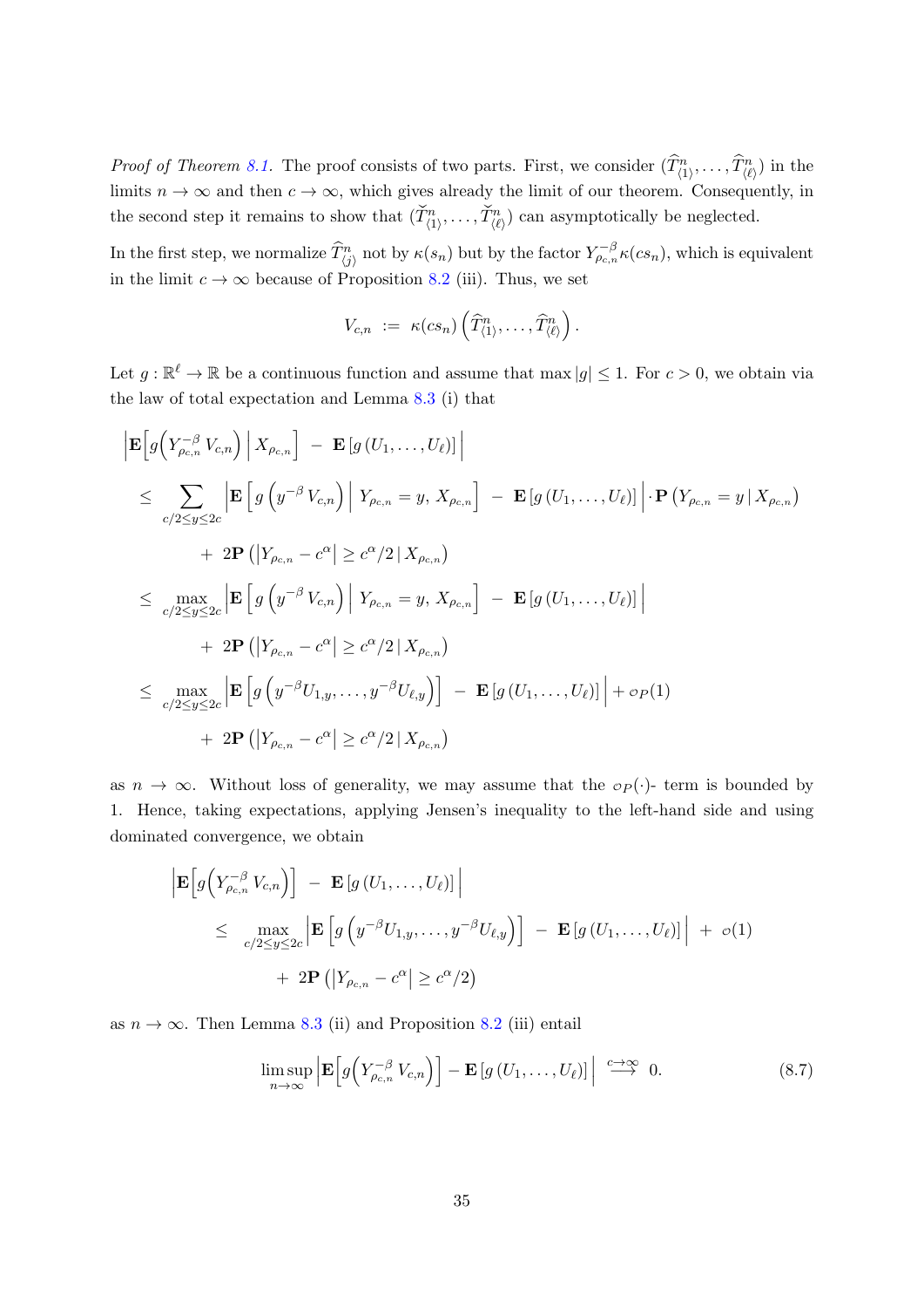*Proof of Theorem 8.1.* The proof consists of two parts. First, we consider $(\widehat{T}^n_{\langle 1\rangle}, \dots, \widehat{T}^n_{\langle \ell\rangle})$ in the limits $n \to \infty$ and then $c \to \infty$, which gives already the limit of our theorem. Consequently, in the second step it remains to show that $(\breve{T}^n_{\langle 1\rangle}, \dots, \breve{T}^n_{\langle \ell\rangle})$ can asymptotically be neglected.

In the first step, we normalize $\widehat{T}^n_{\langle j\rangle}$ not by $\kappa(s_n)$ but by the factor $Y^{-\beta}_{\rho_{c,n}}\kappa(cs_n)$, which is equivalent in the limit $c \to \infty$ because of Proposition 8.2 (iii). Thus, we set

$$V_{c,n} \;:=\; \kappa(cs_n)\left(\widehat{T}^n_{\langle 1\rangle}, \dots, \widehat{T}^n_{\langle \ell\rangle}\right).$$

Let $g : \mathbb{R}^\ell \to \mathbb{R}$ be a continuous function and assume that $\max|g| \le 1$. For $c > 0$, we obtain via the law of total expectation and Lemma 8.3 (i) that

$$\begin{aligned}
&\left|\mathbf{E}\Big[g\Big(Y^{-\beta}_{\rho_{c,n}} V_{c,n}\Big)\,\Big|\, X_{\rho_{c,n}}\Big] \;-\; \mathbf{E}\left[g\left(U_1, \dots, U_\ell\right)\right]\right| \\
&\le \sum_{c/2 \le y \le 2c}\left|\mathbf{E}\left[g\left(y^{-\beta} V_{c,n}\right)\,\Big|\, Y_{\rho_{c,n}} = y,\, X_{\rho_{c,n}}\right] \;-\; \mathbf{E}\left[g\left(U_1, \dots, U_\ell\right)\right]\right| \cdot \mathbf{P}\left(Y_{\rho_{c,n}} = y \,|\, X_{\rho_{c,n}}\right) \\
&\qquad +\; 2\mathbf{P}\left(\left|Y_{\rho_{c,n}} - c^\alpha\right| \ge c^\alpha/2 \,|\, X_{\rho_{c,n}}\right) \\
&\le \max_{c/2 \le y \le 2c}\left|\mathbf{E}\left[g\left(y^{-\beta} V_{c,n}\right)\,\Big|\, Y_{\rho_{c,n}} = y,\, X_{\rho_{c,n}}\right] \;-\; \mathbf{E}\left[g\left(U_1, \dots, U_\ell\right)\right]\right| \\
&\qquad +\; 2\mathbf{P}\left(\left|Y_{\rho_{c,n}} - c^\alpha\right| \ge c^\alpha/2 \,|\, X_{\rho_{c,n}}\right) \\
&\le \max_{c/2 \le y \le 2c}\left|\mathbf{E}\left[g\left(y^{-\beta}U_{1,y}, \dots, y^{-\beta}U_{\ell,y}\right)\right] \;-\; \mathbf{E}\left[g\left(U_1, \dots, U_\ell\right)\right]\right| + o_P(1) \\
&\qquad +\; 2\mathbf{P}\left(\left|Y_{\rho_{c,n}} - c^\alpha\right| \ge c^\alpha/2 \,|\, X_{\rho_{c,n}}\right)
\end{aligned}$$

as $n \to \infty$. Without loss of generality, we may assume that the $o_P(\cdot)$- term is bounded by 1. Hence, taking expectations, applying Jensen's inequality to the left-hand side and using dominated convergence, we obtain

$$\begin{aligned}
&\left|\mathbf{E}\Big[g\Big(Y^{-\beta}_{\rho_{c,n}} V_{c,n}\Big)\Big] \;-\; \mathbf{E}\left[g\left(U_1, \dots, U_\ell\right)\right]\right| \\
&\qquad \le \max_{c/2 \le y \le 2c}\left|\mathbf{E}\left[g\left(y^{-\beta}U_{1,y}, \dots, y^{-\beta}U_{\ell,y}\right)\right] \;-\; \mathbf{E}\left[g\left(U_1, \dots, U_\ell\right)\right]\right| \;+\; o(1) \\
&\qquad\qquad +\; 2\mathbf{P}\left(\left|Y_{\rho_{c,n}} - c^\alpha\right| \ge c^\alpha/2\right)
\end{aligned}$$

as $n \to \infty$. Then Lemma 8.3 (ii) and Proposition 8.2 (iii) entail

$$\limsup_{n\to\infty}\left|\mathbf{E}\Big[g\Big(Y^{-\beta}_{\rho_{c,n}} V_{c,n}\Big)\Big] - \mathbf{E}\left[g\left(U_1, \dots, U_\ell\right)\right]\right| \;\overset{c\to\infty}{\longrightarrow}\; 0. \tag{8.7}$$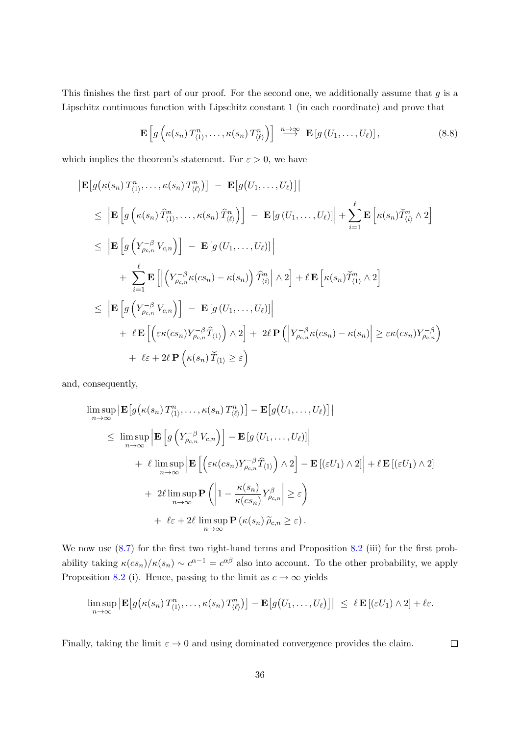This finishes the first part of our proof. For the second one, we additionally assume that $g$ is a Lipschitz continuous function with Lipschitz constant 1 (in each coordinate) and prove that

$$\mathbf{E}\left[g\left(\kappa(s_n)\,T^n_{\langle 1\rangle},\ldots,\kappa(s_n)\,T^n_{\langle \ell\rangle}\right)\right] \overset{n\to\infty}{\longrightarrow} \mathbf{E}\left[g\left(U_1,\ldots,U_\ell\right)\right], \tag{8.8}$$

which implies the theorem's statement. For $\varepsilon > 0$, we have

$$\begin{aligned}
&\left|\mathbf{E}\big[g\big(\kappa(s_n)\,T^n_{\langle 1\rangle},\ldots,\kappa(s_n)\,T^n_{\langle \ell\rangle}\big)\big] \;-\; \mathbf{E}\big[g\big(U_1,\ldots,U_\ell\big)\big]\right| \\
&\leq \left|\mathbf{E}\left[g\left(\kappa(s_n)\,\widehat{T}^n_{\langle 1\rangle},\ldots,\kappa(s_n)\,\widehat{T}^n_{\langle \ell\rangle}\right)\right] \;-\; \mathbf{E}\left[g\left(U_1,\ldots,U_\ell\right)\right]\right| + \sum_{i=1}^{\ell}\mathbf{E}\left[\kappa(s_n)\check{T}^n_{\langle i\rangle}\wedge 2\right] \\
&\leq \left|\mathbf{E}\left[g\left(Y^{-\beta}_{\rho_{c,n}}\,V_{c,n}\right)\right] \;-\; \mathbf{E}\left[g\left(U_1,\ldots,U_\ell\right)\right]\right| \\
&\qquad + \sum_{i=1}^{\ell}\mathbf{E}\left[\left|\left(Y^{-\beta}_{\rho_{c,n}}\kappa(cs_n)-\kappa(s_n)\right)\widehat{T}^n_{\langle i\rangle}\right|\wedge 2\right] + \ell\,\mathbf{E}\left[\kappa(s_n)\check{T}^n_{\langle 1\rangle}\wedge 2\right] \\
&\leq \left|\mathbf{E}\left[g\left(Y^{-\beta}_{\rho_{c,n}}\,V_{c,n}\right)\right] \;-\; \mathbf{E}\left[g\left(U_1,\ldots,U_\ell\right)\right]\right| \\
&\qquad + \;\ell\,\mathbf{E}\left[\left(\varepsilon\kappa(cs_n)Y^{-\beta}_{\rho_{c,n}}\widehat{T}_{\langle 1\rangle}\right)\wedge 2\right] + \;2\ell\,\mathbf{P}\left(\left|Y^{-\beta}_{\rho_{c,n}}\kappa(cs_n)-\kappa(s_n)\right|\geq \varepsilon\kappa(cs_n)Y^{-\beta}_{\rho_{c,n}}\right) \\
&\qquad + \;\ell\varepsilon + 2\ell\,\mathbf{P}\left(\kappa(s_n)\,\check{T}_{\langle 1\rangle}\geq\varepsilon\right)
\end{aligned}$$

and, consequently,

$$\begin{aligned}
&\limsup_{n\to\infty}\left|\mathbf{E}\big[g\big(\kappa(s_n)\,T^n_{\langle 1\rangle},\ldots,\kappa(s_n)\,T^n_{\langle \ell\rangle}\big)\big] - \mathbf{E}\big[g\big(U_1,\ldots,U_\ell\big)\big]\right| \\
&\leq \limsup_{n\to\infty}\left|\mathbf{E}\left[g\left(Y^{-\beta}_{\rho_{c,n}}\,V_{c,n}\right)\right] - \mathbf{E}\left[g\left(U_1,\ldots,U_\ell\right)\right]\right| \\
&\qquad + \;\ell\,\limsup_{n\to\infty}\left|\mathbf{E}\left[\left(\varepsilon\kappa(cs_n)Y^{-\beta}_{\rho_{c,n}}\widehat{T}_{\langle 1\rangle}\right)\wedge 2\right] - \mathbf{E}\left[(\varepsilon U_1)\wedge 2\right]\right| + \ell\,\mathbf{E}\left[(\varepsilon U_1)\wedge 2\right] \\
&\qquad + \;2\ell\limsup_{n\to\infty}\mathbf{P}\left(\left|1-\frac{\kappa(s_n)}{\kappa(cs_n)}Y^{\beta}_{\rho_{c,n}}\right|\geq\varepsilon\right) \\
&\qquad + \;\ell\varepsilon + 2\ell\,\limsup_{n\to\infty}\mathbf{P}\left(\kappa(s_n)\,\widetilde{\rho}_{c,n}\geq\varepsilon\right).
\end{aligned}$$

We now use (8.7) for the first two right-hand terms and Proposition 8.2 (iii) for the first probability taking $\kappa(cs_n)/\kappa(s_n)\sim c^{\alpha-1}=c^{\alpha\beta}$ also into account. To the other probability, we apply Proposition 8.2 (i). Hence, passing to the limit as $c\to\infty$ yields

$$\limsup_{n\to\infty}\left|\mathbf{E}\big[g\big(\kappa(s_n)\,T^n_{\langle 1\rangle},\ldots,\kappa(s_n)\,T^n_{\langle \ell\rangle}\big)\big] - \mathbf{E}\big[g\big(U_1,\ldots,U_\ell\big)\big]\right| \;\leq\; \ell\,\mathbf{E}\left[(\varepsilon U_1)\wedge 2\right] + \ell\varepsilon.$$

Finally, taking the limit $\varepsilon\to 0$ and using dominated convergence provides the claim. $\square$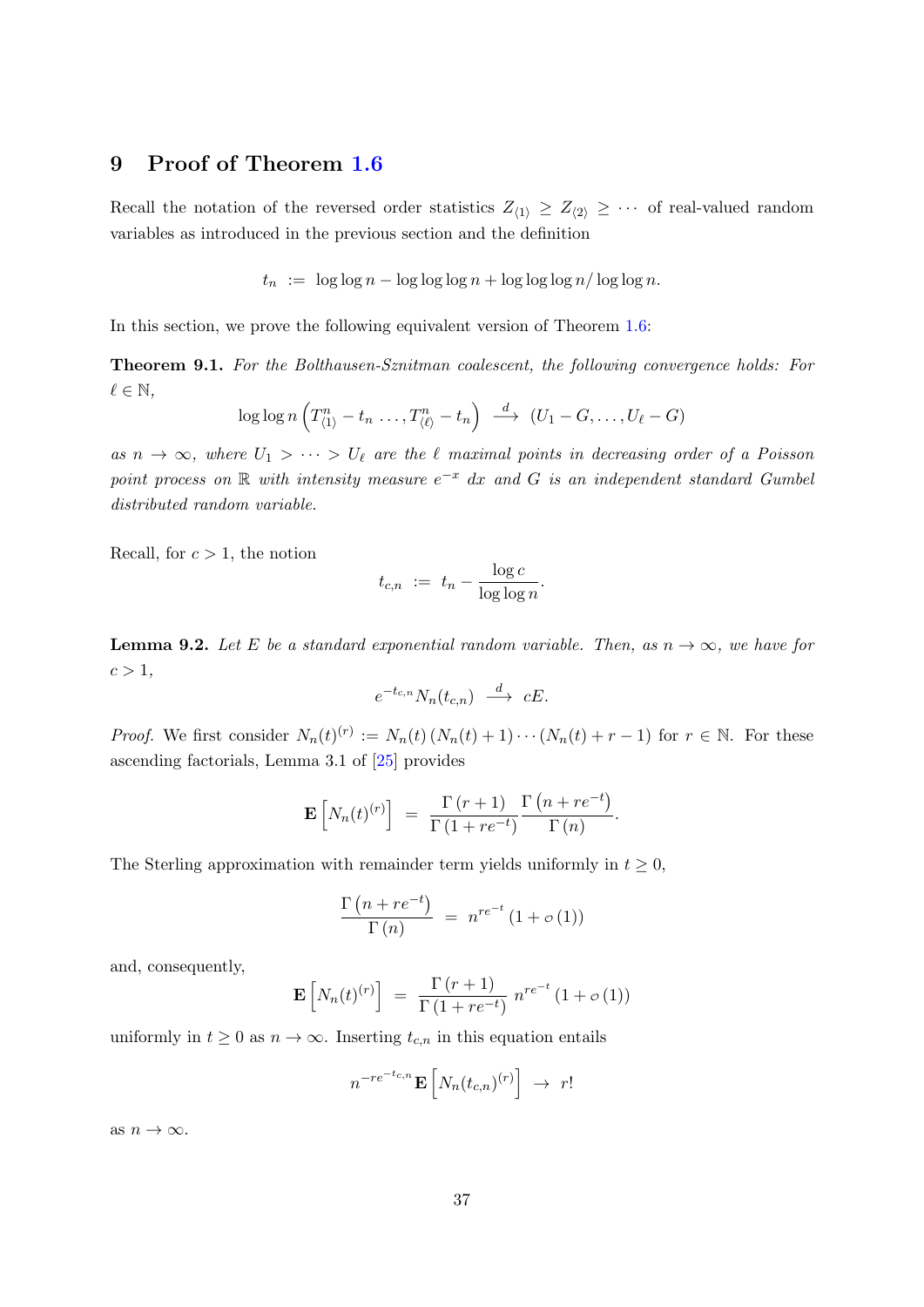# 9 Proof of Theorem 1.6

Recall the notation of the reversed order statistics $Z_{\langle 1\rangle} \geq Z_{\langle 2\rangle} \geq \cdots$ of real-valued random variables as introduced in the previous section and the definition

$$t_n \ := \ \log\log n - \log\log\log n + \log\log\log n / \log\log n.$$

In this section, we prove the following equivalent version of Theorem 1.6:

**Theorem 9.1.** *For the Bolthausen-Sznitman coalescent, the following convergence holds: For $\ell \in \mathbb{N}$,*

$$\log\log n \left(T^n_{\langle 1\rangle} - t_n \ldots, T^n_{\langle \ell\rangle} - t_n\right) \ \xrightarrow{d} \ (U_1 - G, \ldots, U_\ell - G)$$

*as $n \to \infty$, where $U_1 > \cdots > U_\ell$ are the $\ell$ maximal points in decreasing order of a Poisson point process on $\mathbb{R}$ with intensity measure $e^{-x}\, dx$ and $G$ is an independent standard Gumbel distributed random variable.*

Recall, for $c > 1$, the notion

$$t_{c,n} \ := \ t_n - \frac{\log c}{\log\log n}.$$

**Lemma 9.2.** *Let $E$ be a standard exponential random variable. Then, as $n \to \infty$, we have for $c > 1$,*

$$e^{-t_{c,n}} N_n(t_{c,n}) \ \xrightarrow{d} \ cE.$$

*Proof.* We first consider $N_n(t)^{(r)} := N_n(t)\,(N_n(t)+1)\cdots(N_n(t)+r-1)$ for $r \in \mathbb{N}$. For these ascending factorials, Lemma 3.1 of [25] provides

$$\mathbf{E}\left[N_n(t)^{(r)}\right] \ = \ \frac{\Gamma\left(r+1\right)}{\Gamma\left(1+re^{-t}\right)} \frac{\Gamma\left(n+re^{-t}\right)}{\Gamma\left(n\right)}.$$

The Sterling approximation with remainder term yields uniformly in $t \geq 0$,

$$\frac{\Gamma\left(n+re^{-t}\right)}{\Gamma\left(n\right)} \ = \ n^{re^{-t}}\left(1+o\left(1\right)\right)$$

and, consequently,

$$\mathbf{E}\left[N_n(t)^{(r)}\right] \ = \ \frac{\Gamma\left(r+1\right)}{\Gamma\left(1+re^{-t}\right)}\ n^{re^{-t}}\left(1+o\left(1\right)\right)$$

uniformly in $t \geq 0$ as $n \to \infty$. Inserting $t_{c,n}$ in this equation entails

$$n^{-re^{-t_{c,n}}}\mathbf{E}\left[N_n(t_{c,n})^{(r)}\right] \ \to \ r!$$

as $n \to \infty$.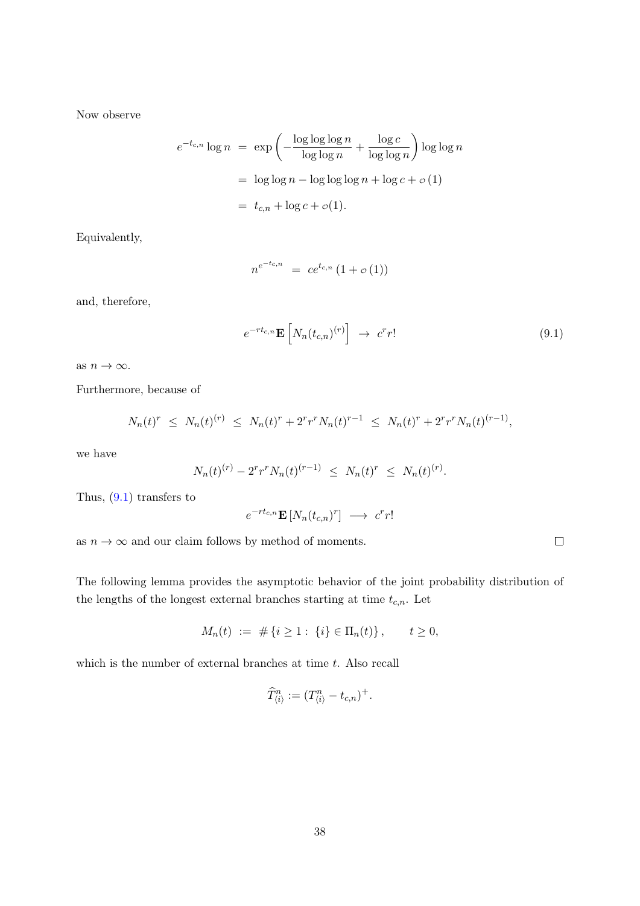Now observe

$$
\begin{aligned}
e^{-t_{c,n}} \log n &= \exp\left( -\frac{\log\log\log n}{\log\log n} + \frac{\log c}{\log\log n} \right) \log\log n \\
&= \log\log n - \log\log\log n + \log c + o(1) \\
&= t_{c,n} + \log c + o(1).
\end{aligned}
$$

Equivalently,

$$
n^{e^{-t_{c,n}}} = c e^{t_{c,n}} (1 + o(1))
$$

and, therefore,

$$
e^{-r t_{c,n}} \mathbf{E}\left[ N_n(t_{c,n})^{(r)} \right] \to c^r r! \tag{9.1}
$$

as $n \to \infty$.

Furthermore, because of

$$
N_n(t)^r \le N_n(t)^{(r)} \le N_n(t)^r + 2^r r^r N_n(t)^{r-1} \le N_n(t)^r + 2^r r^r N_n(t)^{(r-1)},
$$

we have

$$
N_n(t)^{(r)} - 2^r r^r N_n(t)^{(r-1)} \le N_n(t)^r \le N_n(t)^{(r)}.
$$

Thus, (9.1) transfers to

$$
e^{-r t_{c,n}} \mathbf{E}\left[ N_n(t_{c,n})^r \right] \longrightarrow c^r r!
$$

as $n \to \infty$ and our claim follows by method of moments. ◻

The following lemma provides the asymptotic behavior of the joint probability distribution of the lengths of the longest external branches starting at time $t_{c,n}$. Let

$$
M_n(t) := \#\{ i \ge 1 : \{i\} \in \Pi_n(t) \}, \qquad t \ge 0,
$$

which is the number of external branches at time $t$. Also recall

$$
\widehat{T}^n_{\langle i \rangle} := (T^n_{\langle i \rangle} - t_{c,n})^+.
$$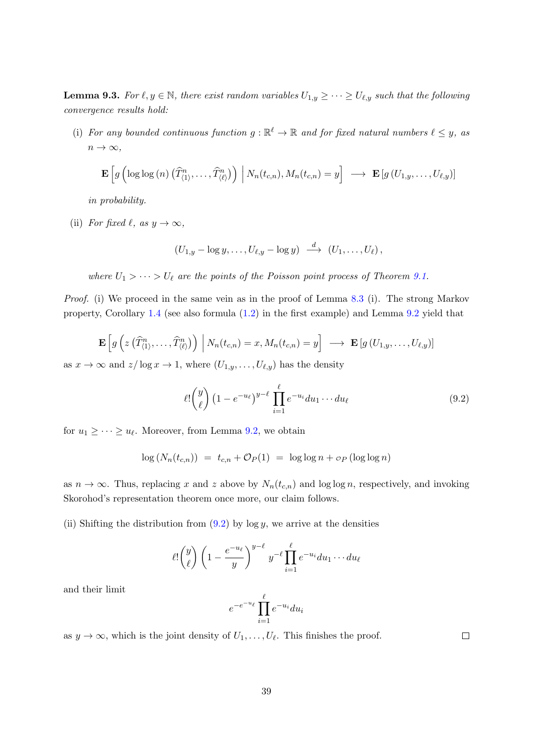**Lemma 9.3.** *For $\ell, y \in \mathbb{N}$, there exist random variables $U_{1,y} \geq \cdots \geq U_{\ell,y}$ such that the following convergence results hold:*

(i) *For any bounded continuous function $g : \mathbb{R}^\ell \to \mathbb{R}$ and for fixed natural numbers $\ell \leq y$, as $n \to \infty$,*

$$\mathbf{E}\left[ g\left( \log\log(n) \left( \widehat{T}^n_{\langle 1 \rangle}, \ldots, \widehat{T}^n_{\langle \ell \rangle} \right) \right) \,\Big|\, N_n(t_{c,n}), M_n(t_{c,n}) = y \right] \longrightarrow \mathbf{E}\left[ g\left( U_{1,y}, \ldots, U_{\ell,y} \right) \right]$$

*in probability.*

(ii) *For fixed $\ell$, as $y \to \infty$,*

$$\left( U_{1,y} - \log y, \ldots, U_{\ell,y} - \log y \right) \xrightarrow{\ d\ } \left( U_1, \ldots, U_\ell \right),$$

*where $U_1 > \cdots > U_\ell$ are the points of the Poisson point process of Theorem 9.1.*

*Proof.* (i) We proceed in the same vein as in the proof of Lemma 8.3 (i). The strong Markov property, Corollary 1.4 (see also formula (1.2) in the first example) and Lemma 9.2 yield that

$$\mathbf{E}\left[ g\left( z \left( \widehat{T}^n_{\langle 1 \rangle}, \ldots, \widehat{T}^n_{\langle \ell \rangle} \right) \right) \,\Big|\, N_n(t_{c,n}) = x, M_n(t_{c,n}) = y \right] \longrightarrow \mathbf{E}\left[ g\left( U_{1,y}, \ldots, U_{\ell,y} \right) \right]$$

as $x \to \infty$ and $z / \log x \to 1$, where $(U_{1,y}, \ldots, U_{\ell,y})$ has the density

$$\ell! \binom{y}{\ell} \left( 1 - e^{-u_\ell} \right)^{y-\ell} \prod_{i=1}^{\ell} e^{-u_i} du_1 \cdots du_\ell \tag{9.2}$$

for $u_1 \geq \cdots \geq u_\ell$. Moreover, from Lemma 9.2, we obtain

$$\log\left( N_n(t_{c,n}) \right) \;=\; t_{c,n} + \mathcal{O}_P(1) \;=\; \log\log n + o_P\left( \log\log n \right)$$

as $n \to \infty$. Thus, replacing $x$ and $z$ above by $N_n(t_{c,n})$ and $\log\log n$, respectively, and invoking Skorohod's representation theorem once more, our claim follows.

(ii) Shifting the distribution from (9.2) by $\log y$, we arrive at the densities

$$\ell! \binom{y}{\ell} \left( 1 - \frac{e^{-u_\ell}}{y} \right)^{y-\ell} y^{-\ell} \prod_{i=1}^{\ell} e^{-u_i} du_1 \cdots du_\ell$$

and their limit

$$e^{-e^{-u_\ell}} \prod_{i=1}^{\ell} e^{-u_i} du_i$$

as $y \to \infty$, which is the joint density of $U_1, \ldots, U_\ell$. This finishes the proof. $\square$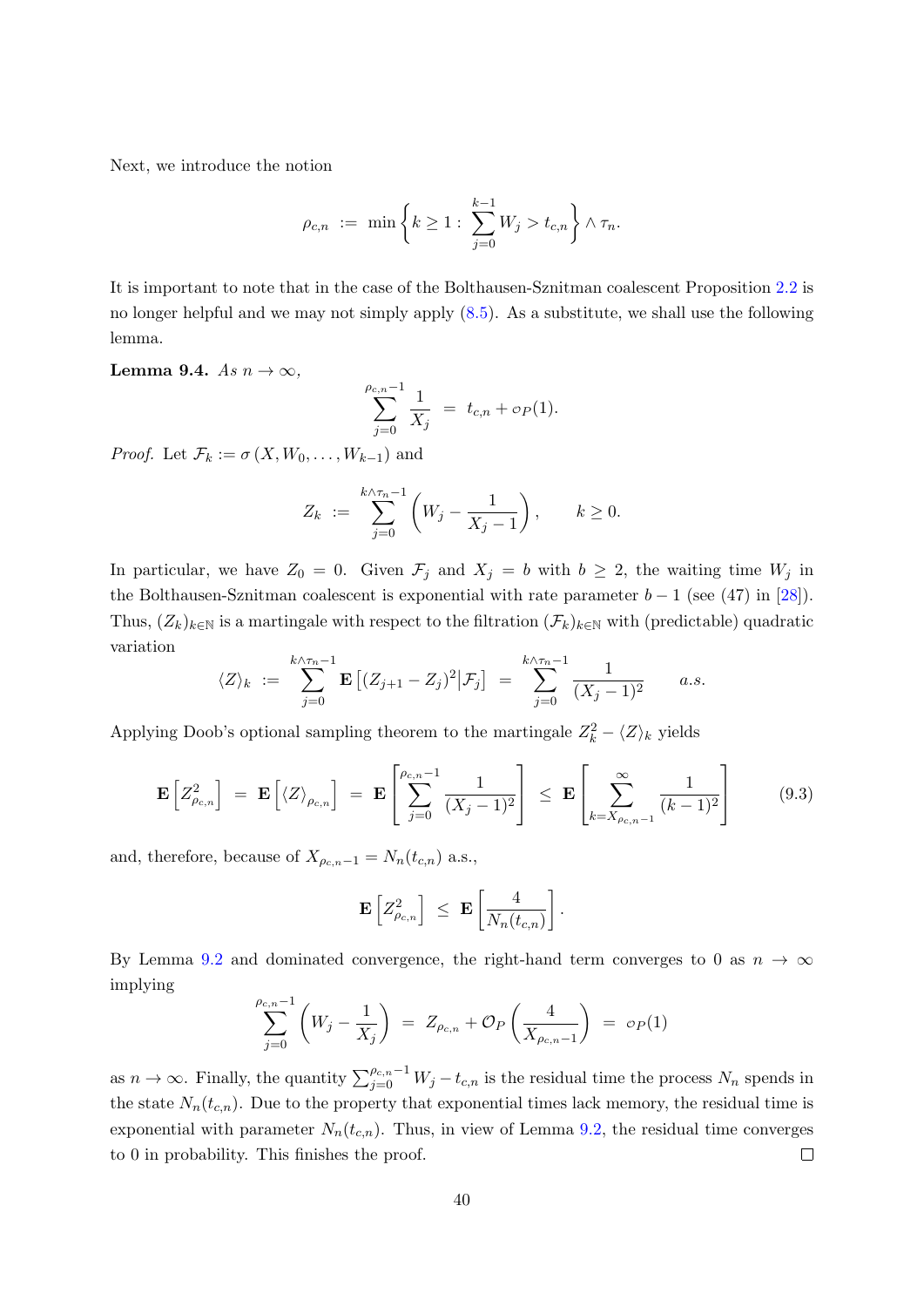Next, we introduce the notion

$$\rho_{c,n} \;:=\; \min\left\{k \geq 1 : \sum_{j=0}^{k-1} W_j > t_{c,n}\right\} \wedge \tau_n.$$

It is important to note that in the case of the Bolthausen-Sznitman coalescent Proposition 2.2 is no longer helpful and we may not simply apply (8.5). As a substitute, we shall use the following lemma.

**Lemma 9.4.** *As $n \to \infty$,*

$$\sum_{j=0}^{\rho_{c,n}-1} \frac{1}{X_j} \;=\; t_{c,n} + o_P(1).$$

*Proof.* Let $\mathcal{F}_k := \sigma(X, W_0, \ldots, W_{k-1})$ and

$$Z_k \;:=\; \sum_{j=0}^{k\wedge\tau_n-1}\left(W_j - \frac{1}{X_j - 1}\right), \qquad k \geq 0.$$

In particular, we have $Z_0 = 0$. Given $\mathcal{F}_j$ and $X_j = b$ with $b \geq 2$, the waiting time $W_j$ in the Bolthausen-Sznitman coalescent is exponential with rate parameter $b-1$ (see (47) in [28]). Thus, $(Z_k)_{k\in\mathbb{N}}$ is a martingale with respect to the filtration $(\mathcal{F}_k)_{k\in\mathbb{N}}$ with (predictable) quadratic variation

$$\langle Z\rangle_k \;:=\; \sum_{j=0}^{k\wedge\tau_n-1} \mathbf{E}\left[(Z_{j+1}-Z_j)^2\middle|\mathcal{F}_j\right] \;=\; \sum_{j=0}^{k\wedge\tau_n-1} \frac{1}{(X_j-1)^2} \qquad a.s.$$

Applying Doob's optional sampling theorem to the martingale $Z_k^2 - \langle Z\rangle_k$ yields

$$\mathbf{E}\left[Z_{\rho_{c,n}}^2\right] \;=\; \mathbf{E}\left[\langle Z\rangle_{\rho_{c,n}}\right] \;=\; \mathbf{E}\left[\sum_{j=0}^{\rho_{c,n}-1}\frac{1}{(X_j-1)^2}\right] \;\leq\; \mathbf{E}\left[\sum_{k=X_{\rho_{c,n}-1}}^{\infty}\frac{1}{(k-1)^2}\right] \tag{9.3}$$

and, therefore, because of $X_{\rho_{c,n}-1} = N_n(t_{c,n})$ a.s.,

$$\mathbf{E}\left[Z_{\rho_{c,n}}^2\right] \;\leq\; \mathbf{E}\left[\frac{4}{N_n(t_{c,n})}\right].$$

By Lemma 9.2 and dominated convergence, the right-hand term converges to 0 as $n \to \infty$ implying

$$\sum_{j=0}^{\rho_{c,n}-1}\left(W_j - \frac{1}{X_j}\right) \;=\; Z_{\rho_{c,n}} + \mathcal{O}_P\left(\frac{4}{X_{\rho_{c,n}-1}}\right) \;=\; o_P(1)$$

as $n \to \infty$. Finally, the quantity $\sum_{j=0}^{\rho_{c,n}-1} W_j - t_{c,n}$ is the residual time the process $N_n$ spends in the state $N_n(t_{c,n})$. Due to the property that exponential times lack memory, the residual time is exponential with parameter $N_n(t_{c,n})$. Thus, in view of Lemma 9.2, the residual time converges to 0 in probability. This finishes the proof. $\square$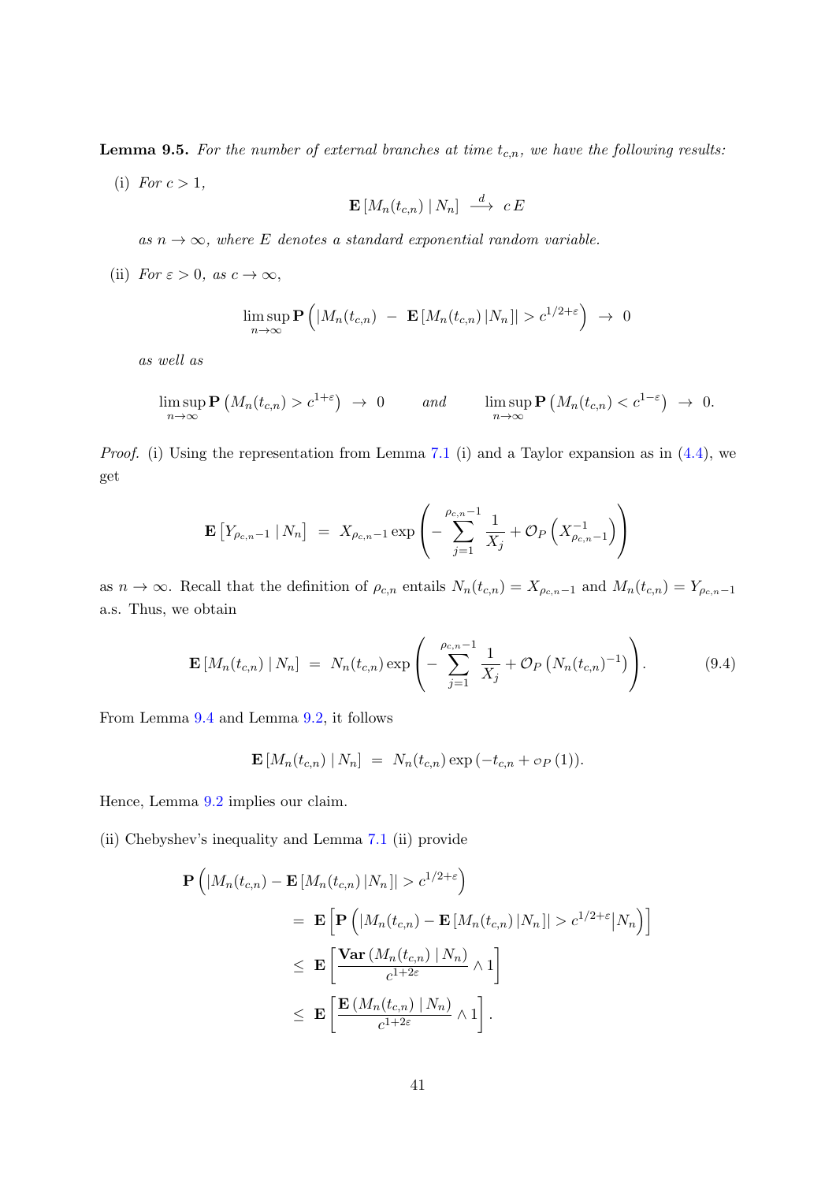**Lemma 9.5.** *For the number of external branches at time $t_{c,n}$, we have the following results:*

(i) *For $c > 1$,*

$$\mathbf{E}\left[M_n(t_{c,n}) \mid N_n\right] \xrightarrow{d} c\,E$$

*as $n \to \infty$, where $E$ denotes a standard exponential random variable.*

(ii) *For $\varepsilon > 0$, as $c \to \infty$,*

$$\limsup_{n\to\infty} \mathbf{P}\left(\left|M_n(t_{c,n}) - \mathbf{E}\left[M_n(t_{c,n})\,|N_n\right]\right| > c^{1/2+\varepsilon}\right) \to 0$$

*as well as*

$$\limsup_{n\to\infty} \mathbf{P}\left(M_n(t_{c,n}) > c^{1+\varepsilon}\right) \to 0 \qquad \text{and} \qquad \limsup_{n\to\infty} \mathbf{P}\left(M_n(t_{c,n}) < c^{1-\varepsilon}\right) \to 0.$$

*Proof.* (i) Using the representation from Lemma 7.1 (i) and a Taylor expansion as in (4.4), we get

$$\mathbf{E}\left[Y_{\rho_{c,n}-1} \mid N_n\right] = X_{\rho_{c,n}-1} \exp\left(-\sum_{j=1}^{\rho_{c,n}-1} \frac{1}{X_j} + \mathcal{O}_P\left(X_{\rho_{c,n}-1}^{-1}\right)\right)$$

as $n \to \infty$. Recall that the definition of $\rho_{c,n}$ entails $N_n(t_{c,n}) = X_{\rho_{c,n}-1}$ and $M_n(t_{c,n}) = Y_{\rho_{c,n}-1}$ a.s. Thus, we obtain

$$\mathbf{E}\left[M_n(t_{c,n}) \mid N_n\right] = N_n(t_{c,n}) \exp\left(-\sum_{j=1}^{\rho_{c,n}-1} \frac{1}{X_j} + \mathcal{O}_P\left(N_n(t_{c,n})^{-1}\right)\right). \tag{9.4}$$

From Lemma 9.4 and Lemma 9.2, it follows

$$\mathbf{E}\left[M_n(t_{c,n}) \mid N_n\right] = N_n(t_{c,n}) \exp\left(-t_{c,n} + o_P(1)\right).$$

Hence, Lemma 9.2 implies our claim.

(ii) Chebyshev's inequality and Lemma 7.1 (ii) provide

$$\begin{aligned}
\mathbf{P}&\left(\left|M_n(t_{c,n}) - \mathbf{E}\left[M_n(t_{c,n})\,|N_n\right]\right| > c^{1/2+\varepsilon}\right) \\
&= \mathbf{E}\left[\mathbf{P}\left(\left|M_n(t_{c,n}) - \mathbf{E}\left[M_n(t_{c,n})\,|N_n\right]\right| > c^{1/2+\varepsilon} \,\middle|\, N_n\right)\right] \\
&\leq \mathbf{E}\left[\frac{\mathbf{Var}\left(M_n(t_{c,n}) \mid N_n\right)}{c^{1+2\varepsilon}} \wedge 1\right] \\
&\leq \mathbf{E}\left[\frac{\mathbf{E}\left(M_n(t_{c,n}) \mid N_n\right)}{c^{1+2\varepsilon}} \wedge 1\right].
\end{aligned}$$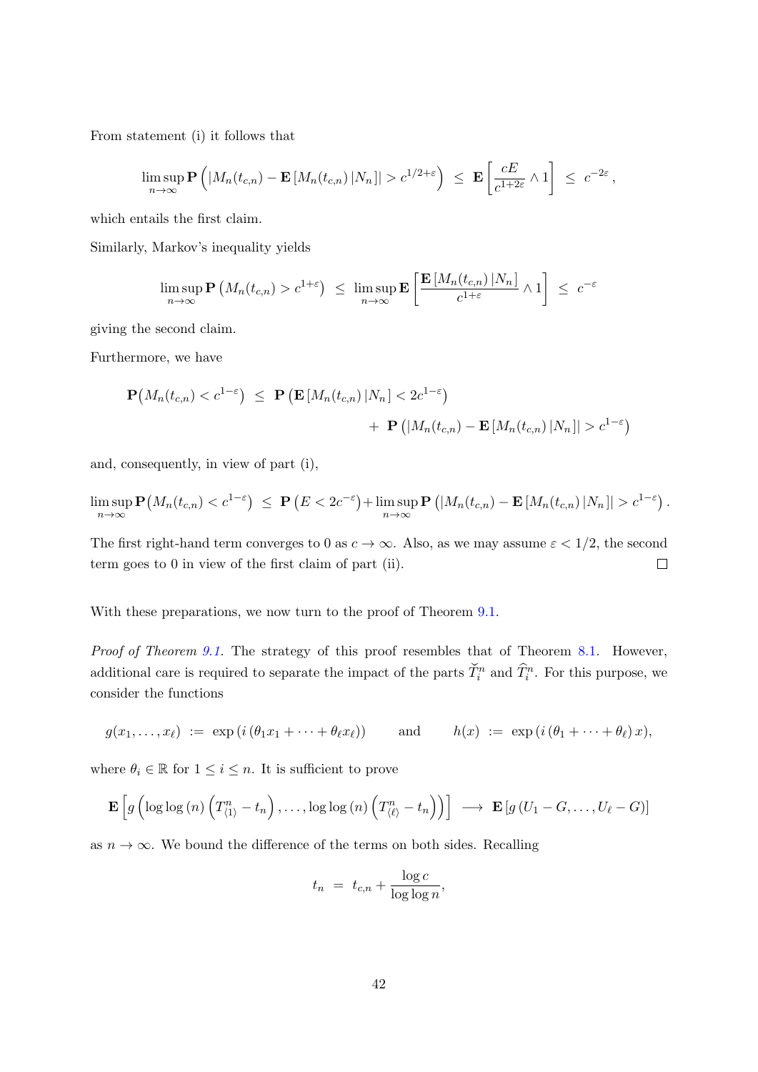From statement (i) it follows that

$$\limsup_{n\to\infty} \mathbf{P}\left(|M_n(t_{c,n}) - \mathbf{E}\left[M_n(t_{c,n})\,|N_n\right]| > c^{1/2+\varepsilon}\right) \;\leq\; \mathbf{E}\left[\frac{cE}{c^{1+2\varepsilon}} \wedge 1\right] \;\leq\; c^{-2\varepsilon}\,,$$

which entails the first claim.

Similarly, Markov's inequality yields

$$\limsup_{n\to\infty} \mathbf{P}\left(M_n(t_{c,n}) > c^{1+\varepsilon}\right) \;\leq\; \limsup_{n\to\infty} \mathbf{E}\left[\frac{\mathbf{E}\left[M_n(t_{c,n})\,|N_n\right]}{c^{1+\varepsilon}} \wedge 1\right] \;\leq\; c^{-\varepsilon}$$

giving the second claim.

Furthermore, we have

$$\begin{aligned}\mathbf{P}\big(M_n(t_{c,n}) < c^{1-\varepsilon}\big) \;&\leq\; \mathbf{P}\left(\mathbf{E}\left[M_n(t_{c,n})\,|N_n\right] < 2c^{1-\varepsilon}\right) \\ &\quad+\; \mathbf{P}\left(|M_n(t_{c,n}) - \mathbf{E}\left[M_n(t_{c,n})\,|N_n\right]| > c^{1-\varepsilon}\right)\end{aligned}$$

and, consequently, in view of part (i),

$$\limsup_{n\to\infty} \mathbf{P}\big(M_n(t_{c,n}) < c^{1-\varepsilon}\big) \;\leq\; \mathbf{P}\left(E < 2c^{-\varepsilon}\right) + \limsup_{n\to\infty} \mathbf{P}\left(|M_n(t_{c,n}) - \mathbf{E}\left[M_n(t_{c,n})\,|N_n\right]| > c^{1-\varepsilon}\right).$$

The first right-hand term converges to 0 as $c \to \infty$. Also, as we may assume $\varepsilon < 1/2$, the second term goes to 0 in view of the first claim of part (ii). □

With these preparations, we now turn to the proof of Theorem 9.1.

*Proof of Theorem 9.1.* The strategy of this proof resembles that of Theorem 8.1. However, additional care is required to separate the impact of the parts $\check{T}_i^n$ and $\widehat{T}_i^n$. For this purpose, we consider the functions

$$g(x_1, \ldots, x_\ell) \;:=\; \exp\left(i\left(\theta_1 x_1 + \cdots + \theta_\ell x_\ell\right)\right) \qquad \text{and} \qquad h(x) \;:=\; \exp\left(i\left(\theta_1 + \cdots + \theta_\ell\right)x\right),$$

where $\theta_i \in \mathbb{R}$ for $1 \leq i \leq n$. It is sufficient to prove

$$\mathbf{E}\left[g\left(\log\log(n)\left(T^n_{\langle 1\rangle} - t_n\right), \ldots, \log\log(n)\left(T^n_{\langle \ell\rangle} - t_n\right)\right)\right] \;\longrightarrow\; \mathbf{E}\left[g\left(U_1 - G, \ldots, U_\ell - G\right)\right]$$

as $n \to \infty$. We bound the difference of the terms on both sides. Recalling

$$t_n \;=\; t_{c,n} + \frac{\log c}{\log\log n},$$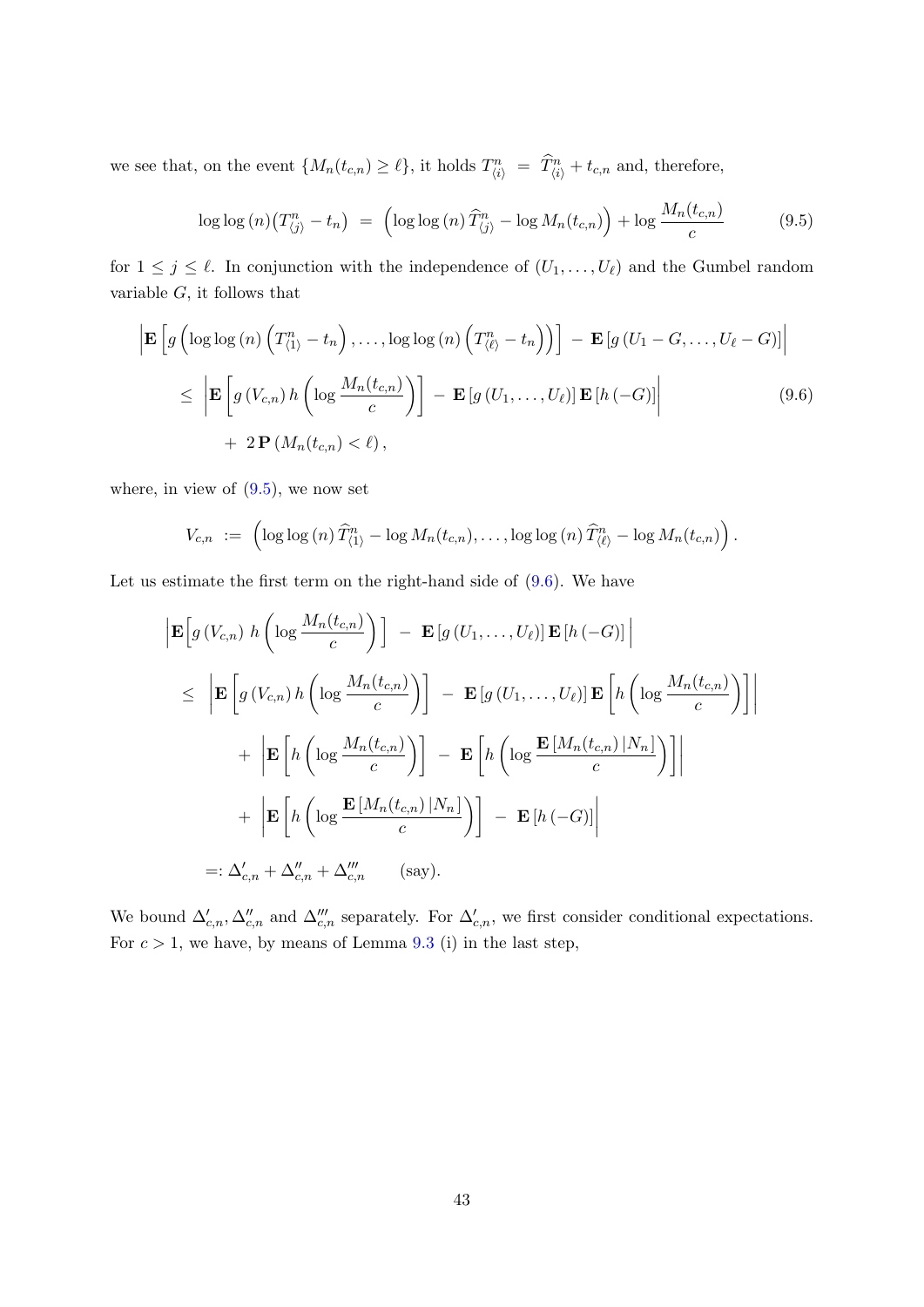we see that, on the event $\{M_n(t_{c,n}) \geq \ell\}$, it holds $T^n_{\langle i \rangle} \;=\; \widehat{T}^n_{\langle i \rangle} + t_{c,n}$ and, therefore,

$$\log\log(n)\big(T^n_{\langle j \rangle} - t_n\big) \;=\; \Big(\log\log(n)\,\widehat{T}^n_{\langle j \rangle} - \log M_n(t_{c,n})\Big) + \log \frac{M_n(t_{c,n})}{c} \tag{9.5}$$

for $1 \leq j \leq \ell$. In conjunction with the independence of $(U_1, \ldots, U_\ell)$ and the Gumbel random variable $G$, it follows that

$$\begin{aligned}
&\Big|\mathbf{E}\Big[g\Big(\log\log(n)\Big(T^n_{\langle 1 \rangle} - t_n\Big), \ldots, \log\log(n)\Big(T^n_{\langle \ell \rangle} - t_n\Big)\Big)\Big] \;-\; \mathbf{E}\left[g\left(U_1 - G, \ldots, U_\ell - G\right)\right]\Big| \\
&\quad\leq\; \left|\mathbf{E}\left[g\left(V_{c,n}\right) h\left(\log \frac{M_n(t_{c,n})}{c}\right)\right] \;-\; \mathbf{E}\left[g\left(U_1, \ldots, U_\ell\right)\right] \mathbf{E}\left[h\left(-G\right)\right]\right| \\
&\qquad+\; 2\,\mathbf{P}\left(M_n(t_{c,n}) < \ell\right),
\end{aligned} \tag{9.6}$$

where, in view of (9.5), we now set

$$V_{c,n} \;:=\; \Big(\log\log(n)\,\widehat{T}^n_{\langle 1 \rangle} - \log M_n(t_{c,n}), \ldots, \log\log(n)\,\widehat{T}^n_{\langle \ell \rangle} - \log M_n(t_{c,n})\Big).$$

Let us estimate the first term on the right-hand side of (9.6). We have

$$\begin{aligned}
&\Big|\mathbf{E}\Big[g\left(V_{c,n}\right)\, h\left(\log \frac{M_n(t_{c,n})}{c}\right)\Big] \;-\; \mathbf{E}\left[g\left(U_1, \ldots, U_\ell\right)\right] \mathbf{E}\left[h\left(-G\right)\right]\Big| \\
&\quad\leq\; \left|\mathbf{E}\left[g\left(V_{c,n}\right) h\left(\log \frac{M_n(t_{c,n})}{c}\right)\right] \;-\; \mathbf{E}\left[g\left(U_1, \ldots, U_\ell\right)\right] \mathbf{E}\left[h\left(\log \frac{M_n(t_{c,n})}{c}\right)\right]\right| \\
&\qquad+\; \left|\mathbf{E}\left[h\left(\log \frac{M_n(t_{c,n})}{c}\right)\right] \;-\; \mathbf{E}\left[h\left(\log \frac{\mathbf{E}\left[M_n(t_{c,n})\,|N_n\right]}{c}\right)\right]\right| \\
&\qquad+\; \left|\mathbf{E}\left[h\left(\log \frac{\mathbf{E}\left[M_n(t_{c,n})\,|N_n\right]}{c}\right)\right] \;-\; \mathbf{E}\left[h\left(-G\right)\right]\right| \\
&\quad=:\; \Delta'_{c,n} + \Delta''_{c,n} + \Delta'''_{c,n} \qquad \text{(say).}
\end{aligned}$$

We bound $\Delta'_{c,n}, \Delta''_{c,n}$ and $\Delta'''_{c,n}$ separately. For $\Delta'_{c,n}$, we first consider conditional expectations. For $c > 1$, we have, by means of Lemma 9.3 (i) in the last step,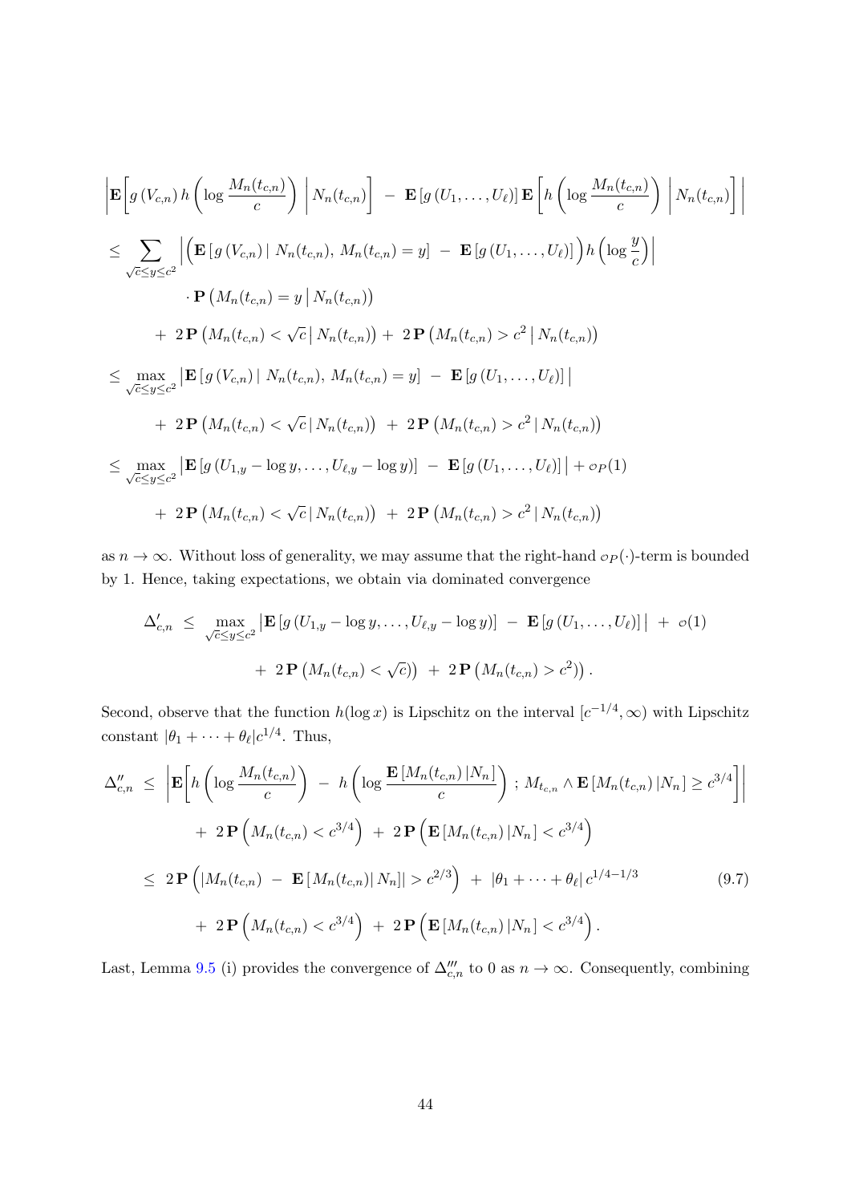$$
\begin{aligned}
&\left|\mathbf{E}\!\left[g\left(V_{c,n}\right) h\left(\log \frac{M_n(t_{c,n})}{c}\right) \,\middle|\, N_n(t_{c,n})\right] \;-\; \mathbf{E}\left[g\left(U_1,\ldots,U_\ell\right)\right] \mathbf{E}\!\left[h\left(\log \frac{M_n(t_{c,n})}{c}\right) \,\middle|\, N_n(t_{c,n})\right]\right| \\
&\le \sum_{\sqrt{c}\le y\le c^2} \left|\Big(\mathbf{E}\left[g\left(V_{c,n}\right) \mid N_n(t_{c,n}),\, M_n(t_{c,n})=y\right] \;-\; \mathbf{E}\left[g\left(U_1,\ldots,U_\ell\right)\right]\Big) h\left(\log \frac{y}{c}\right)\right| \\
&\qquad\qquad \cdot \mathbf{P}\left(M_n(t_{c,n})=y \,\middle|\, N_n(t_{c,n})\right) \\
&\qquad + \; 2\,\mathbf{P}\left(M_n(t_{c,n}) < \sqrt{c} \,\middle|\, N_n(t_{c,n})\right) + \; 2\,\mathbf{P}\left(M_n(t_{c,n}) > c^2 \,\middle|\, N_n(t_{c,n})\right) \\
&\le \max_{\sqrt{c}\le y\le c^2} \left|\mathbf{E}\left[g\left(V_{c,n}\right) \mid N_n(t_{c,n}),\, M_n(t_{c,n})=y\right] \;-\; \mathbf{E}\left[g\left(U_1,\ldots,U_\ell\right)\right]\right| \\
&\qquad + \; 2\,\mathbf{P}\left(M_n(t_{c,n}) < \sqrt{c} \,\middle|\, N_n(t_{c,n})\right) \; + \; 2\,\mathbf{P}\left(M_n(t_{c,n}) > c^2 \,\middle|\, N_n(t_{c,n})\right) \\
&\le \max_{\sqrt{c}\le y\le c^2} \left|\mathbf{E}\left[g\left(U_{1,y}-\log y,\ldots,U_{\ell,y}-\log y\right)\right] \;-\; \mathbf{E}\left[g\left(U_1,\ldots,U_\ell\right)\right]\right| + o_P(1) \\
&\qquad + \; 2\,\mathbf{P}\left(M_n(t_{c,n}) < \sqrt{c} \,\middle|\, N_n(t_{c,n})\right) \; + \; 2\,\mathbf{P}\left(M_n(t_{c,n}) > c^2 \,\middle|\, N_n(t_{c,n})\right)
\end{aligned}
$$

as $n\to\infty$. Without loss of generality, we may assume that the right-hand $o_P(\cdot)$-term is bounded by 1. Hence, taking expectations, we obtain via dominated convergence

$$
\begin{aligned}
\Delta'_{c,n} \;\le\; &\max_{\sqrt{c}\le y\le c^2} \left|\mathbf{E}\left[g\left(U_{1,y}-\log y,\ldots,U_{\ell,y}-\log y\right)\right] \;-\; \mathbf{E}\left[g\left(U_1,\ldots,U_\ell\right)\right]\right| \;+\; o(1) \\
&+\; 2\,\mathbf{P}\left(M_n(t_{c,n}) < \sqrt{c}\right) \;+\; 2\,\mathbf{P}\left(M_n(t_{c,n}) > c^2\right)\Big).
\end{aligned}
$$

Second, observe that the function $h(\log x)$ is Lipschitz on the interval $[c^{-1/4},\infty)$ with Lipschitz constant $|\theta_1+\cdots+\theta_\ell| c^{1/4}$. Thus,

$$
\begin{aligned}
\Delta''_{c,n} \;\le\; &\left|\mathbf{E}\!\left[h\left(\log \frac{M_n(t_{c,n})}{c}\right) \;-\; h\left(\log \frac{\mathbf{E}\left[M_n(t_{c,n})\,|N_n\right]}{c}\right) \,;\, M_{t_{c,n}} \wedge \mathbf{E}\left[M_n(t_{c,n})\,|N_n\right] \ge c^{3/4}\right]\right| \\
&+\; 2\,\mathbf{P}\left(M_n(t_{c,n}) < c^{3/4}\right) \;+\; 2\,\mathbf{P}\left(\mathbf{E}\left[M_n(t_{c,n})\,|N_n\right] < c^{3/4}\right) \\
\le\; &2\,\mathbf{P}\left(\left|M_n(t_{c,n}) \;-\; \mathbf{E}\left[M_n(t_{c,n})\right| N_n\right]\right| > c^{2/3}\right) \;+\; |\theta_1+\cdots+\theta_\ell|\, c^{1/4-1/3} \qquad (9.7)\\
&+\; 2\,\mathbf{P}\left(M_n(t_{c,n}) < c^{3/4}\right) \;+\; 2\,\mathbf{P}\left(\mathbf{E}\left[M_n(t_{c,n})\,|N_n\right] < c^{3/4}\right).
\end{aligned}
$$

Last, Lemma 9.5 (i) provides the convergence of $\Delta'''_{c,n}$ to 0 as $n\to\infty$. Consequently, combining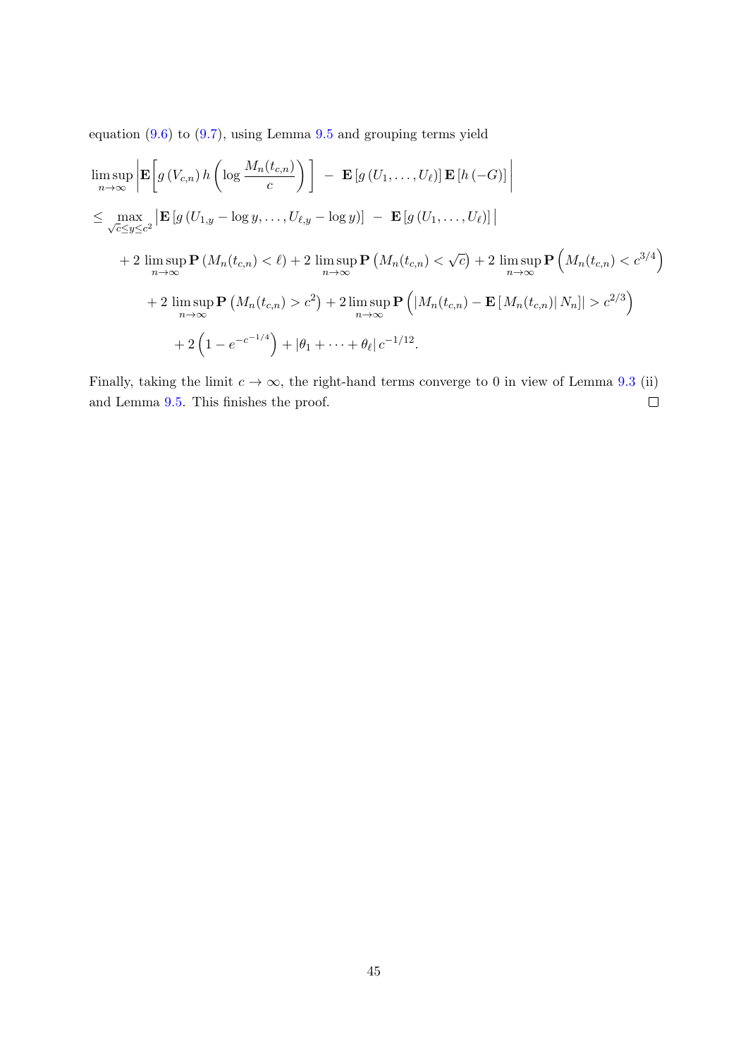equation (9.6) to (9.7), using Lemma 9.5 and grouping terms yield

$$
\begin{aligned}
&\limsup_{n\to\infty} \left| \mathbf{E}\!\left[ g\left(V_{c,n}\right) h\left( \log \frac{M_n(t_{c,n})}{c} \right) \right] \;-\; \mathbf{E}\left[ g\left(U_1, \ldots, U_\ell\right)\right] \mathbf{E}\left[ h\left(-G\right)\right] \right| \\
&\leq \max_{\sqrt{c}\leq y\leq c^2} \left| \mathbf{E}\left[ g\left(U_{1,y} - \log y, \ldots, U_{\ell,y} - \log y\right)\right] \;-\; \mathbf{E}\left[ g\left(U_1, \ldots, U_\ell\right)\right] \right| \\
&\qquad + 2\,\limsup_{n\to\infty} \mathbf{P}\left( M_n(t_{c,n}) < \ell \right) + 2\,\limsup_{n\to\infty} \mathbf{P}\left( M_n(t_{c,n}) < \sqrt{c} \right) + 2\,\limsup_{n\to\infty} \mathbf{P}\left( M_n(t_{c,n}) < c^{3/4} \right) \\
&\qquad\quad + 2\,\limsup_{n\to\infty} \mathbf{P}\left( M_n(t_{c,n}) > c^2 \right) + 2\limsup_{n\to\infty} \mathbf{P}\left( \left| M_n(t_{c,n}) - \mathbf{E}\left[ M_n(t_{c,n}) \right| N_n \right] \right| > c^{2/3} \right) \\
&\qquad\qquad + 2\left( 1 - e^{-c^{-1/4}} \right) + \left| \theta_1 + \cdots + \theta_\ell \right| c^{-1/12}.
\end{aligned}
$$

Finally, taking the limit $c \to \infty$, the right-hand terms converge to 0 in view of Lemma 9.3 (ii) and Lemma 9.5. This finishes the proof. □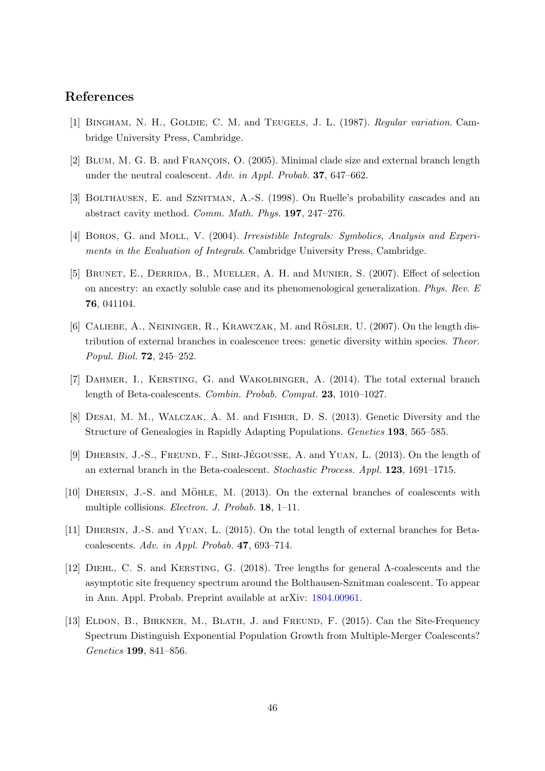## References

[1] Bingham, N. H., Goldie, C. M. and Teugels, J. L. (1987). *Regular variation*. Cambridge University Press, Cambridge.

[2] Blum, M. G. B. and François, O. (2005). Minimal clade size and external branch length under the neutral coalescent. *Adv. in Appl. Probab.* **37**, 647–662.

[3] Bolthausen, E. and Sznitman, A.-S. (1998). On Ruelle's probability cascades and an abstract cavity method. *Comm. Math. Phys.* **197**, 247–276.

[4] Boros, G. and Moll, V. (2004). *Irresistible Integrals: Symbolics, Analysis and Experiments in the Evaluation of Integrals*. Cambridge University Press, Cambridge.

[5] Brunet, E., Derrida, B., Mueller, A. H. and Munier, S. (2007). Effect of selection on ancestry: an exactly soluble case and its phenomenological generalization. *Phys. Rev. E* **76**, 041104.

[6] Caliebe, A., Neininger, R., Krawczak, M. and Rösler, U. (2007). On the length distribution of external branches in coalescence trees: genetic diversity within species. *Theor. Popul. Biol.* **72**, 245–252.

[7] Dahmer, I., Kersting, G. and Wakolbinger, A. (2014). The total external branch length of Beta-coalescents. *Combin. Probab. Comput.* **23**, 1010–1027.

[8] Desai, M. M., Walczak, A. M. and Fisher, D. S. (2013). Genetic Diversity and the Structure of Genealogies in Rapidly Adapting Populations. *Genetics* **193**, 565–585.

[9] Dhersin, J.-S., Freund, F., Siri-Jégousse, A. and Yuan, L. (2013). On the length of an external branch in the Beta-coalescent. *Stochastic Process. Appl.* **123**, 1691–1715.

[10] Dhersin, J.-S. and Möhle, M. (2013). On the external branches of coalescents with multiple collisions. *Electron. J. Probab.* **18**, 1–11.

[11] Dhersin, J.-S. and Yuan, L. (2015). On the total length of external branches for Beta-coalescents. *Adv. in Appl. Probab.* **47**, 693–714.

[12] Diehl, C. S. and Kersting, G. (2018). Tree lengths for general $\Lambda$-coalescents and the asymptotic site frequency spectrum around the Bolthausen-Sznitman coalescent. To appear in Ann. Appl. Probab. Preprint available at arXiv: 1804.00961.

[13] Eldon, B., Birkner, M., Blath, J. and Freund, F. (2015). Can the Site-Frequency Spectrum Distinguish Exponential Population Growth from Multiple-Merger Coalescents? *Genetics* **199**, 841–856.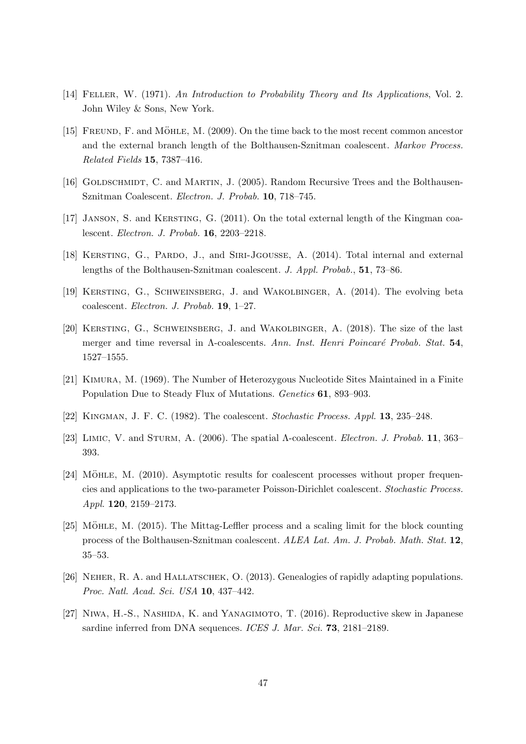[14] Feller, W. (1971). *An Introduction to Probability Theory and Its Applications*, Vol. 2. John Wiley & Sons, New York.

[15] Freund, F. and Möhle, M. (2009). On the time back to the most recent common ancestor and the external branch length of the Bolthausen-Sznitman coalescent. *Markov Process. Related Fields* **15**, 7387–416.

[16] Goldschmidt, C. and Martin, J. (2005). Random Recursive Trees and the Bolthausen-Sznitman Coalescent. *Electron. J. Probab.* **10**, 718–745.

[17] Janson, S. and Kersting, G. (2011). On the total external length of the Kingman coalescent. *Electron. J. Probab.* **16**, 2203–2218.

[18] Kersting, G., Pardo, J., and Siri-Jgousse, A. (2014). Total internal and external lengths of the Bolthausen-Sznitman coalescent. *J. Appl. Probab.*, **51**, 73–86.

[19] Kersting, G., Schweinsberg, J. and Wakolbinger, A. (2014). The evolving beta coalescent. *Electron. J. Probab.* **19**, 1–27.

[20] Kersting, G., Schweinsberg, J. and Wakolbinger, A. (2018). The size of the last merger and time reversal in Λ-coalescents. *Ann. Inst. Henri Poincaré Probab. Stat.* **54**, 1527–1555.

[21] Kimura, M. (1969). The Number of Heterozygous Nucleotide Sites Maintained in a Finite Population Due to Steady Flux of Mutations. *Genetics* **61**, 893–903.

[22] Kingman, J. F. C. (1982). The coalescent. *Stochastic Process. Appl.* **13**, 235–248.

[23] Limic, V. and Sturm, A. (2006). The spatial Λ-coalescent. *Electron. J. Probab.* **11**, 363–393.

[24] Möhle, M. (2010). Asymptotic results for coalescent processes without proper frequencies and applications to the two-parameter Poisson-Dirichlet coalescent. *Stochastic Process. Appl.* **120**, 2159–2173.

[25] Möhle, M. (2015). The Mittag-Leffler process and a scaling limit for the block counting process of the Bolthausen-Sznitman coalescent. *ALEA Lat. Am. J. Probab. Math. Stat.* **12**, 35–53.

[26] Neher, R. A. and Hallatschek, O. (2013). Genealogies of rapidly adapting populations. *Proc. Natl. Acad. Sci. USA* **10**, 437–442.

[27] Niwa, H.-S., Nashida, K. and Yanagimoto, T. (2016). Reproductive skew in Japanese sardine inferred from DNA sequences. *ICES J. Mar. Sci.* **73**, 2181–2189.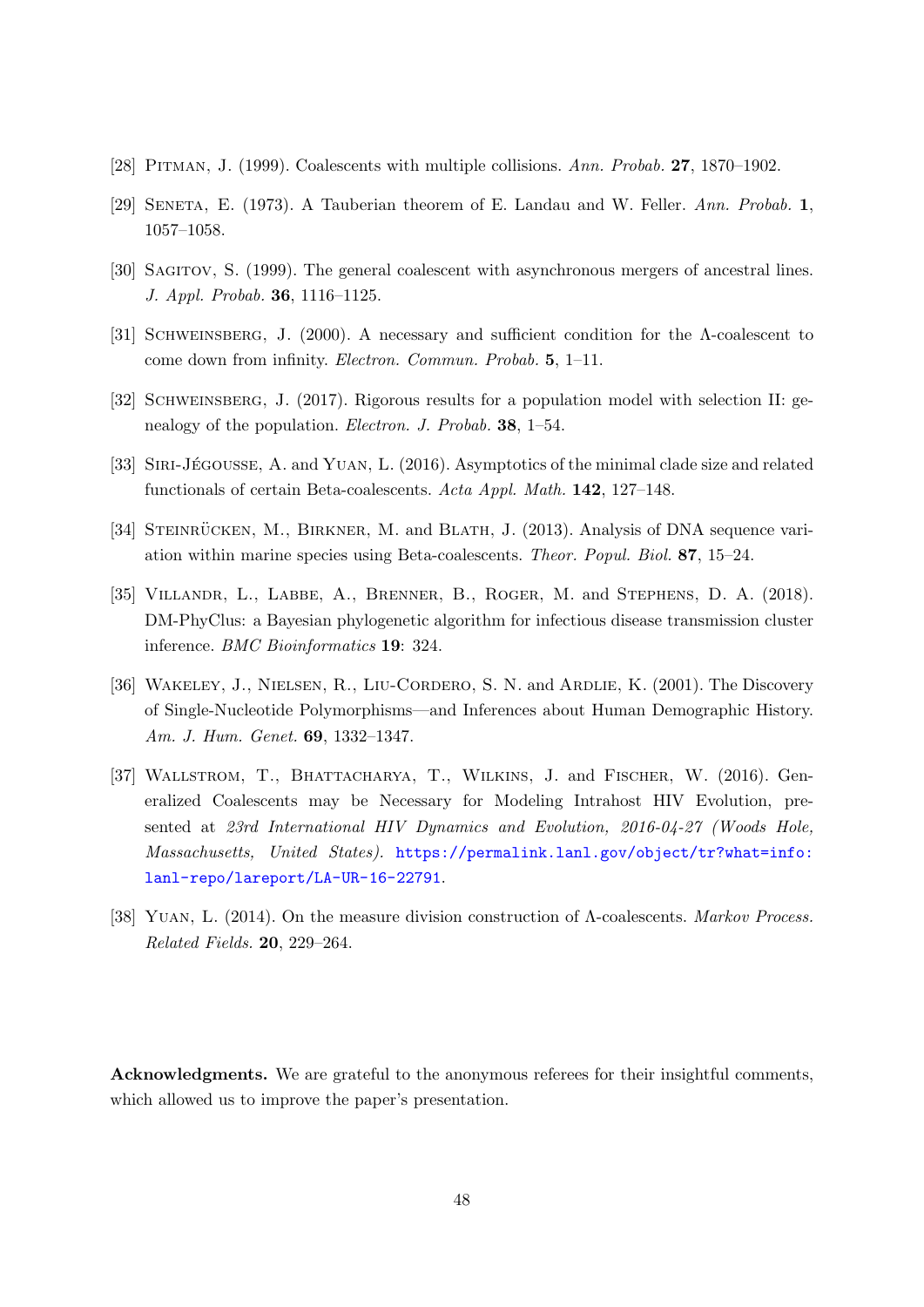[28] Pitman, J. (1999). Coalescents with multiple collisions. *Ann. Probab.* **27**, 1870–1902.

[29] Seneta, E. (1973). A Tauberian theorem of E. Landau and W. Feller. *Ann. Probab.* **1**, 1057–1058.

[30] Sagitov, S. (1999). The general coalescent with asynchronous mergers of ancestral lines. *J. Appl. Probab.* **36**, 1116–1125.

[31] Schweinsberg, J. (2000). A necessary and sufficient condition for the Λ-coalescent to come down from infinity. *Electron. Commun. Probab.* **5**, 1–11.

[32] Schweinsberg, J. (2017). Rigorous results for a population model with selection II: genealogy of the population. *Electron. J. Probab.* **38**, 1–54.

[33] Siri-Jégousse, A. and Yuan, L. (2016). Asymptotics of the minimal clade size and related functionals of certain Beta-coalescents. *Acta Appl. Math.* **142**, 127–148.

[34] Steinrücken, M., Birkner, M. and Blath, J. (2013). Analysis of DNA sequence variation within marine species using Beta-coalescents. *Theor. Popul. Biol.* **87**, 15–24.

[35] Villandr, L., Labbe, A., Brenner, B., Roger, M. and Stephens, D. A. (2018). DM-PhyClus: a Bayesian phylogenetic algorithm for infectious disease transmission cluster inference. *BMC Bioinformatics* **19**: 324.

[36] Wakeley, J., Nielsen, R., Liu-Cordero, S. N. and Ardlie, K. (2001). The Discovery of Single-Nucleotide Polymorphisms—and Inferences about Human Demographic History. *Am. J. Hum. Genet.* **69**, 1332–1347.

[37] Wallstrom, T., Bhattacharya, T., Wilkins, J. and Fischer, W. (2016). Generalized Coalescents may be Necessary for Modeling Intrahost HIV Evolution, presented at *23rd International HIV Dynamics and Evolution, 2016-04-27 (Woods Hole, Massachusetts, United States).* https://permalink.lanl.gov/object/tr?what=info:lanl-repo/lareport/LA-UR-16-22791.

[38] Yuan, L. (2014). On the measure division construction of Λ-coalescents. *Markov Process. Related Fields.* **20**, 229–264.

**Acknowledgments.** We are grateful to the anonymous referees for their insightful comments, which allowed us to improve the paper's presentation.